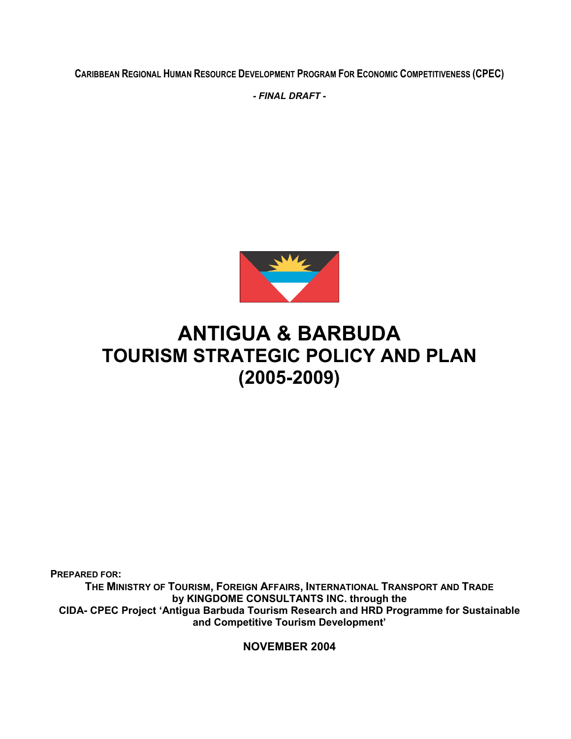**CARIBBEAN REGIONAL HUMAN RESOURCE DEVELOPMENT PROGRAM FOR ECONOMIC COMPETITIVENESS (CPEC)**

***- FINAL DRAFT -***

# ANTIGUA & BARBUDA TOURISM STRATEGIC POLICY AND PLAN (2005-2009)

**PREPARED FOR:**

**THE MINISTRY OF TOURISM, FOREIGN AFFAIRS, INTERNATIONAL TRANSPORT AND TRADE**
**by KINGDOME CONSULTANTS INC. through the**
**CIDA- CPEC Project 'Antigua Barbuda Tourism Research and HRD Programme for Sustainable and Competitive Tourism Development'**

**NOVEMBER 2004**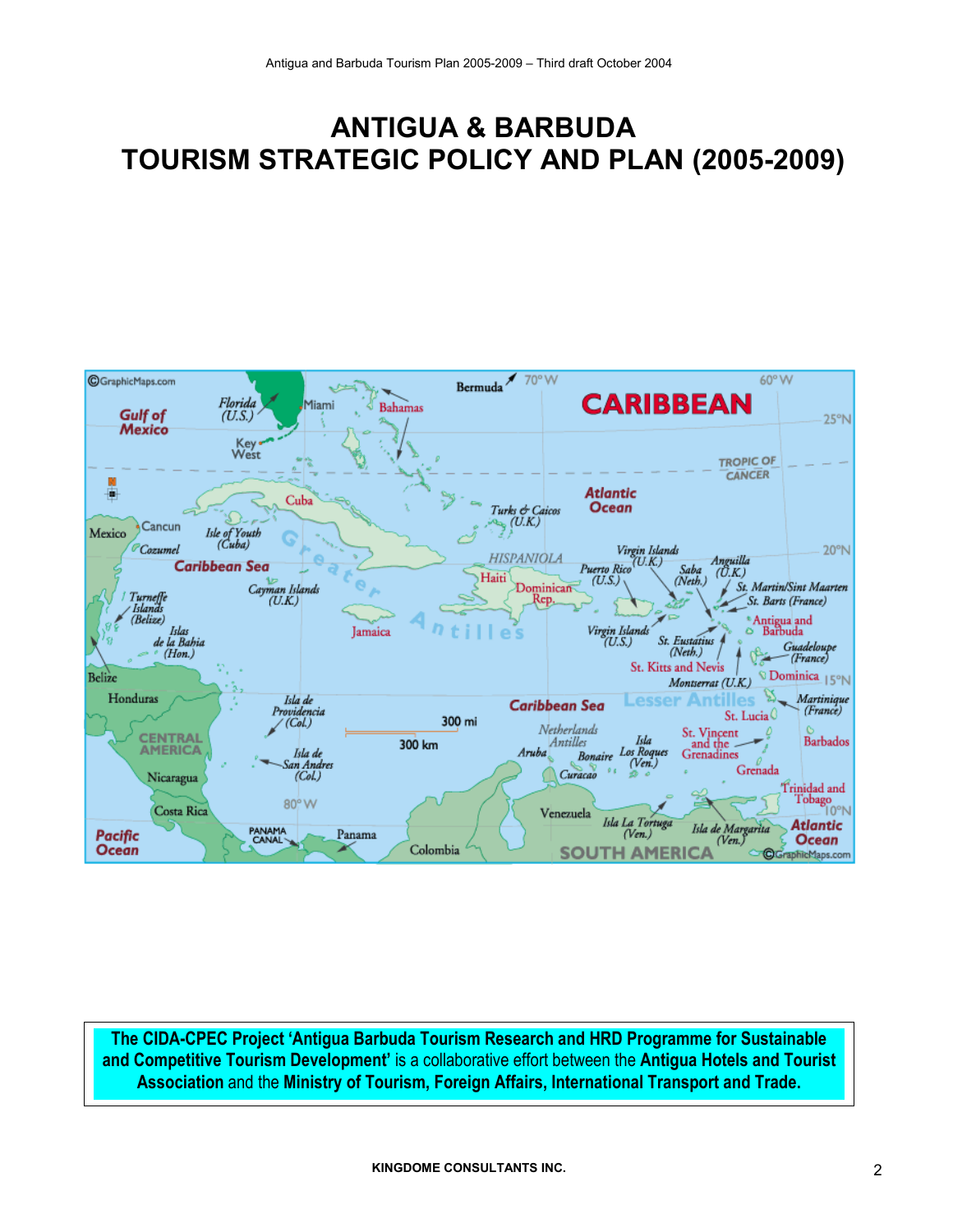# ANTIGUA & BARBUDA
# TOURISM STRATEGIC POLICY AND PLAN (2005-2009)

**The CIDA-CPEC Project 'Antigua Barbuda Tourism Research and HRD Programme for Sustainable and Competitive Tourism Development'** is a collaborative effort between the **Antigua Hotels and Tourist Association** and the **Ministry of Tourism, Foreign Affairs, International Transport and Trade.**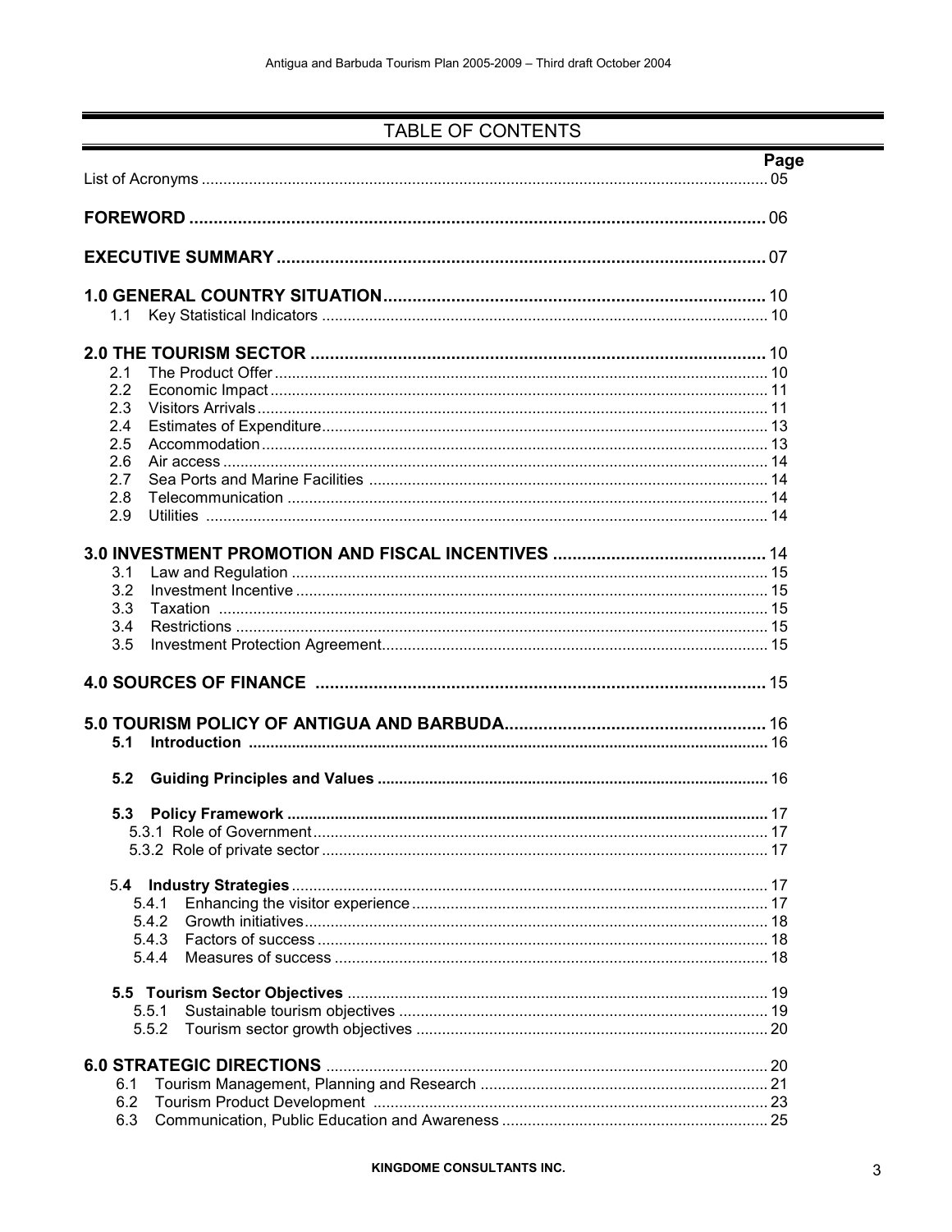# TABLE OF CONTENTS

| | Page |
|---|---|
| List of Acronyms | 05 |
| **FOREWORD** | 06 |
| **EXECUTIVE SUMMARY** | 07 |
| **1.0 GENERAL COUNTRY SITUATION** | 10 |
| 1.1 Key Statistical Indicators | 10 |
| **2.0 THE TOURISM SECTOR** | 10 |
| 2.1 The Product Offer | 10 |
| 2.2 Economic Impact | 11 |
| 2.3 Visitors Arrivals | 11 |
| 2.4 Estimates of Expenditure | 13 |
| 2.5 Accommodation | 13 |
| 2.6 Air access | 14 |
| 2.7 Sea Ports and Marine Facilities | 14 |
| 2.8 Telecommunication | 14 |
| 2.9 Utilities | 14 |
| **3.0 INVESTMENT PROMOTION AND FISCAL INCENTIVES** | 14 |
| 3.1 Law and Regulation | 15 |
| 3.2 Investment Incentive | 15 |
| 3.3 Taxation | 15 |
| 3.4 Restrictions | 15 |
| 3.5 Investment Protection Agreement | 15 |
| **4.0 SOURCES OF FINANCE** | 15 |
| **5.0 TOURISM POLICY OF ANTIGUA AND BARBUDA** | 16 |
| **5.1 Introduction** | 16 |
| **5.2 Guiding Principles and Values** | 16 |
| **5.3 Policy Framework** | 17 |
| 5.3.1 Role of Government | 17 |
| 5.3.2 Role of private sector | 17 |
| 5.**4** **Industry Strategies** | 17 |
| 5.4.1 Enhancing the visitor experience | 17 |
| 5.4.2 Growth initiatives | 18 |
| 5.4.3 Factors of success | 18 |
| 5.4.4 Measures of success | 18 |
| **5.5 Tourism Sector Objectives** | 19 |
| 5.5.1 Sustainable tourism objectives | 19 |
| 5.5.2 Tourism sector growth objectives | 20 |
| **6.0 STRATEGIC DIRECTIONS** | 20 |
| 6.1 Tourism Management, Planning and Research | 21 |
| 6.2 Tourism Product Development | 23 |
| 6.3 Communication, Public Education and Awareness | 25 |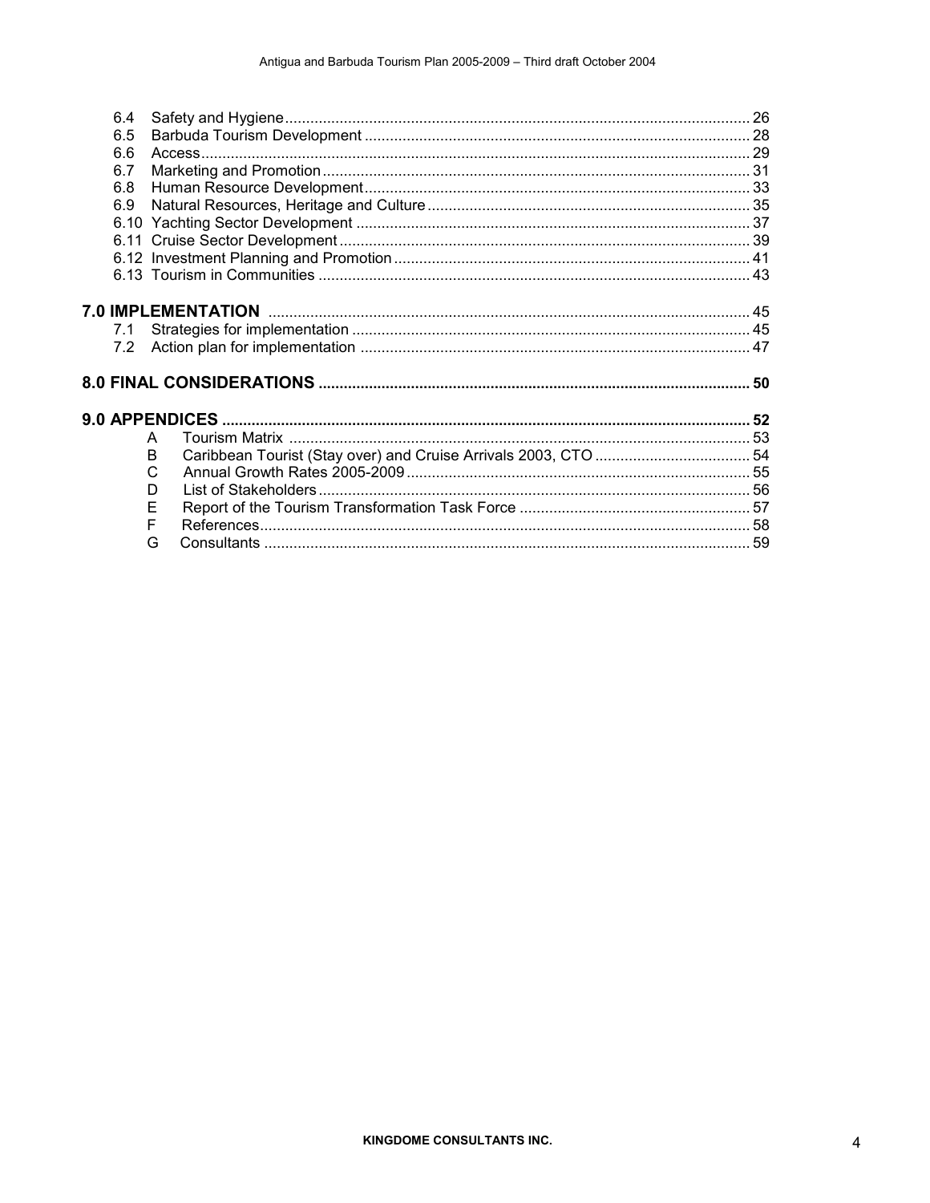6.4 Safety and Hygiene .......... 26
6.5 Barbuda Tourism Development .......... 28
6.6 Access .......... 29
6.7 Marketing and Promotion .......... 31
6.8 Human Resource Development .......... 33
6.9 Natural Resources, Heritage and Culture .......... 35
6.10 Yachting Sector Development .......... 37
6.11 Cruise Sector Development .......... 39
6.12 Investment Planning and Promotion .......... 41
6.13 Tourism in Communities .......... 43

**7.0 IMPLEMENTATION** .......... 45
7.1 Strategies for implementation .......... 45
7.2 Action plan for implementation .......... 47

**8.0 FINAL CONSIDERATIONS .......... 50**

**9.0 APPENDICES .......... 52**
A Tourism Matrix .......... 53
B Caribbean Tourist (Stay over) and Cruise Arrivals 2003, CTO .......... 54
C Annual Growth Rates 2005-2009 .......... 55
D List of Stakeholders .......... 56
E Report of the Tourism Transformation Task Force .......... 57
F References .......... 58
G Consultants .......... 59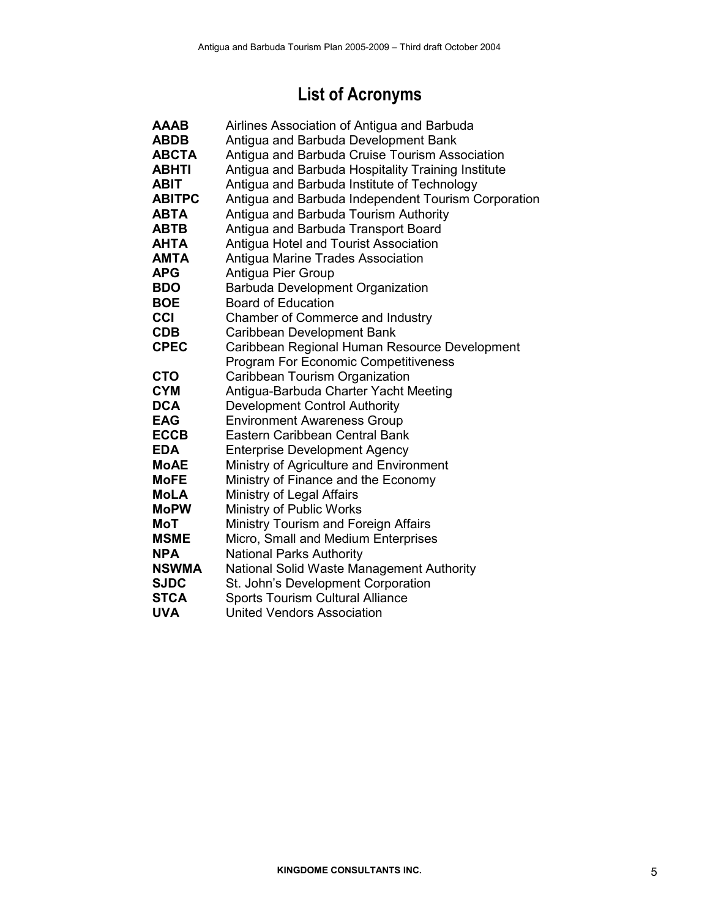# List of Acronyms

| | |
|---|---|
| **AAAB** | Airlines Association of Antigua and Barbuda |
| **ABDB** | Antigua and Barbuda Development Bank |
| **ABCTA** | Antigua and Barbuda Cruise Tourism Association |
| **ABHTI** | Antigua and Barbuda Hospitality Training Institute |
| **ABIT** | Antigua and Barbuda Institute of Technology |
| **ABITPC** | Antigua and Barbuda Independent Tourism Corporation |
| **ABTA** | Antigua and Barbuda Tourism Authority |
| **ABTB** | Antigua and Barbuda Transport Board |
| **AHTA** | Antigua Hotel and Tourist Association |
| **AMTA** | Antigua Marine Trades Association |
| **APG** | Antigua Pier Group |
| **BDO** | Barbuda Development Organization |
| **BOE** | Board of Education |
| **CCI** | Chamber of Commerce and Industry |
| **CDB** | Caribbean Development Bank |
| **CPEC** | Caribbean Regional Human Resource Development Program For Economic Competitiveness |
| **CTO** | Caribbean Tourism Organization |
| **CYM** | Antigua-Barbuda Charter Yacht Meeting |
| **DCA** | Development Control Authority |
| **EAG** | Environment Awareness Group |
| **ECCB** | Eastern Caribbean Central Bank |
| **EDA** | Enterprise Development Agency |
| **MoAE** | Ministry of Agriculture and Environment |
| **MoFE** | Ministry of Finance and the Economy |
| **MoLA** | Ministry of Legal Affairs |
| **MoPW** | Ministry of Public Works |
| **MoT** | Ministry Tourism and Foreign Affairs |
| **MSME** | Micro, Small and Medium Enterprises |
| **NPA** | National Parks Authority |
| **NSWMA** | National Solid Waste Management Authority |
| **SJDC** | St. John's Development Corporation |
| **STCA** | Sports Tourism Cultural Alliance |
| **UVA** | United Vendors Association |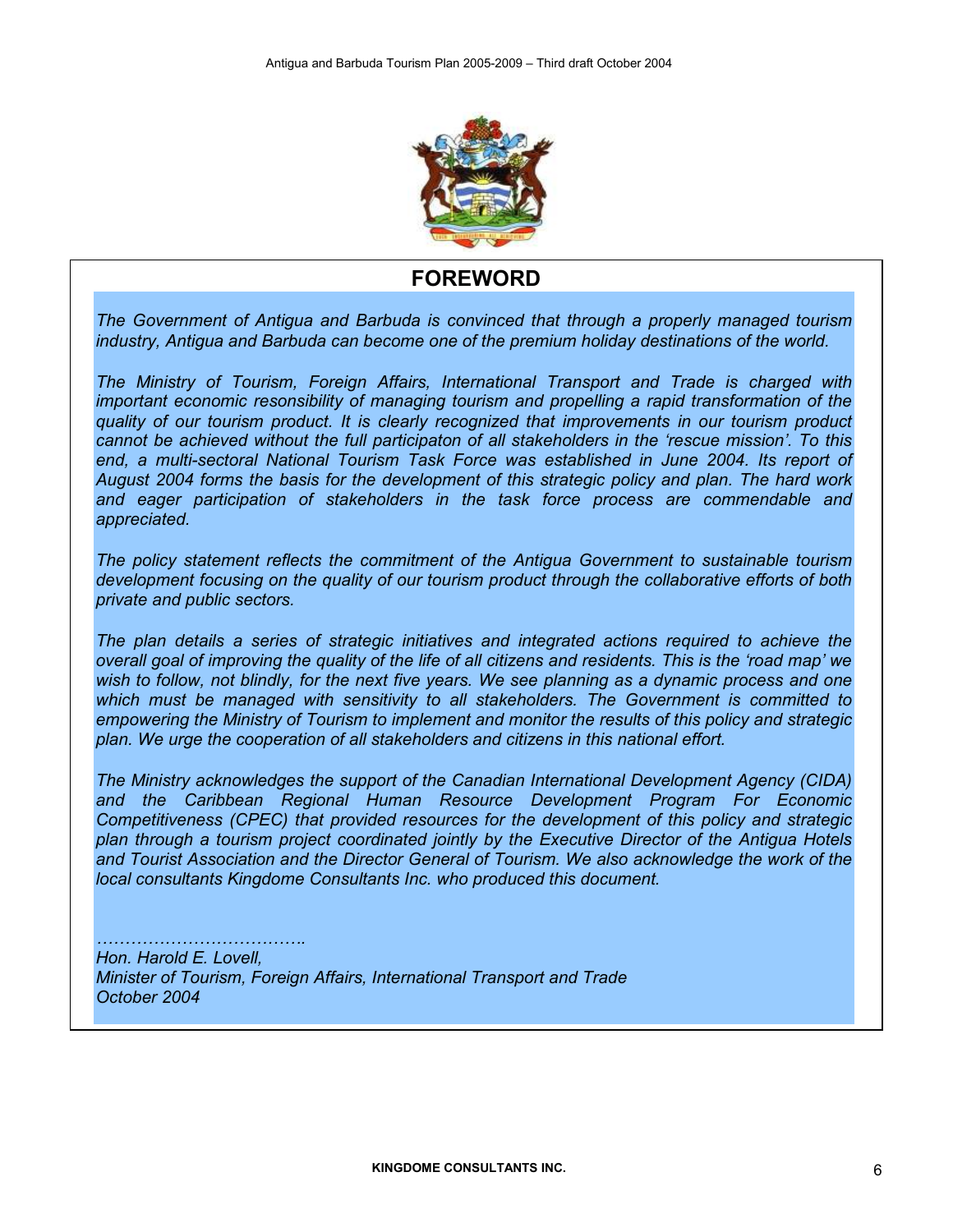## FOREWORD

*The Government of Antigua and Barbuda is convinced that through a properly managed tourism industry, Antigua and Barbuda can become one of the premium holiday destinations of the world.*

*The Ministry of Tourism, Foreign Affairs, International Transport and Trade is charged with important economic resonsibility of managing tourism and propelling a rapid transformation of the quality of our tourism product. It is clearly recognized that improvements in our tourism product cannot be achieved without the full participaton of all stakeholders in the 'rescue mission'. To this end, a multi-sectoral National Tourism Task Force was established in June 2004. Its report of August 2004 forms the basis for the development of this strategic policy and plan. The hard work and eager participation of stakeholders in the task force process are commendable and appreciated.*

*The policy statement reflects the commitment of the Antigua Government to sustainable tourism development focusing on the quality of our tourism product through the collaborative efforts of both private and public sectors.*

*The plan details a series of strategic initiatives and integrated actions required to achieve the overall goal of improving the quality of the life of all citizens and residents. This is the 'road map' we wish to follow, not blindly, for the next five years. We see planning as a dynamic process and one which must be managed with sensitivity to all stakeholders. The Government is committed to empowering the Ministry of Tourism to implement and monitor the results of this policy and strategic plan. We urge the cooperation of all stakeholders and citizens in this national effort.*

*The Ministry acknowledges the support of the Canadian International Development Agency (CIDA) and the Caribbean Regional Human Resource Development Program For Economic Competitiveness (CPEC) that provided resources for the development of this policy and strategic plan through a tourism project coordinated jointly by the Executive Director of the Antigua Hotels and Tourist Association and the Director General of Tourism. We also acknowledge the work of the local consultants Kingdome Consultants Inc. who produced this document.*

*……………………………….*
*Hon. Harold E. Lovell,*
*Minister of Tourism, Foreign Affairs, International Transport and Trade*
*October 2004*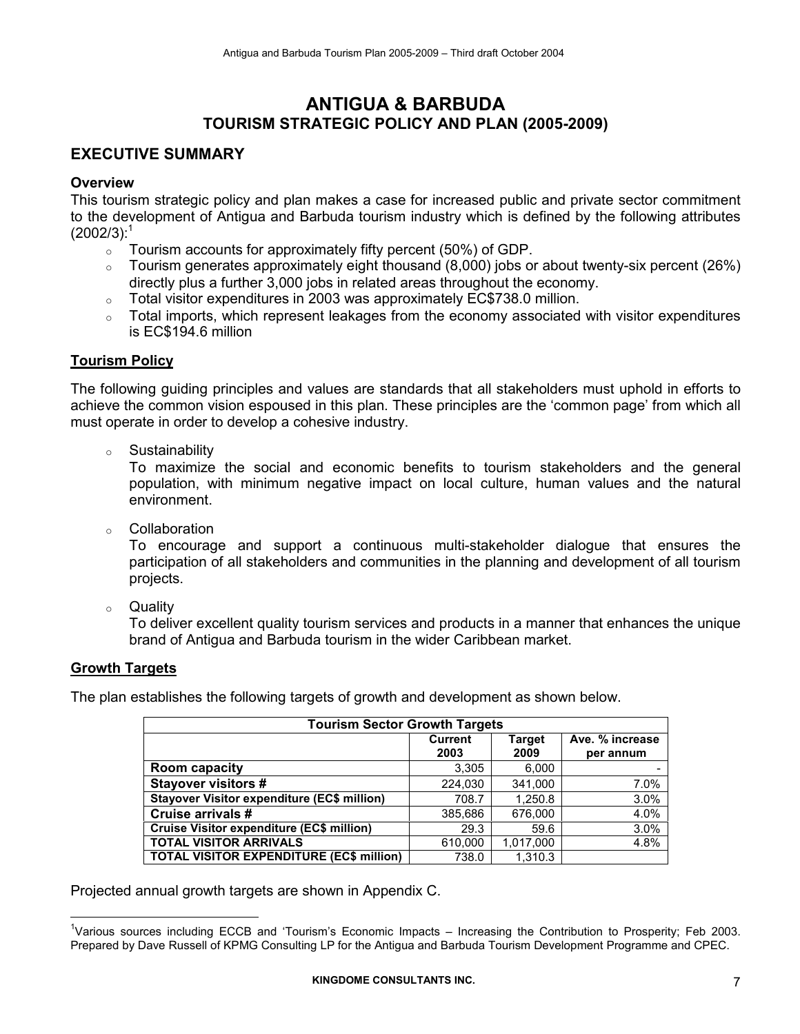# ANTIGUA & BARBUDA
## TOURISM STRATEGIC POLICY AND PLAN (2005-2009)

## EXECUTIVE SUMMARY

### Overview

This tourism strategic policy and plan makes a case for increased public and private sector commitment to the development of Antigua and Barbuda tourism industry which is defined by the following attributes (2002/3):[1]

- Tourism accounts for approximately fifty percent (50%) of GDP.
- Tourism generates approximately eight thousand (8,000) jobs or about twenty-six percent (26%) directly plus a further 3,000 jobs in related areas throughout the economy.
- Total visitor expenditures in 2003 was approximately EC$738.0 million.
- Total imports, which represent leakages from the economy associated with visitor expenditures is EC$194.6 million

### Tourism Policy

The following guiding principles and values are standards that all stakeholders must uphold in efforts to achieve the common vision espoused in this plan. These principles are the 'common page' from which all must operate in order to develop a cohesive industry.

- Sustainability
  To maximize the social and economic benefits to tourism stakeholders and the general population, with minimum negative impact on local culture, human values and the natural environment.

- Collaboration
  To encourage and support a continuous multi-stakeholder dialogue that ensures the participation of all stakeholders and communities in the planning and development of all tourism projects.

- Quality
  To deliver excellent quality tourism services and products in a manner that enhances the unique brand of Antigua and Barbuda tourism in the wider Caribbean market.

### Growth Targets

The plan establishes the following targets of growth and development as shown below.

| Tourism Sector Growth Targets | | | |
|---|---|---|---|
| | Current 2003 | Target 2009 | Ave. % increase per annum |
| **Room capacity** | 3,305 | 6,000 | - |
| **Stayover visitors #** | 224,030 | 341,000 | 7.0% |
| **Stayover Visitor expenditure (EC$ million)** | 708.7 | 1,250.8 | 3.0% |
| **Cruise arrivals #** | 385,686 | 676,000 | 4.0% |
| **Cruise Visitor expenditure (EC$ million)** | 29.3 | 59.6 | 3.0% |
| **TOTAL VISITOR ARRIVALS** | 610,000 | 1,017,000 | 4.8% |
| **TOTAL VISITOR EXPENDITURE (EC$ million)** | 738.0 | 1,310.3 | |

Projected annual growth targets are shown in Appendix C.

[1] Various sources including ECCB and 'Tourism's Economic Impacts – Increasing the Contribution to Prosperity; Feb 2003. Prepared by Dave Russell of KPMG Consulting LP for the Antigua and Barbuda Tourism Development Programme and CPEC.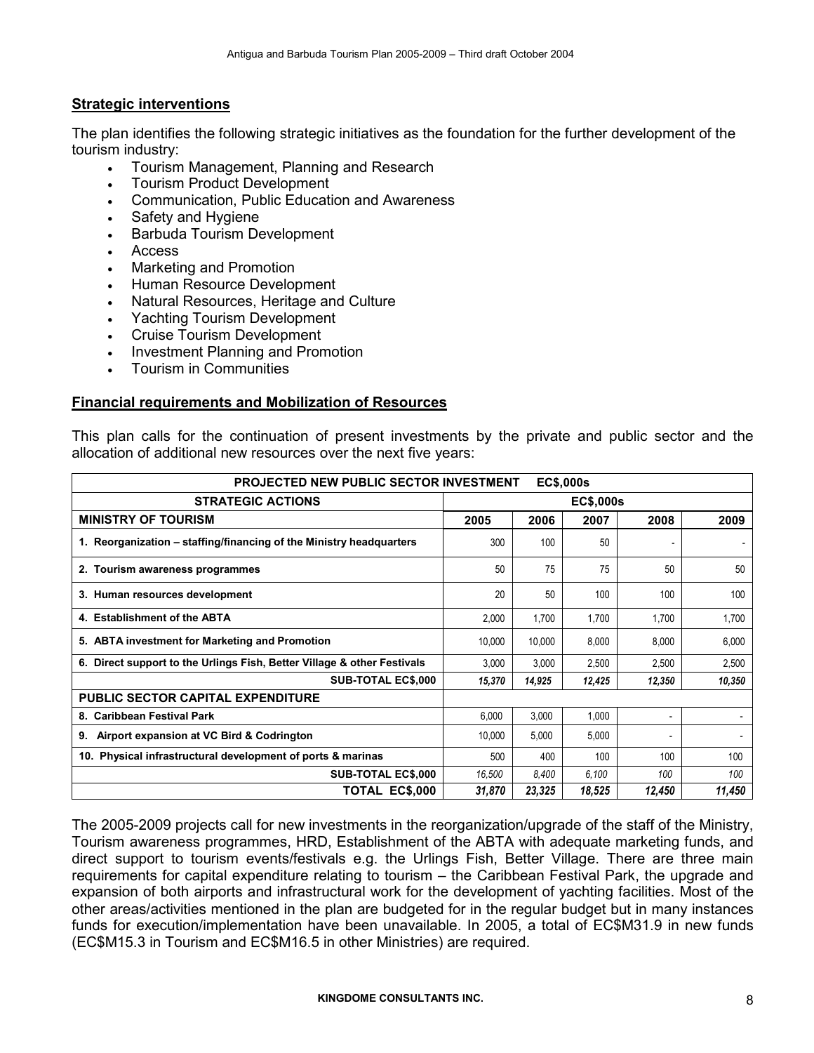## Strategic interventions

The plan identifies the following strategic initiatives as the foundation for the further development of the tourism industry:

- Tourism Management, Planning and Research
- Tourism Product Development
- Communication, Public Education and Awareness
- Safety and Hygiene
- Barbuda Tourism Development
- Access
- Marketing and Promotion
- Human Resource Development
- Natural Resources, Heritage and Culture
- Yachting Tourism Development
- Cruise Tourism Development
- Investment Planning and Promotion
- Tourism in Communities

## Financial requirements and Mobilization of Resources

This plan calls for the continuation of present investments by the private and public sector and the allocation of additional new resources over the next five years:

| PROJECTED NEW PUBLIC SECTOR INVESTMENT EC$,000s | | | | | |
|---|---|---|---|---|---|
| **STRATEGIC ACTIONS** | **EC$,000s** | | | | |
| **MINISTRY OF TOURISM** | **2005** | **2006** | **2007** | **2008** | **2009** |
| **1. Reorganization – staffing/financing of the Ministry headquarters** | 300 | 100 | 50 | - | - |
| **2. Tourism awareness programmes** | 50 | 75 | 75 | 50 | 50 |
| **3. Human resources development** | 20 | 50 | 100 | 100 | 100 |
| **4. Establishment of the ABTA** | 2,000 | 1,700 | 1,700 | 1,700 | 1,700 |
| **5. ABTA investment for Marketing and Promotion** | 10,000 | 10,000 | 8,000 | 8,000 | 6,000 |
| **6. Direct support to the Urlings Fish, Better Village & other Festivals** | 3,000 | 3,000 | 2,500 | 2,500 | 2,500 |
| **SUB-TOTAL EC$,000** | *15,370* | *14,925* | *12,425* | *12,350* | *10,350* |
| **PUBLIC SECTOR CAPITAL EXPENDITURE** | | | | | |
| **8. Caribbean Festival Park** | 6,000 | 3,000 | 1,000 | - | - |
| **9. Airport expansion at VC Bird & Codrington** | 10,000 | 5,000 | 5,000 | - | - |
| **10. Physical infrastructural development of ports & marinas** | 500 | 400 | 100 | 100 | 100 |
| **SUB-TOTAL EC$,000** | *16,500* | *8,400* | *6,100* | *100* | *100* |
| **TOTAL EC$,000** | *31,870* | *23,325* | *18,525* | *12,450* | *11,450* |

The 2005-2009 projects call for new investments in the reorganization/upgrade of the staff of the Ministry, Tourism awareness programmes, HRD, Establishment of the ABTA with adequate marketing funds, and direct support to tourism events/festivals e.g. the Urlings Fish, Better Village. There are three main requirements for capital expenditure relating to tourism – the Caribbean Festival Park, the upgrade and expansion of both airports and infrastructural work for the development of yachting facilities. Most of the other areas/activities mentioned in the plan are budgeted for in the regular budget but in many instances funds for execution/implementation have been unavailable. In 2005, a total of EC$M31.9 in new funds (EC$M15.3 in Tourism and EC$M16.5 in other Ministries) are required.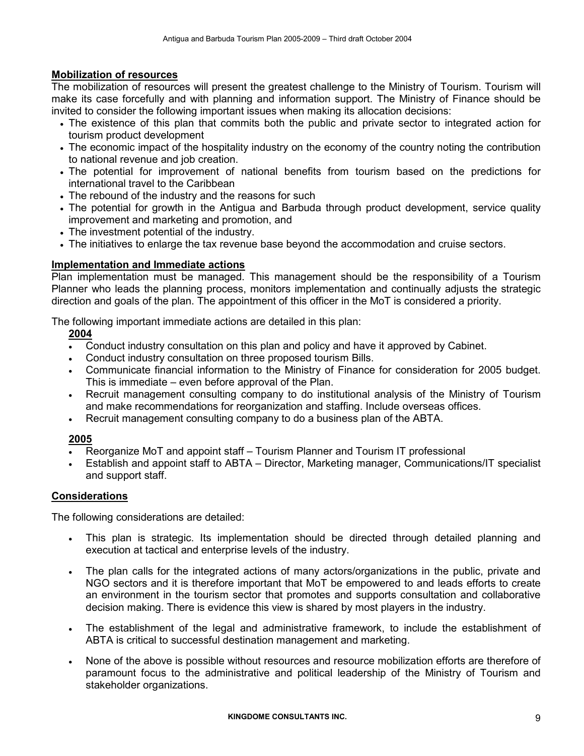**Mobilization of resources**

The mobilization of resources will present the greatest challenge to the Ministry of Tourism. Tourism will make its case forcefully and with planning and information support. The Ministry of Finance should be invited to consider the following important issues when making its allocation decisions:

- The existence of this plan that commits both the public and private sector to integrated action for tourism product development
- The economic impact of the hospitality industry on the economy of the country noting the contribution to national revenue and job creation.
- The potential for improvement of national benefits from tourism based on the predictions for international travel to the Caribbean
- The rebound of the industry and the reasons for such
- The potential for growth in the Antigua and Barbuda through product development, service quality improvement and marketing and promotion, and
- The investment potential of the industry.
- The initiatives to enlarge the tax revenue base beyond the accommodation and cruise sectors.

**Implementation and Immediate actions**

Plan implementation must be managed. This management should be the responsibility of a Tourism Planner who leads the planning process, monitors implementation and continually adjusts the strategic direction and goals of the plan. The appointment of this officer in the MoT is considered a priority.

The following important immediate actions are detailed in this plan:

**2004**

- Conduct industry consultation on this plan and policy and have it approved by Cabinet.
- Conduct industry consultation on three proposed tourism Bills.
- Communicate financial information to the Ministry of Finance for consideration for 2005 budget. This is immediate – even before approval of the Plan.
- Recruit management consulting company to do institutional analysis of the Ministry of Tourism and make recommendations for reorganization and staffing. Include overseas offices.
- Recruit management consulting company to do a business plan of the ABTA.

**2005**

- Reorganize MoT and appoint staff – Tourism Planner and Tourism IT professional
- Establish and appoint staff to ABTA – Director, Marketing manager, Communications/IT specialist and support staff.

**Considerations**

The following considerations are detailed:

- This plan is strategic. Its implementation should be directed through detailed planning and execution at tactical and enterprise levels of the industry.
- The plan calls for the integrated actions of many actors/organizations in the public, private and NGO sectors and it is therefore important that MoT be empowered to and leads efforts to create an environment in the tourism sector that promotes and supports consultation and collaborative decision making. There is evidence this view is shared by most players in the industry.
- The establishment of the legal and administrative framework, to include the establishment of ABTA is critical to successful destination management and marketing.
- None of the above is possible without resources and resource mobilization efforts are therefore of paramount focus to the administrative and political leadership of the Ministry of Tourism and stakeholder organizations.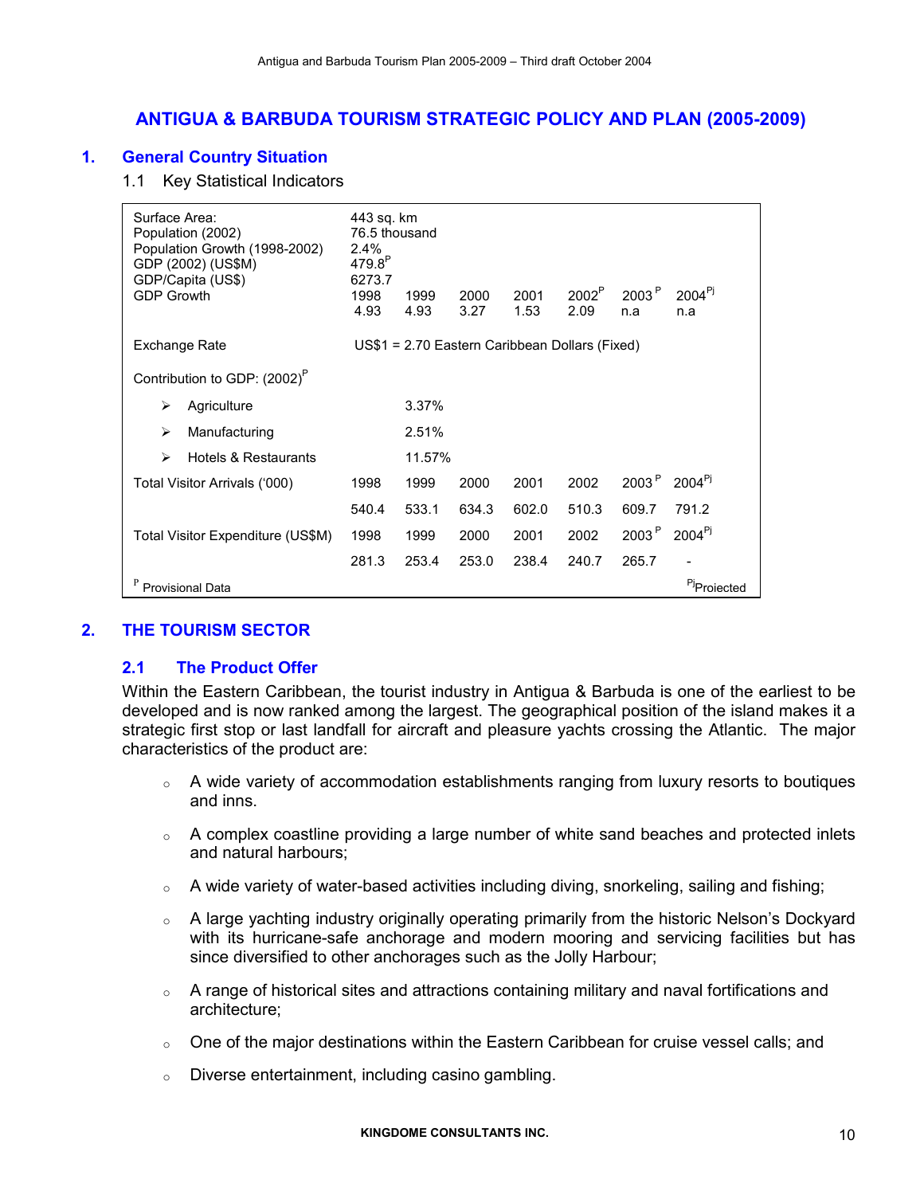# ANTIGUA & BARBUDA TOURISM STRATEGIC POLICY AND PLAN (2005-2009)

## 1. General Country Situation

### 1.1 Key Statistical Indicators

| | | | | | | | |
|---|---|---|---|---|---|---|---|
| Surface Area: | 443 sq. km | | | | | | |
| Population (2002) | 76.5 thousand | | | | | | |
| Population Growth (1998-2002) | 2.4% | | | | | | |
| GDP (2002) (US$M) | 479.8[P] | | | | | | |
| GDP/Capita (US$) | 6273.7 | | | | | | |
| GDP Growth | 1998 | 1999 | 2000 | 2001 | 2002[P] | 2003[P] | 2004[Pj] |
| | 4.93 | 4.93 | 3.27 | 1.53 | 2.09 | n.a | n.a |
| Exchange Rate | US$1 = 2.70 Eastern Caribbean Dollars (Fixed) | | | | | | |
| Contribution to GDP: (2002)[P] | | | | | | | |
| ➢ Agriculture | | 3.37% | | | | | |
| ➢ Manufacturing | | 2.51% | | | | | |
| ➢ Hotels & Restaurants | | 11.57% | | | | | |
| Total Visitor Arrivals ('000) | 1998 | 1999 | 2000 | 2001 | 2002 | 2003[P] | 2004[Pj] |
| | 540.4 | 533.1 | 634.3 | 602.0 | 510.3 | 609.7 | 791.2 |
| Total Visitor Expenditure (US$M) | 1998 | 1999 | 2000 | 2001 | 2002 | 2003[P] | 2004[Pj] |
| | 281.3 | 253.4 | 253.0 | 238.4 | 240.7 | 265.7 | - |

[P] Provisional Data [Pj] Projected

## 2. THE TOURISM SECTOR

### 2.1 The Product Offer

Within the Eastern Caribbean, the tourist industry in Antigua & Barbuda is one of the earliest to be developed and is now ranked among the largest. The geographical position of the island makes it a strategic first stop or last landfall for aircraft and pleasure yachts crossing the Atlantic. The major characteristics of the product are:

- A wide variety of accommodation establishments ranging from luxury resorts to boutiques and inns.
- A complex coastline providing a large number of white sand beaches and protected inlets and natural harbours;
- A wide variety of water-based activities including diving, snorkeling, sailing and fishing;
- A large yachting industry originally operating primarily from the historic Nelson's Dockyard with its hurricane-safe anchorage and modern mooring and servicing facilities but has since diversified to other anchorages such as the Jolly Harbour;
- A range of historical sites and attractions containing military and naval fortifications and architecture;
- One of the major destinations within the Eastern Caribbean for cruise vessel calls; and
- Diverse entertainment, including casino gambling.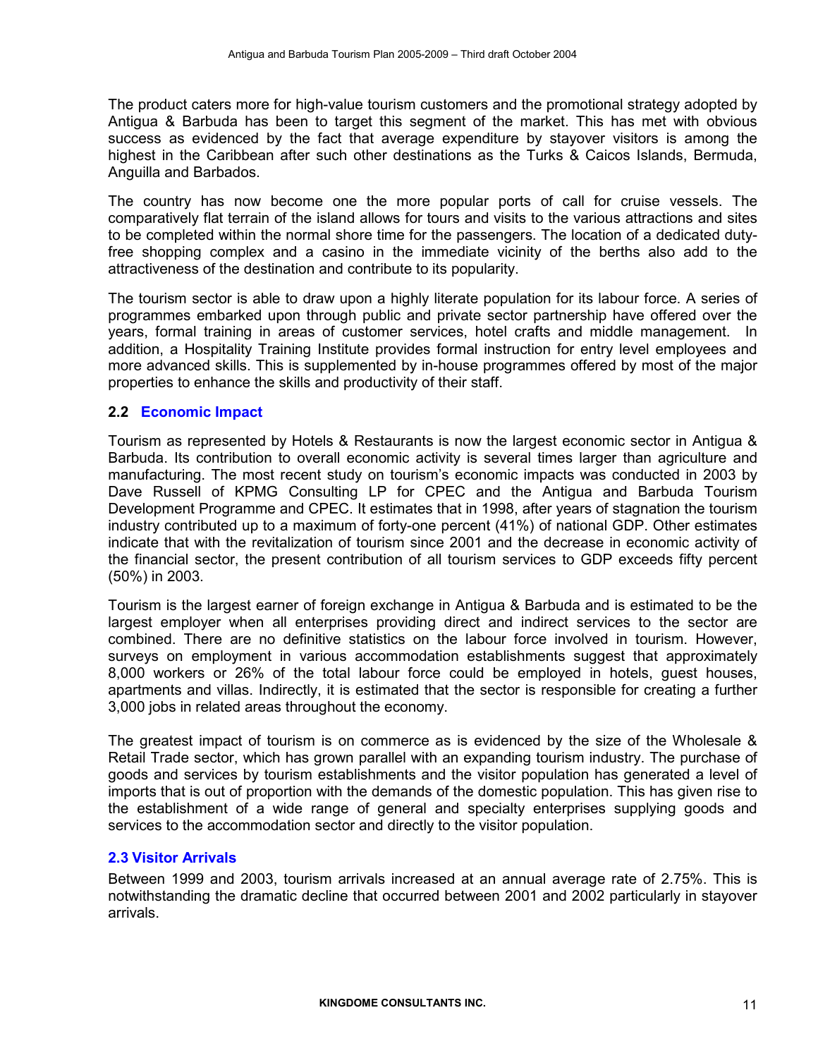The product caters more for high-value tourism customers and the promotional strategy adopted by Antigua & Barbuda has been to target this segment of the market. This has met with obvious success as evidenced by the fact that average expenditure by stayover visitors is among the highest in the Caribbean after such other destinations as the Turks & Caicos Islands, Bermuda, Anguilla and Barbados.

The country has now become one the more popular ports of call for cruise vessels. The comparatively flat terrain of the island allows for tours and visits to the various attractions and sites to be completed within the normal shore time for the passengers. The location of a dedicated duty-free shopping complex and a casino in the immediate vicinity of the berths also add to the attractiveness of the destination and contribute to its popularity.

The tourism sector is able to draw upon a highly literate population for its labour force. A series of programmes embarked upon through public and private sector partnership have offered over the years, formal training in areas of customer services, hotel crafts and middle management. In addition, a Hospitality Training Institute provides formal instruction for entry level employees and more advanced skills. This is supplemented by in-house programmes offered by most of the major properties to enhance the skills and productivity of their staff.

## 2.2 Economic Impact

Tourism as represented by Hotels & Restaurants is now the largest economic sector in Antigua & Barbuda. Its contribution to overall economic activity is several times larger than agriculture and manufacturing. The most recent study on tourism's economic impacts was conducted in 2003 by Dave Russell of KPMG Consulting LP for CPEC and the Antigua and Barbuda Tourism Development Programme and CPEC. It estimates that in 1998, after years of stagnation the tourism industry contributed up to a maximum of forty-one percent (41%) of national GDP. Other estimates indicate that with the revitalization of tourism since 2001 and the decrease in economic activity of the financial sector, the present contribution of all tourism services to GDP exceeds fifty percent (50%) in 2003.

Tourism is the largest earner of foreign exchange in Antigua & Barbuda and is estimated to be the largest employer when all enterprises providing direct and indirect services to the sector are combined. There are no definitive statistics on the labour force involved in tourism. However, surveys on employment in various accommodation establishments suggest that approximately 8,000 workers or 26% of the total labour force could be employed in hotels, guest houses, apartments and villas. Indirectly, it is estimated that the sector is responsible for creating a further 3,000 jobs in related areas throughout the economy.

The greatest impact of tourism is on commerce as is evidenced by the size of the Wholesale & Retail Trade sector, which has grown parallel with an expanding tourism industry. The purchase of goods and services by tourism establishments and the visitor population has generated a level of imports that is out of proportion with the demands of the domestic population. This has given rise to the establishment of a wide range of general and specialty enterprises supplying goods and services to the accommodation sector and directly to the visitor population.

## 2.3 Visitor Arrivals

Between 1999 and 2003, tourism arrivals increased at an annual average rate of 2.75%. This is notwithstanding the dramatic decline that occurred between 2001 and 2002 particularly in stayover arrivals.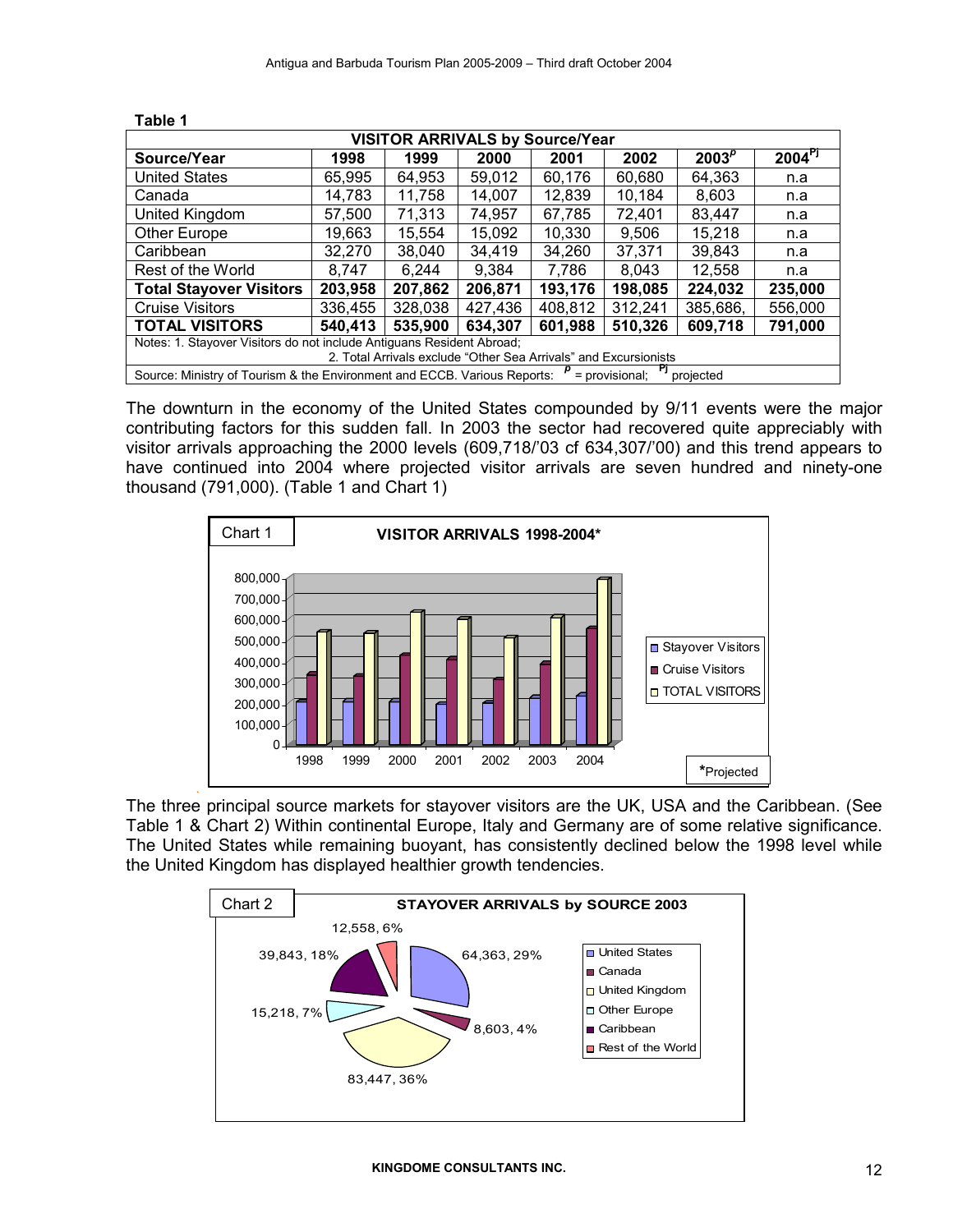**Table 1**

| VISITOR ARRIVALS by Source/Year | | | | | | | |
|---|---|---|---|---|---|---|---|
| **Source/Year** | **1998** | **1999** | **2000** | **2001** | **2002** | **2003**[p] | **2004**[Pj] |
| United States | 65,995 | 64,953 | 59,012 | 60,176 | 60,680 | 64,363 | n.a |
| Canada | 14,783 | 11,758 | 14,007 | 12,839 | 10,184 | 8,603 | n.a |
| United Kingdom | 57,500 | 71,313 | 74,957 | 67,785 | 72,401 | 83,447 | n.a |
| Other Europe | 19,663 | 15,554 | 15,092 | 10,330 | 9,506 | 15,218 | n.a |
| Caribbean | 32,270 | 38,040 | 34,419 | 34,260 | 37,371 | 39,843 | n.a |
| Rest of the World | 8,747 | 6,244 | 9,384 | 7,786 | 8,043 | 12,558 | n.a |
| **Total Stayover Visitors** | **203,958** | **207,862** | **206,871** | **193,176** | **198,085** | **224,032** | **235,000** |
| Cruise Visitors | 336,455 | 328,038 | 427,436 | 408,812 | 312,241 | 385,686, | 556,000 |
| **TOTAL VISITORS** | **540,413** | **535,900** | **634,307** | **601,988** | **510,326** | **609,718** | **791,000** |

Notes: 1. Stayover Visitors do not include Antiguans Resident Abroad;
2. Total Arrivals exclude "Other Sea Arrivals" and Excursionists

Source: Ministry of Tourism & the Environment and ECCB. Various Reports: p = provisional; Pj projected

The downturn in the economy of the United States compounded by 9/11 events were the major contributing factors for this sudden fall. In 2003 the sector had recovered quite appreciably with visitor arrivals approaching the 2000 levels (609,718/'03 cf 634,307/'00) and this trend appears to have continued into 2004 where projected visitor arrivals are seven hundred and ninety-one thousand (791,000). (Table 1 and Chart 1)

Chart 1 — VISITOR ARRIVALS 1998-2004*

*Projected

The three principal source markets for stayover visitors are the UK, USA and the Caribbean. (See Table 1 & Chart 2) Within continental Europe, Italy and Germany are of some relative significance. The United States while remaining buoyant, has consistently declined below the 1998 level while the United Kingdom has displayed healthier growth tendencies.

Chart 2 — STAYOVER ARRIVALS by SOURCE 2003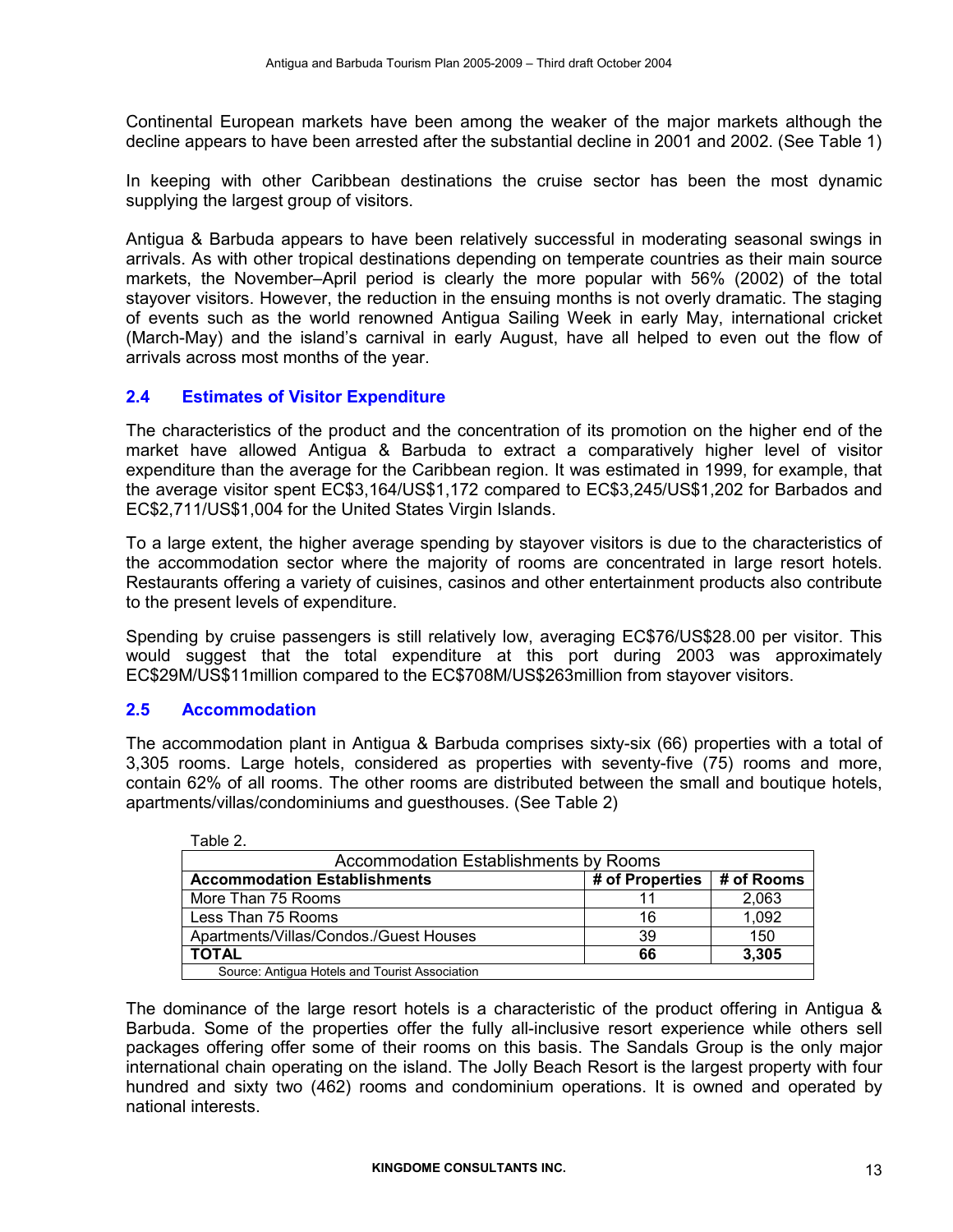Continental European markets have been among the weaker of the major markets although the decline appears to have been arrested after the substantial decline in 2001 and 2002. (See Table 1)

In keeping with other Caribbean destinations the cruise sector has been the most dynamic supplying the largest group of visitors.

Antigua & Barbuda appears to have been relatively successful in moderating seasonal swings in arrivals. As with other tropical destinations depending on temperate countries as their main source markets, the November–April period is clearly the more popular with 56% (2002) of the total stayover visitors. However, the reduction in the ensuing months is not overly dramatic. The staging of events such as the world renowned Antigua Sailing Week in early May, international cricket (March-May) and the island's carnival in early August, have all helped to even out the flow of arrivals across most months of the year.

## 2.4 Estimates of Visitor Expenditure

The characteristics of the product and the concentration of its promotion on the higher end of the market have allowed Antigua & Barbuda to extract a comparatively higher level of visitor expenditure than the average for the Caribbean region. It was estimated in 1999, for example, that the average visitor spent EC$3,164/US$1,172 compared to EC$3,245/US$1,202 for Barbados and EC$2,711/US$1,004 for the United States Virgin Islands.

To a large extent, the higher average spending by stayover visitors is due to the characteristics of the accommodation sector where the majority of rooms are concentrated in large resort hotels. Restaurants offering a variety of cuisines, casinos and other entertainment products also contribute to the present levels of expenditure.

Spending by cruise passengers is still relatively low, averaging EC$76/US$28.00 per visitor. This would suggest that the total expenditure at this port during 2003 was approximately EC$29M/US$11million compared to the EC$708M/US$263million from stayover visitors.

## 2.5 Accommodation

The accommodation plant in Antigua & Barbuda comprises sixty-six (66) properties with a total of 3,305 rooms. Large hotels, considered as properties with seventy-five (75) rooms and more, contain 62% of all rooms. The other rooms are distributed between the small and boutique hotels, apartments/villas/condominiums and guesthouses. (See Table 2)

Table 2.

Accommodation Establishments by Rooms

| Accommodation Establishments | # of Properties | # of Rooms |
|---|---|---|
| More Than 75 Rooms | 11 | 2,063 |
| Less Than 75 Rooms | 16 | 1,092 |
| Apartments/Villas/Condos./Guest Houses | 39 | 150 |
| **TOTAL** | **66** | **3,305** |

Source: Antigua Hotels and Tourist Association

The dominance of the large resort hotels is a characteristic of the product offering in Antigua & Barbuda. Some of the properties offer the fully all-inclusive resort experience while others sell packages offering offer some of their rooms on this basis. The Sandals Group is the only major international chain operating on the island. The Jolly Beach Resort is the largest property with four hundred and sixty two (462) rooms and condominium operations. It is owned and operated by national interests.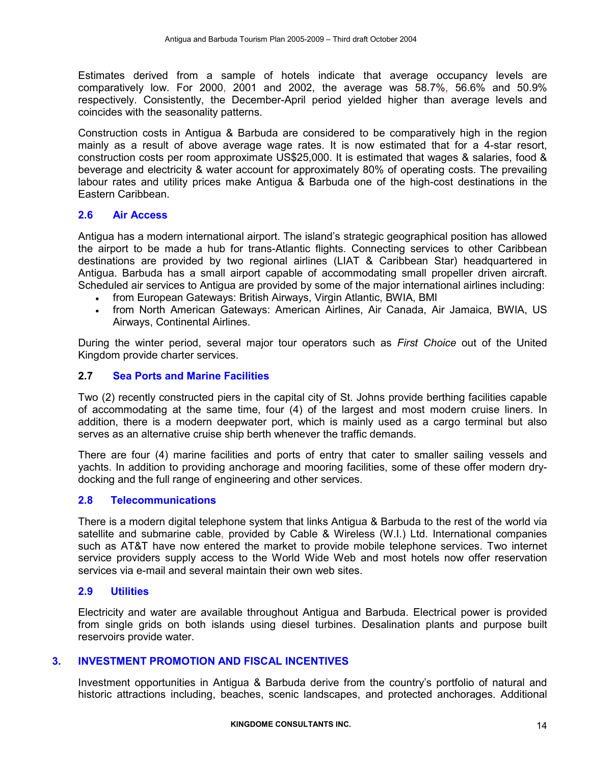Estimates derived from a sample of hotels indicate that average occupancy levels are comparatively low. For 2000, 2001 and 2002, the average was 58.7%, 56.6% and 50.9% respectively. Consistently, the December-April period yielded higher than average levels and coincides with the seasonality patterns.

Construction costs in Antigua & Barbuda are considered to be comparatively high in the region mainly as a result of above average wage rates. It is now estimated that for a 4-star resort, construction costs per room approximate US$25,000. It is estimated that wages & salaries, food & beverage and electricity & water account for approximately 80% of operating costs. The prevailing labour rates and utility prices make Antigua & Barbuda one of the high-cost destinations in the Eastern Caribbean.

### 2.6 Air Access

Antigua has a modern international airport. The island's strategic geographical position has allowed the airport to be made a hub for trans-Atlantic flights. Connecting services to other Caribbean destinations are provided by two regional airlines (LIAT & Caribbean Star) headquartered in Antigua. Barbuda has a small airport capable of accommodating small propeller driven aircraft. Scheduled air services to Antigua are provided by some of the major international airlines including:

- from European Gateways: British Airways, Virgin Atlantic, BWIA, BMI
- from North American Gateways: American Airlines, Air Canada, Air Jamaica, BWIA, US Airways, Continental Airlines.

During the winter period, several major tour operators such as *First Choice* out of the United Kingdom provide charter services.

### 2.7 Sea Ports and Marine Facilities

Two (2) recently constructed piers in the capital city of St. Johns provide berthing facilities capable of accommodating at the same time, four (4) of the largest and most modern cruise liners. In addition, there is a modern deepwater port, which is mainly used as a cargo terminal but also serves as an alternative cruise ship berth whenever the traffic demands.

There are four (4) marine facilities and ports of entry that cater to smaller sailing vessels and yachts. In addition to providing anchorage and mooring facilities, some of these offer modern dry-docking and the full range of engineering and other services.

### 2.8 Telecommunications

There is a modern digital telephone system that links Antigua & Barbuda to the rest of the world via satellite and submarine cable, provided by Cable & Wireless (W.I.) Ltd. International companies such as AT&T have now entered the market to provide mobile telephone services. Two internet service providers supply access to the World Wide Web and most hotels now offer reservation services via e-mail and several maintain their own web sites.

### 2.9 Utilities

Electricity and water are available throughout Antigua and Barbuda. Electrical power is provided from single grids on both islands using diesel turbines. Desalination plants and purpose built reservoirs provide water.

## 3. INVESTMENT PROMOTION AND FISCAL INCENTIVES

Investment opportunities in Antigua & Barbuda derive from the country's portfolio of natural and historic attractions including, beaches, scenic landscapes, and protected anchorages. Additional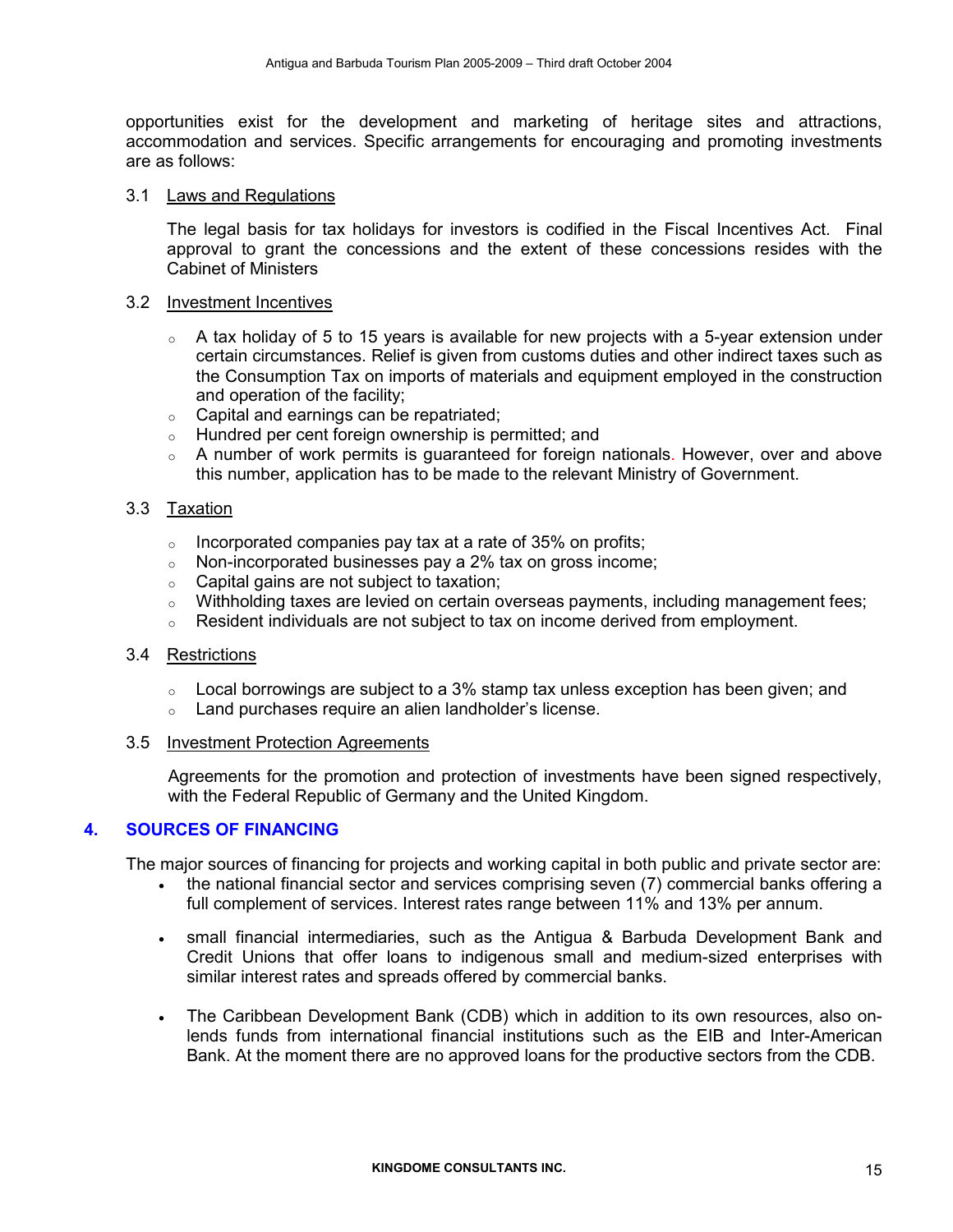opportunities exist for the development and marketing of heritage sites and attractions, accommodation and services. Specific arrangements for encouraging and promoting investments are as follows:

### 3.1 Laws and Regulations

The legal basis for tax holidays for investors is codified in the Fiscal Incentives Act. Final approval to grant the concessions and the extent of these concessions resides with the Cabinet of Ministers

### 3.2 Investment Incentives

- A tax holiday of 5 to 15 years is available for new projects with a 5-year extension under certain circumstances. Relief is given from customs duties and other indirect taxes such as the Consumption Tax on imports of materials and equipment employed in the construction and operation of the facility;
- Capital and earnings can be repatriated;
- Hundred per cent foreign ownership is permitted; and
- A number of work permits is guaranteed for foreign nationals. However, over and above this number, application has to be made to the relevant Ministry of Government.

### 3.3 Taxation

- Incorporated companies pay tax at a rate of 35% on profits;
- Non-incorporated businesses pay a 2% tax on gross income;
- Capital gains are not subject to taxation;
- Withholding taxes are levied on certain overseas payments, including management fees;
- Resident individuals are not subject to tax on income derived from employment.

### 3.4 Restrictions

- Local borrowings are subject to a 3% stamp tax unless exception has been given; and
- Land purchases require an alien landholder's license.

### 3.5 Investment Protection Agreements

Agreements for the promotion and protection of investments have been signed respectively, with the Federal Republic of Germany and the United Kingdom.

## 4. SOURCES OF FINANCING

The major sources of financing for projects and working capital in both public and private sector are:

- the national financial sector and services comprising seven (7) commercial banks offering a full complement of services. Interest rates range between 11% and 13% per annum.
- small financial intermediaries, such as the Antigua & Barbuda Development Bank and Credit Unions that offer loans to indigenous small and medium-sized enterprises with similar interest rates and spreads offered by commercial banks.
- The Caribbean Development Bank (CDB) which in addition to its own resources, also on-lends funds from international financial institutions such as the EIB and Inter-American Bank. At the moment there are no approved loans for the productive sectors from the CDB.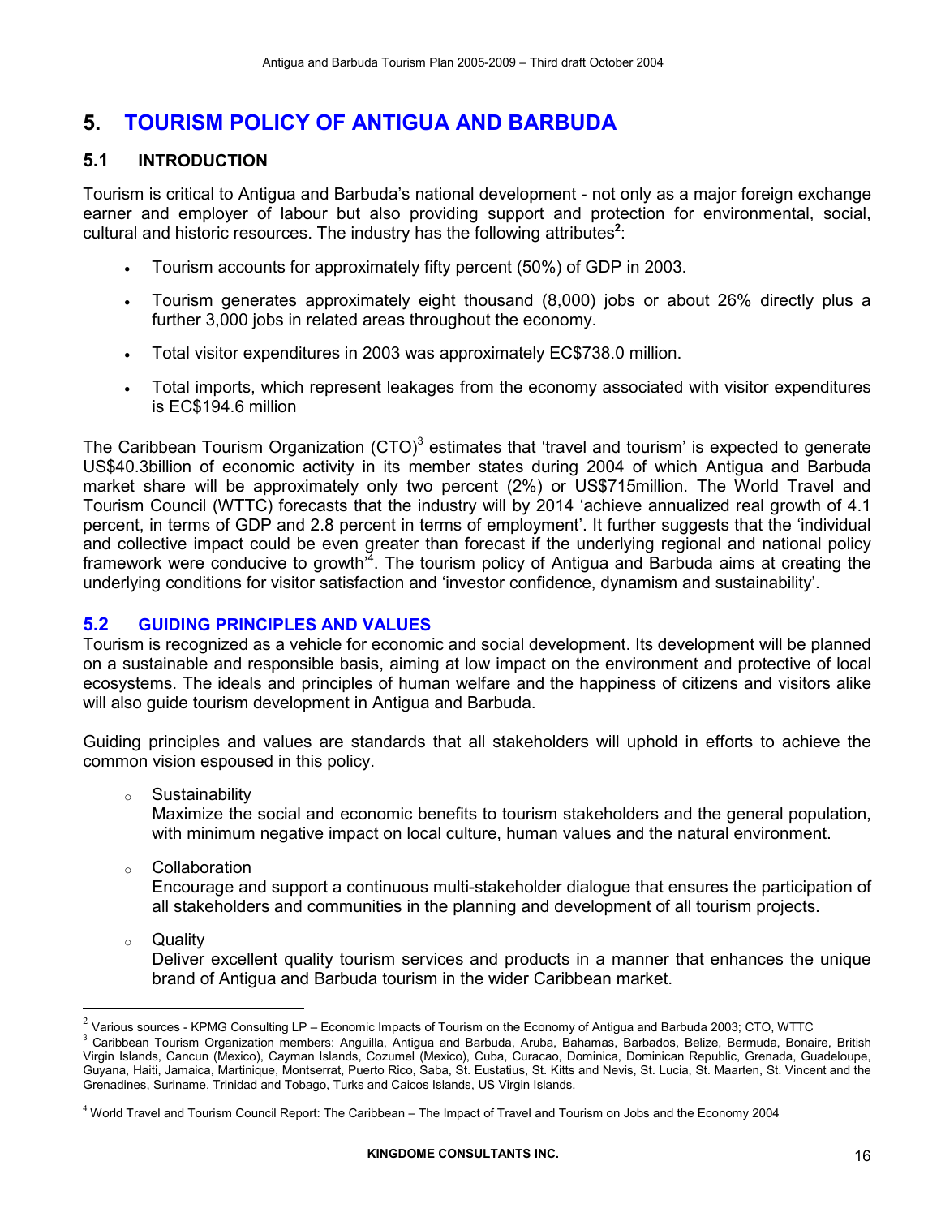# 5. TOURISM POLICY OF ANTIGUA AND BARBUDA

## 5.1 INTRODUCTION

Tourism is critical to Antigua and Barbuda's national development - not only as a major foreign exchange earner and employer of labour but also providing support and protection for environmental, social, cultural and historic resources. The industry has the following attributes[2]:

- Tourism accounts for approximately fifty percent (50%) of GDP in 2003.
- Tourism generates approximately eight thousand (8,000) jobs or about 26% directly plus a further 3,000 jobs in related areas throughout the economy.
- Total visitor expenditures in 2003 was approximately EC$738.0 million.
- Total imports, which represent leakages from the economy associated with visitor expenditures is EC$194.6 million

The Caribbean Tourism Organization (CTO)[3] estimates that 'travel and tourism' is expected to generate US$40.3billion of economic activity in its member states during 2004 of which Antigua and Barbuda market share will be approximately only two percent (2%) or US$715million. The World Travel and Tourism Council (WTTC) forecasts that the industry will by 2014 'achieve annualized real growth of 4.1 percent, in terms of GDP and 2.8 percent in terms of employment'. It further suggests that the 'individual and collective impact could be even greater than forecast if the underlying regional and national policy framework were conducive to growth'[4]. The tourism policy of Antigua and Barbuda aims at creating the underlying conditions for visitor satisfaction and 'investor confidence, dynamism and sustainability'.

## 5.2 GUIDING PRINCIPLES AND VALUES

Tourism is recognized as a vehicle for economic and social development. Its development will be planned on a sustainable and responsible basis, aiming at low impact on the environment and protective of local ecosystems. The ideals and principles of human welfare and the happiness of citizens and visitors alike will also guide tourism development in Antigua and Barbuda.

Guiding principles and values are standards that all stakeholders will uphold in efforts to achieve the common vision espoused in this policy.

- Sustainability
  Maximize the social and economic benefits to tourism stakeholders and the general population, with minimum negative impact on local culture, human values and the natural environment.
- Collaboration
  Encourage and support a continuous multi-stakeholder dialogue that ensures the participation of all stakeholders and communities in the planning and development of all tourism projects.
- Quality
  Deliver excellent quality tourism services and products in a manner that enhances the unique brand of Antigua and Barbuda tourism in the wider Caribbean market.

---

[2] Various sources - KPMG Consulting LP – Economic Impacts of Tourism on the Economy of Antigua and Barbuda 2003; CTO, WTTC

[3] Caribbean Tourism Organization members: Anguilla, Antigua and Barbuda, Aruba, Bahamas, Barbados, Belize, Bermuda, Bonaire, British Virgin Islands, Cancun (Mexico), Cayman Islands, Cozumel (Mexico), Cuba, Curacao, Dominica, Dominican Republic, Grenada, Guadeloupe, Guyana, Haiti, Jamaica, Martinique, Montserrat, Puerto Rico, Saba, St. Eustatius, St. Kitts and Nevis, St. Lucia, St. Maarten, St. Vincent and the Grenadines, Suriname, Trinidad and Tobago, Turks and Caicos Islands, US Virgin Islands.

[4] World Travel and Tourism Council Report: The Caribbean – The Impact of Travel and Tourism on Jobs and the Economy 2004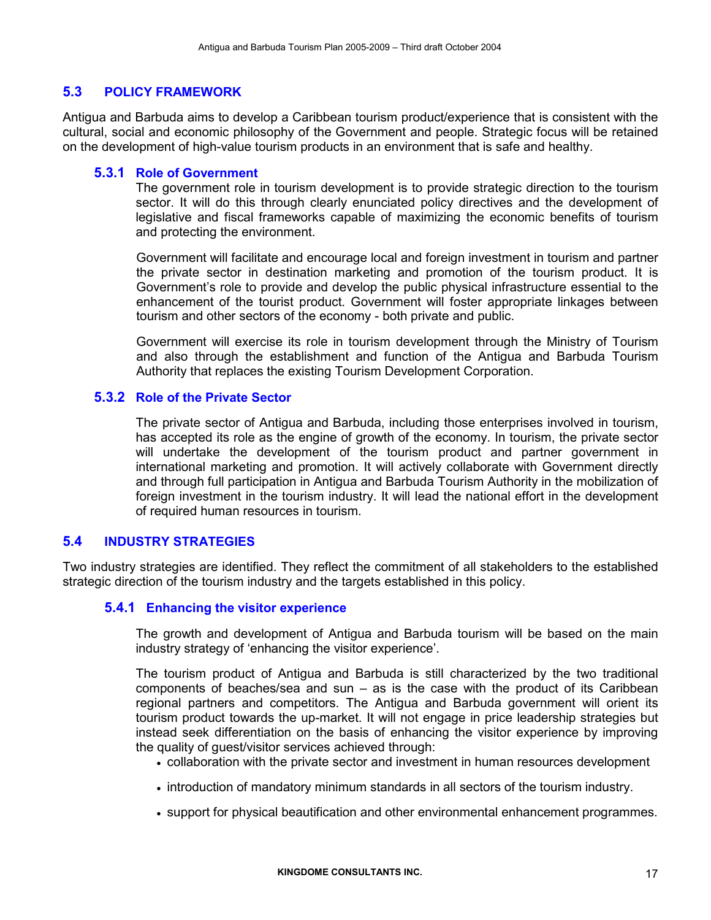## 5.3 POLICY FRAMEWORK

Antigua and Barbuda aims to develop a Caribbean tourism product/experience that is consistent with the cultural, social and economic philosophy of the Government and people. Strategic focus will be retained on the development of high-value tourism products in an environment that is safe and healthy.

### 5.3.1 Role of Government

The government role in tourism development is to provide strategic direction to the tourism sector. It will do this through clearly enunciated policy directives and the development of legislative and fiscal frameworks capable of maximizing the economic benefits of tourism and protecting the environment.

Government will facilitate and encourage local and foreign investment in tourism and partner the private sector in destination marketing and promotion of the tourism product. It is Government's role to provide and develop the public physical infrastructure essential to the enhancement of the tourist product. Government will foster appropriate linkages between tourism and other sectors of the economy - both private and public.

Government will exercise its role in tourism development through the Ministry of Tourism and also through the establishment and function of the Antigua and Barbuda Tourism Authority that replaces the existing Tourism Development Corporation.

### 5.3.2 Role of the Private Sector

The private sector of Antigua and Barbuda, including those enterprises involved in tourism, has accepted its role as the engine of growth of the economy. In tourism, the private sector will undertake the development of the tourism product and partner government in international marketing and promotion. It will actively collaborate with Government directly and through full participation in Antigua and Barbuda Tourism Authority in the mobilization of foreign investment in the tourism industry. It will lead the national effort in the development of required human resources in tourism.

## 5.4 INDUSTRY STRATEGIES

Two industry strategies are identified. They reflect the commitment of all stakeholders to the established strategic direction of the tourism industry and the targets established in this policy.

### 5.4.1 Enhancing the visitor experience

The growth and development of Antigua and Barbuda tourism will be based on the main industry strategy of 'enhancing the visitor experience'.

The tourism product of Antigua and Barbuda is still characterized by the two traditional components of beaches/sea and sun – as is the case with the product of its Caribbean regional partners and competitors. The Antigua and Barbuda government will orient its tourism product towards the up-market. It will not engage in price leadership strategies but instead seek differentiation on the basis of enhancing the visitor experience by improving the quality of guest/visitor services achieved through:

- collaboration with the private sector and investment in human resources development
- introduction of mandatory minimum standards in all sectors of the tourism industry.
- support for physical beautification and other environmental enhancement programmes.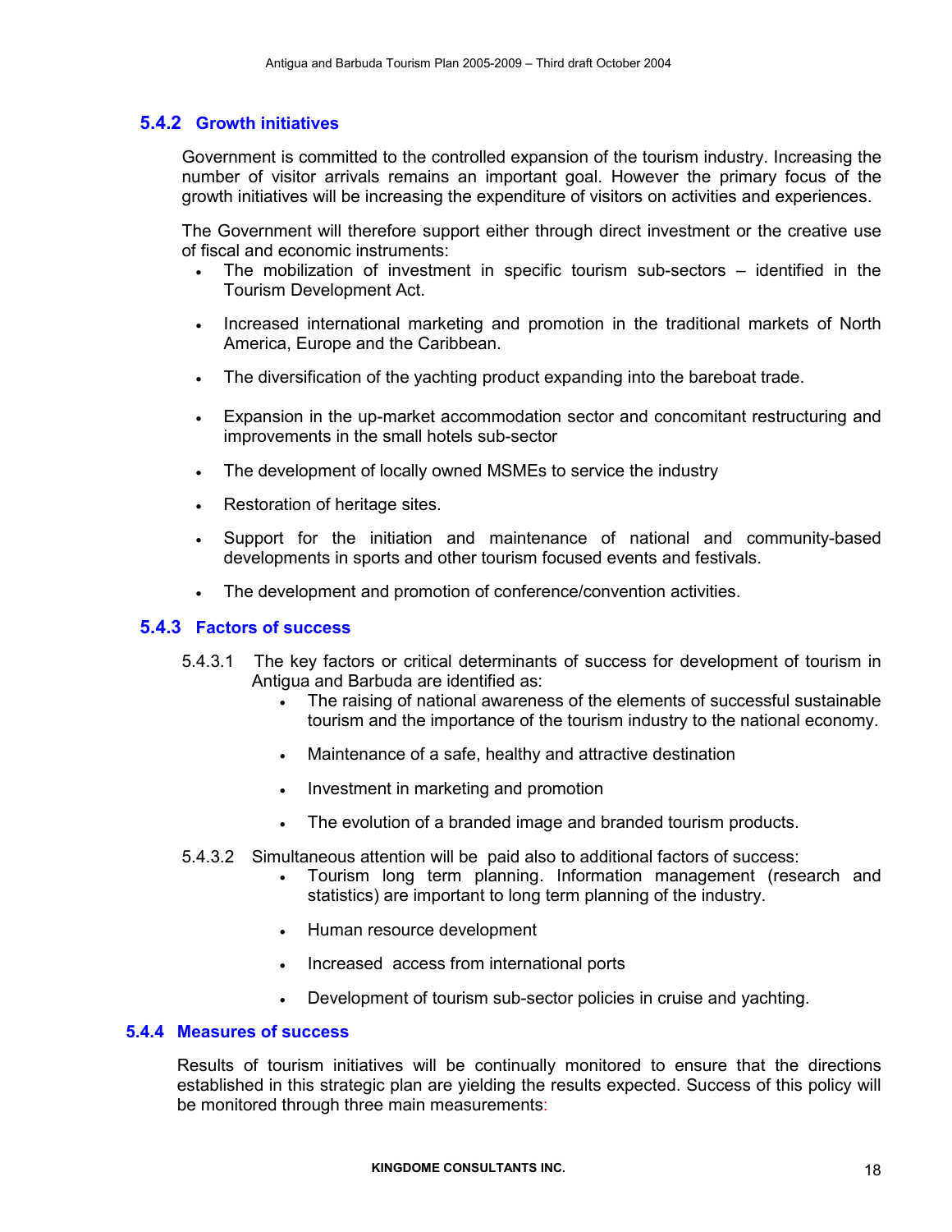### 5.4.2 Growth initiatives

Government is committed to the controlled expansion of the tourism industry. Increasing the number of visitor arrivals remains an important goal. However the primary focus of the growth initiatives will be increasing the expenditure of visitors on activities and experiences.

The Government will therefore support either through direct investment or the creative use of fiscal and economic instruments:

- The mobilization of investment in specific tourism sub-sectors – identified in the Tourism Development Act.
- Increased international marketing and promotion in the traditional markets of North America, Europe and the Caribbean.
- The diversification of the yachting product expanding into the bareboat trade.
- Expansion in the up-market accommodation sector and concomitant restructuring and improvements in the small hotels sub-sector
- The development of locally owned MSMEs to service the industry
- Restoration of heritage sites.
- Support for the initiation and maintenance of national and community-based developments in sports and other tourism focused events and festivals.
- The development and promotion of conference/convention activities.

### 5.4.3 Factors of success

5.4.3.1 The key factors or critical determinants of success for development of tourism in Antigua and Barbuda are identified as:

- The raising of national awareness of the elements of successful sustainable tourism and the importance of the tourism industry to the national economy.
- Maintenance of a safe, healthy and attractive destination
- Investment in marketing and promotion
- The evolution of a branded image and branded tourism products.

5.4.3.2 Simultaneous attention will be paid also to additional factors of success:

- Tourism long term planning. Information management (research and statistics) are important to long term planning of the industry.
- Human resource development
- Increased access from international ports
- Development of tourism sub-sector policies in cruise and yachting.

### 5.4.4 Measures of success

Results of tourism initiatives will be continually monitored to ensure that the directions established in this strategic plan are yielding the results expected. Success of this policy will be monitored through three main measurements: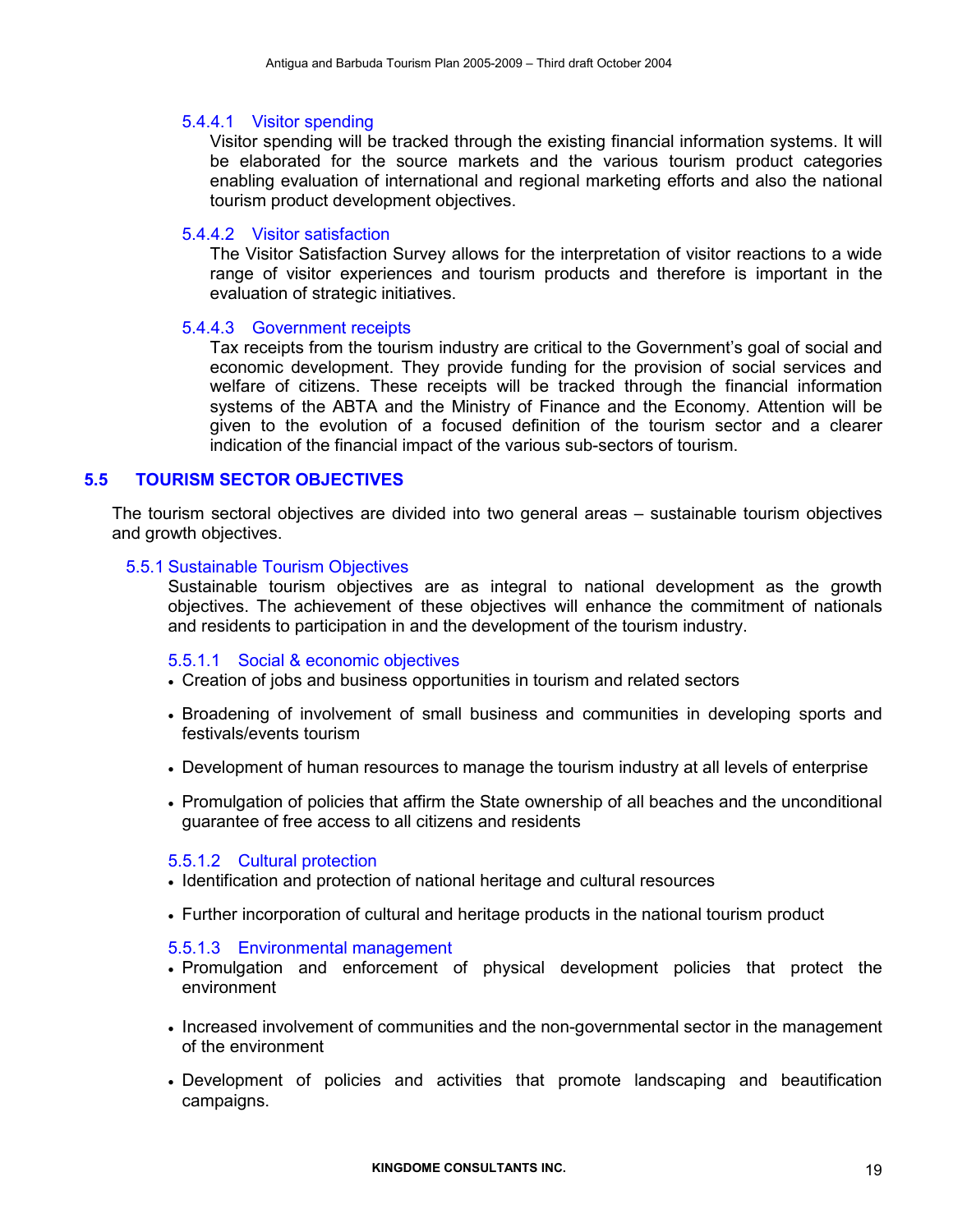#### 5.4.4.1 Visitor spending

Visitor spending will be tracked through the existing financial information systems. It will be elaborated for the source markets and the various tourism product categories enabling evaluation of international and regional marketing efforts and also the national tourism product development objectives.

#### 5.4.4.2 Visitor satisfaction

The Visitor Satisfaction Survey allows for the interpretation of visitor reactions to a wide range of visitor experiences and tourism products and therefore is important in the evaluation of strategic initiatives.

#### 5.4.4.3 Government receipts

Tax receipts from the tourism industry are critical to the Government's goal of social and economic development. They provide funding for the provision of social services and welfare of citizens. These receipts will be tracked through the financial information systems of the ABTA and the Ministry of Finance and the Economy. Attention will be given to the evolution of a focused definition of the tourism sector and a clearer indication of the financial impact of the various sub-sectors of tourism.

## 5.5 TOURISM SECTOR OBJECTIVES

The tourism sectoral objectives are divided into two general areas – sustainable tourism objectives and growth objectives.

### 5.5.1 Sustainable Tourism Objectives

Sustainable tourism objectives are as integral to national development as the growth objectives. The achievement of these objectives will enhance the commitment of nationals and residents to participation in and the development of the tourism industry.

#### 5.5.1.1 Social & economic objectives

- Creation of jobs and business opportunities in tourism and related sectors
- Broadening of involvement of small business and communities in developing sports and festivals/events tourism
- Development of human resources to manage the tourism industry at all levels of enterprise
- Promulgation of policies that affirm the State ownership of all beaches and the unconditional guarantee of free access to all citizens and residents

#### 5.5.1.2 Cultural protection

- Identification and protection of national heritage and cultural resources
- Further incorporation of cultural and heritage products in the national tourism product

#### 5.5.1.3 Environmental management

- Promulgation and enforcement of physical development policies that protect the environment
- Increased involvement of communities and the non-governmental sector in the management of the environment
- Development of policies and activities that promote landscaping and beautification campaigns.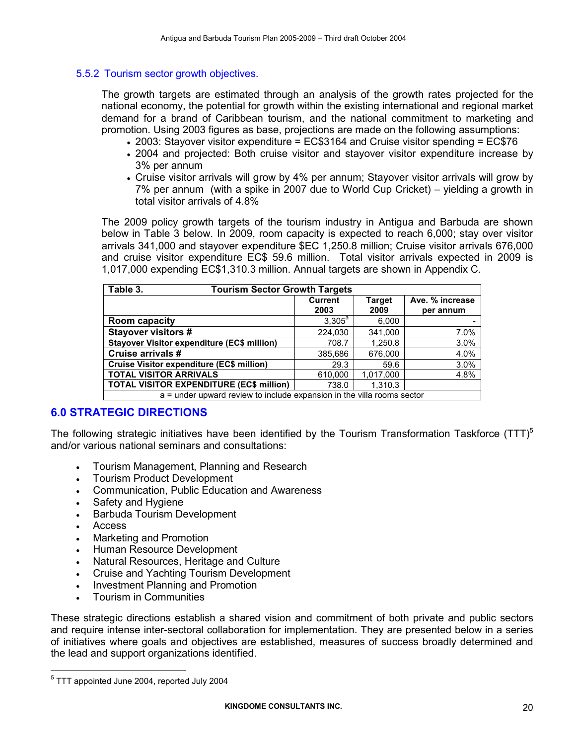### 5.5.2 Tourism sector growth objectives.

The growth targets are estimated through an analysis of the growth rates projected for the national economy, the potential for growth within the existing international and regional market demand for a brand of Caribbean tourism, and the national commitment to marketing and promotion. Using 2003 figures as base, projections are made on the following assumptions:

- 2003: Stayover visitor expenditure = EC$3164 and Cruise visitor spending = EC$76
- 2004 and projected: Both cruise visitor and stayover visitor expenditure increase by 3% per annum
- Cruise visitor arrivals will grow by 4% per annum; Stayover visitor arrivals will grow by 7% per annum (with a spike in 2007 due to World Cup Cricket) – yielding a growth in total visitor arrivals of 4.8%

The 2009 policy growth targets of the tourism industry in Antigua and Barbuda are shown below in Table 3 below. In 2009, room capacity is expected to reach 6,000; stay over visitor arrivals 341,000 and stayover expenditure $EC 1,250.8 million; Cruise visitor arrivals 676,000 and cruise visitor expenditure EC$ 59.6 million. Total visitor arrivals expected in 2009 is 1,017,000 expending EC$1,310.3 million. Annual targets are shown in Appendix C.

**Table 3. Tourism Sector Growth Targets**

| | Current 2003 | Target 2009 | Ave. % increase per annum |
|---|---|---|---|
| **Room capacity** | 3,305[a] | 6,000 | - |
| **Stayover visitors #** | 224,030 | 341,000 | 7.0% |
| **Stayover Visitor expenditure (EC$ million)** | 708.7 | 1,250.8 | 3.0% |
| **Cruise arrivals #** | 385,686 | 676,000 | 4.0% |
| **Cruise Visitor expenditure (EC$ million)** | 29.3 | 59.6 | 3.0% |
| **TOTAL VISITOR ARRIVALS** | 610,000 | 1,017,000 | 4.8% |
| **TOTAL VISITOR EXPENDITURE (EC$ million)** | 738.0 | 1,310.3 | |

a = under upward review to include expansion in the villa rooms sector

## 6.0 STRATEGIC DIRECTIONS

The following strategic initiatives have been identified by the Tourism Transformation Taskforce (TTT)[5] and/or various national seminars and consultations:

- Tourism Management, Planning and Research
- Tourism Product Development
- Communication, Public Education and Awareness
- Safety and Hygiene
- Barbuda Tourism Development
- Access
- Marketing and Promotion
- Human Resource Development
- Natural Resources, Heritage and Culture
- Cruise and Yachting Tourism Development
- Investment Planning and Promotion
- Tourism in Communities

These strategic directions establish a shared vision and commitment of both private and public sectors and require intense inter-sectoral collaboration for implementation. They are presented below in a series of initiatives where goals and objectives are established, measures of success broadly determined and the lead and support organizations identified.

[5] TTT appointed June 2004, reported July 2004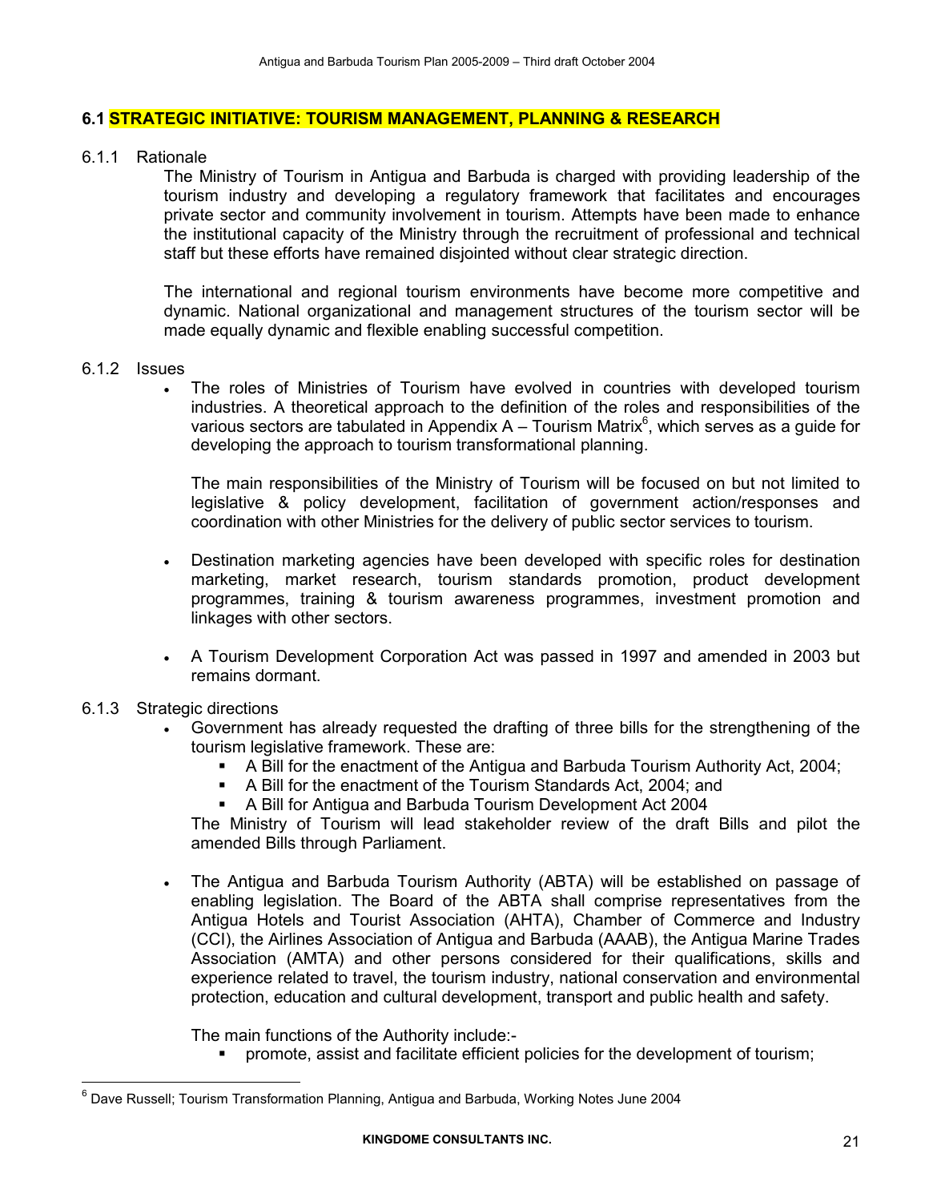## 6.1 STRATEGIC INITIATIVE: TOURISM MANAGEMENT, PLANNING & RESEARCH

### 6.1.1 Rationale

The Ministry of Tourism in Antigua and Barbuda is charged with providing leadership of the tourism industry and developing a regulatory framework that facilitates and encourages private sector and community involvement in tourism. Attempts have been made to enhance the institutional capacity of the Ministry through the recruitment of professional and technical staff but these efforts have remained disjointed without clear strategic direction.

The international and regional tourism environments have become more competitive and dynamic. National organizational and management structures of the tourism sector will be made equally dynamic and flexible enabling successful competition.

### 6.1.2 Issues

- The roles of Ministries of Tourism have evolved in countries with developed tourism industries. A theoretical approach to the definition of the roles and responsibilities of the various sectors are tabulated in Appendix A – Tourism Matrix[6], which serves as a guide for developing the approach to tourism transformational planning.

  The main responsibilities of the Ministry of Tourism will be focused on but not limited to legislative & policy development, facilitation of government action/responses and coordination with other Ministries for the delivery of public sector services to tourism.

- Destination marketing agencies have been developed with specific roles for destination marketing, market research, tourism standards promotion, product development programmes, training & tourism awareness programmes, investment promotion and linkages with other sectors.

- A Tourism Development Corporation Act was passed in 1997 and amended in 2003 but remains dormant.

### 6.1.3 Strategic directions

- Government has already requested the drafting of three bills for the strengthening of the tourism legislative framework. These are:
  - A Bill for the enactment of the Antigua and Barbuda Tourism Authority Act, 2004;
  - A Bill for the enactment of the Tourism Standards Act, 2004; and
  - A Bill for Antigua and Barbuda Tourism Development Act 2004

  The Ministry of Tourism will lead stakeholder review of the draft Bills and pilot the amended Bills through Parliament.

- The Antigua and Barbuda Tourism Authority (ABTA) will be established on passage of enabling legislation. The Board of the ABTA shall comprise representatives from the Antigua Hotels and Tourist Association (AHTA), Chamber of Commerce and Industry (CCI), the Airlines Association of Antigua and Barbuda (AAAB), the Antigua Marine Trades Association (AMTA) and other persons considered for their qualifications, skills and experience related to travel, the tourism industry, national conservation and environmental protection, education and cultural development, transport and public health and safety.

  The main functions of the Authority include:-
  - promote, assist and facilitate efficient policies for the development of tourism;

---

[6] Dave Russell; Tourism Transformation Planning, Antigua and Barbuda, Working Notes June 2004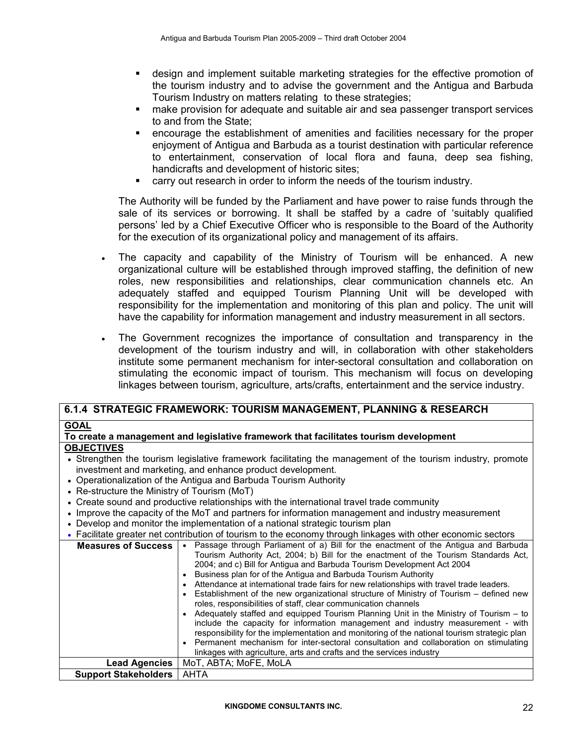- design and implement suitable marketing strategies for the effective promotion of the tourism industry and to advise the government and the Antigua and Barbuda Tourism Industry on matters relating to these strategies;
- make provision for adequate and suitable air and sea passenger transport services to and from the State;
- encourage the establishment of amenities and facilities necessary for the proper enjoyment of Antigua and Barbuda as a tourist destination with particular reference to entertainment, conservation of local flora and fauna, deep sea fishing, handicrafts and development of historic sites;
- carry out research in order to inform the needs of the tourism industry.

The Authority will be funded by the Parliament and have power to raise funds through the sale of its services or borrowing. It shall be staffed by a cadre of 'suitably qualified persons' led by a Chief Executive Officer who is responsible to the Board of the Authority for the execution of its organizational policy and management of its affairs.

- The capacity and capability of the Ministry of Tourism will be enhanced. A new organizational culture will be established through improved staffing, the definition of new roles, new responsibilities and relationships, clear communication channels etc. An adequately staffed and equipped Tourism Planning Unit will be developed with responsibility for the implementation and monitoring of this plan and policy. The unit will have the capability for information management and industry measurement in all sectors.

- The Government recognizes the importance of consultation and transparency in the development of the tourism industry and will, in collaboration with other stakeholders institute some permanent mechanism for inter-sectoral consultation and collaboration on stimulating the economic impact of tourism. This mechanism will focus on developing linkages between tourism, agriculture, arts/crafts, entertainment and the service industry.

| 6.1.4 STRATEGIC FRAMEWORK: TOURISM MANAGEMENT, PLANNING & RESEARCH | |
|---|---|
| **GOAL**<br>**To create a management and legislative framework that facilitates tourism development** | |
| **OBJECTIVES**<br>• Strengthen the tourism legislative framework facilitating the management of the tourism industry, promote investment and marketing, and enhance product development.<br>• Operationalization of the Antigua and Barbuda Tourism Authority<br>• Re-structure the Ministry of Tourism (MoT)<br>• Create sound and productive relationships with the international travel trade community<br>• Improve the capacity of the MoT and partners for information management and industry measurement<br>• Develop and monitor the implementation of a national strategic tourism plan<br>• Facilitate greater net contribution of tourism to the economy through linkages with other economic sectors | |
| **Measures of Success** | • Passage through Parliament of a) Bill for the enactment of the Antigua and Barbuda Tourism Authority Act, 2004; b) Bill for the enactment of the Tourism Standards Act, 2004; and c) Bill for Antigua and Barbuda Tourism Development Act 2004<br>• Business plan for of the Antigua and Barbuda Tourism Authority<br>• Attendance at international trade fairs for new relationships with travel trade leaders.<br>• Establishment of the new organizational structure of Ministry of Tourism – defined new roles, responsibilities of staff, clear communication channels<br>• Adequately staffed and equipped Tourism Planning Unit in the Ministry of Tourism – to include the capacity for information management and industry measurement - with responsibility for the implementation and monitoring of the national tourism strategic plan<br>• Permanent mechanism for inter-sectoral consultation and collaboration on stimulating linkages with agriculture, arts and crafts and the services industry |
| **Lead Agencies** | MoT, ABTA; MoFE, MoLA |
| **Support Stakeholders** | AHTA |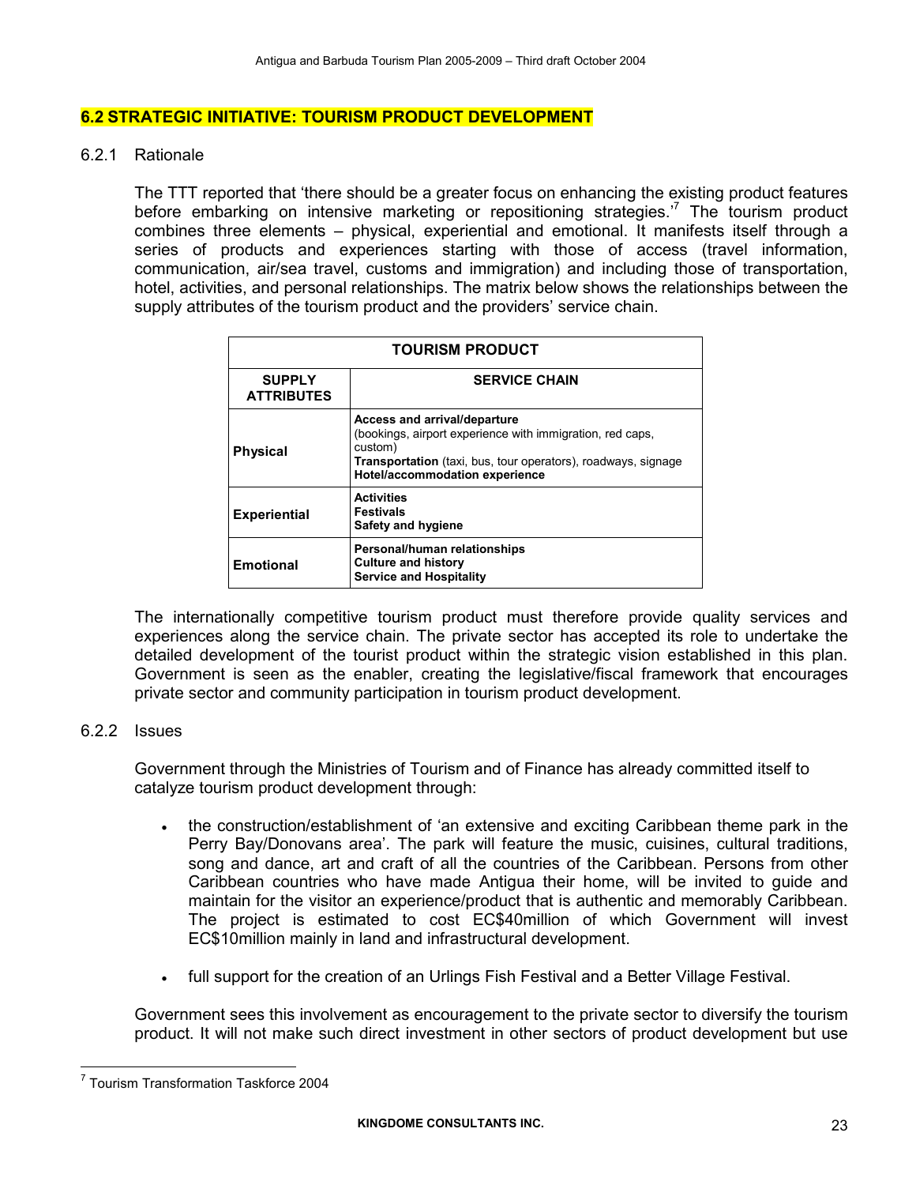## 6.2 STRATEGIC INITIATIVE: TOURISM PRODUCT DEVELOPMENT

### 6.2.1 Rationale

The TTT reported that 'there should be a greater focus on enhancing the existing product features before embarking on intensive marketing or repositioning strategies.'[7] The tourism product combines three elements – physical, experiential and emotional. It manifests itself through a series of products and experiences starting with those of access (travel information, communication, air/sea travel, customs and immigration) and including those of transportation, hotel, activities, and personal relationships. The matrix below shows the relationships between the supply attributes of the tourism product and the providers' service chain.

| TOURISM PRODUCT | |
|---|---|
| **SUPPLY ATTRIBUTES** | **SERVICE CHAIN** |
| **Physical** | **Access and arrival/departure** (bookings, airport experience with immigration, red caps, custom) **Transportation** (taxi, bus, tour operators), roadways, signage **Hotel/accommodation experience** |
| **Experiential** | **Activities** **Festivals** **Safety and hygiene** |
| **Emotional** | **Personal/human relationships** **Culture and history** **Service and Hospitality** |

The internationally competitive tourism product must therefore provide quality services and experiences along the service chain. The private sector has accepted its role to undertake the detailed development of the tourist product within the strategic vision established in this plan. Government is seen as the enabler, creating the legislative/fiscal framework that encourages private sector and community participation in tourism product development.

### 6.2.2 Issues

Government through the Ministries of Tourism and of Finance has already committed itself to catalyze tourism product development through:

- the construction/establishment of 'an extensive and exciting Caribbean theme park in the Perry Bay/Donovans area'. The park will feature the music, cuisines, cultural traditions, song and dance, art and craft of all the countries of the Caribbean. Persons from other Caribbean countries who have made Antigua their home, will be invited to guide and maintain for the visitor an experience/product that is authentic and memorably Caribbean. The project is estimated to cost EC$40million of which Government will invest EC$10million mainly in land and infrastructural development.

- full support for the creation of an Urlings Fish Festival and a Better Village Festival.

Government sees this involvement as encouragement to the private sector to diversify the tourism product. It will not make such direct investment in other sectors of product development but use

[7] Tourism Transformation Taskforce 2004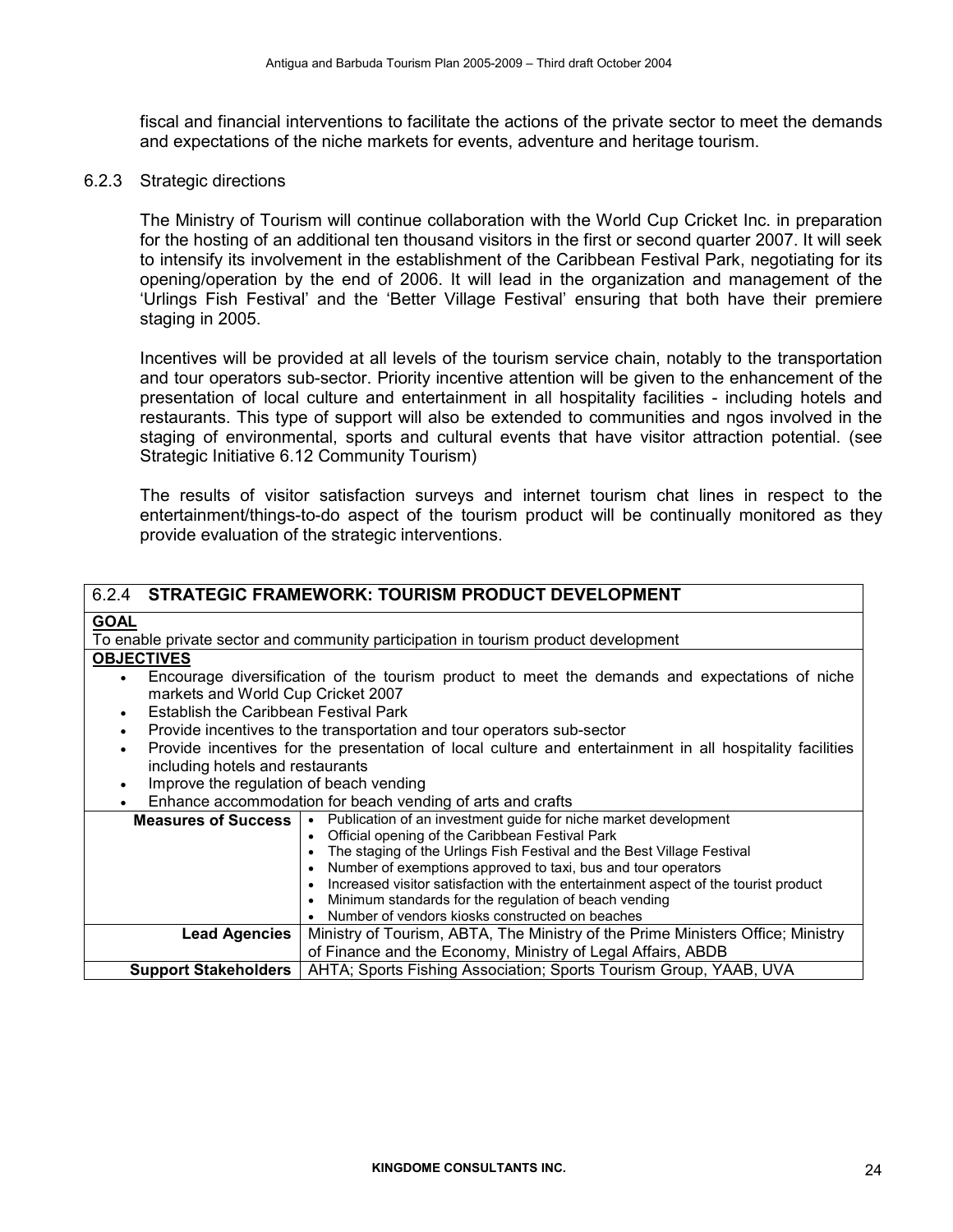fiscal and financial interventions to facilitate the actions of the private sector to meet the demands and expectations of the niche markets for events, adventure and heritage tourism.

### 6.2.3 Strategic directions

The Ministry of Tourism will continue collaboration with the World Cup Cricket Inc. in preparation for the hosting of an additional ten thousand visitors in the first or second quarter 2007. It will seek to intensify its involvement in the establishment of the Caribbean Festival Park, negotiating for its opening/operation by the end of 2006. It will lead in the organization and management of the 'Urlings Fish Festival' and the 'Better Village Festival' ensuring that both have their premiere staging in 2005.

Incentives will be provided at all levels of the tourism service chain, notably to the transportation and tour operators sub-sector. Priority incentive attention will be given to the enhancement of the presentation of local culture and entertainment in all hospitality facilities - including hotels and restaurants. This type of support will also be extended to communities and ngos involved in the staging of environmental, sports and cultural events that have visitor attraction potential. (see Strategic Initiative 6.12 Community Tourism)

The results of visitor satisfaction surveys and internet tourism chat lines in respect to the entertainment/things-to-do aspect of the tourism product will be continually monitored as they provide evaluation of the strategic interventions.

| 6.2.4 **STRATEGIC FRAMEWORK: TOURISM PRODUCT DEVELOPMENT** | |
|---|---|
| **GOAL**<br>To enable private sector and community participation in tourism product development | |
| **OBJECTIVES**<br>• Encourage diversification of the tourism product to meet the demands and expectations of niche markets and World Cup Cricket 2007<br>• Establish the Caribbean Festival Park<br>• Provide incentives to the transportation and tour operators sub-sector<br>• Provide incentives for the presentation of local culture and entertainment in all hospitality facilities including hotels and restaurants<br>• Improve the regulation of beach vending<br>• Enhance accommodation for beach vending of arts and crafts | |
| **Measures of Success** | • Publication of an investment guide for niche market development<br>• Official opening of the Caribbean Festival Park<br>• The staging of the Urlings Fish Festival and the Best Village Festival<br>• Number of exemptions approved to taxi, bus and tour operators<br>• Increased visitor satisfaction with the entertainment aspect of the tourist product<br>• Minimum standards for the regulation of beach vending<br>• Number of vendors kiosks constructed on beaches |
| **Lead Agencies** | Ministry of Tourism, ABTA, The Ministry of the Prime Ministers Office; Ministry of Finance and the Economy, Ministry of Legal Affairs, ABDB |
| **Support Stakeholders** | AHTA; Sports Fishing Association; Sports Tourism Group, YAAB, UVA |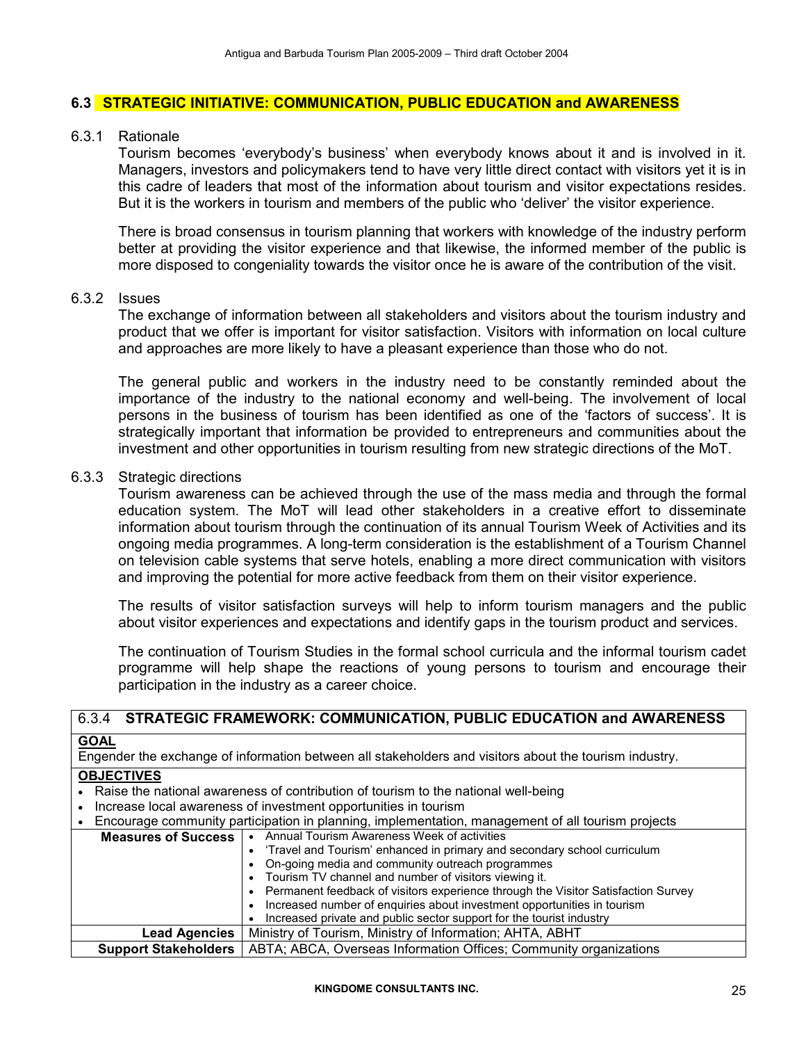## 6.3 STRATEGIC INITIATIVE: COMMUNICATION, PUBLIC EDUCATION and AWARENESS

### 6.3.1 Rationale

Tourism becomes 'everybody's business' when everybody knows about it and is involved in it. Managers, investors and policymakers tend to have very little direct contact with visitors yet it is in this cadre of leaders that most of the information about tourism and visitor expectations resides. But it is the workers in tourism and members of the public who 'deliver' the visitor experience.

There is broad consensus in tourism planning that workers with knowledge of the industry perform better at providing the visitor experience and that likewise, the informed member of the public is more disposed to congeniality towards the visitor once he is aware of the contribution of the visit.

### 6.3.2 Issues

The exchange of information between all stakeholders and visitors about the tourism industry and product that we offer is important for visitor satisfaction. Visitors with information on local culture and approaches are more likely to have a pleasant experience than those who do not.

The general public and workers in the industry need to be constantly reminded about the importance of the industry to the national economy and well-being. The involvement of local persons in the business of tourism has been identified as one of the 'factors of success'. It is strategically important that information be provided to entrepreneurs and communities about the investment and other opportunities in tourism resulting from new strategic directions of the MoT.

### 6.3.3 Strategic directions

Tourism awareness can be achieved through the use of the mass media and through the formal education system. The MoT will lead other stakeholders in a creative effort to disseminate information about tourism through the continuation of its annual Tourism Week of Activities and its ongoing media programmes. A long-term consideration is the establishment of a Tourism Channel on television cable systems that serve hotels, enabling a more direct communication with visitors and improving the potential for more active feedback from them on their visitor experience.

The results of visitor satisfaction surveys will help to inform tourism managers and the public about visitor experiences and expectations and identify gaps in the tourism product and services.

The continuation of Tourism Studies in the formal school curricula and the informal tourism cadet programme will help shape the reactions of young persons to tourism and encourage their participation in the industry as a career choice.

| 6.3.4 **STRATEGIC FRAMEWORK: COMMUNICATION, PUBLIC EDUCATION and AWARENESS** | |
|---|---|
| **GOAL**<br>Engender the exchange of information between all stakeholders and visitors about the tourism industry. | |
| **OBJECTIVES**<br>• Raise the national awareness of contribution of tourism to the national well-being<br>• Increase local awareness of investment opportunities in tourism<br>• Encourage community participation in planning, implementation, management of all tourism projects | |
| **Measures of Success** | • Annual Tourism Awareness Week of activities<br>• 'Travel and Tourism' enhanced in primary and secondary school curriculum<br>• On-going media and community outreach programmes<br>• Tourism TV channel and number of visitors viewing it.<br>• Permanent feedback of visitors experience through the Visitor Satisfaction Survey<br>• Increased number of enquiries about investment opportunities in tourism<br>• Increased private and public sector support for the tourist industry |
| **Lead Agencies** | Ministry of Tourism, Ministry of Information; AHTA, ABHT |
| **Support Stakeholders** | ABTA; ABCA, Overseas Information Offices; Community organizations |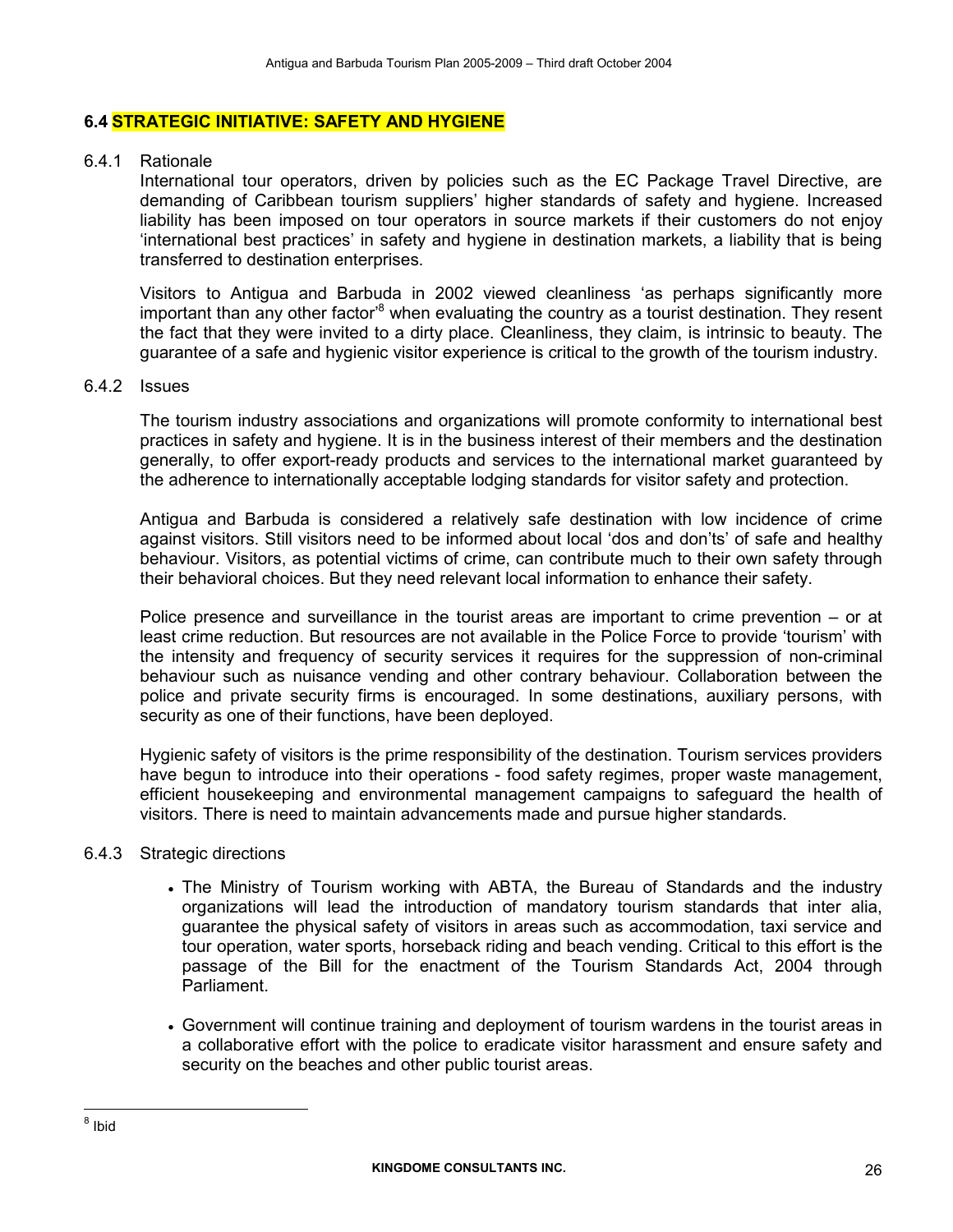## 6.4 STRATEGIC INITIATIVE: SAFETY AND HYGIENE

6.4.1 Rationale

International tour operators, driven by policies such as the EC Package Travel Directive, are demanding of Caribbean tourism suppliers' higher standards of safety and hygiene. Increased liability has been imposed on tour operators in source markets if their customers do not enjoy 'international best practices' in safety and hygiene in destination markets, a liability that is being transferred to destination enterprises.

Visitors to Antigua and Barbuda in 2002 viewed cleanliness 'as perhaps significantly more important than any other factor'[8] when evaluating the country as a tourist destination. They resent the fact that they were invited to a dirty place. Cleanliness, they claim, is intrinsic to beauty. The guarantee of a safe and hygienic visitor experience is critical to the growth of the tourism industry.

6.4.2 Issues

The tourism industry associations and organizations will promote conformity to international best practices in safety and hygiene. It is in the business interest of their members and the destination generally, to offer export-ready products and services to the international market guaranteed by the adherence to internationally acceptable lodging standards for visitor safety and protection.

Antigua and Barbuda is considered a relatively safe destination with low incidence of crime against visitors. Still visitors need to be informed about local 'dos and don'ts' of safe and healthy behaviour. Visitors, as potential victims of crime, can contribute much to their own safety through their behavioral choices. But they need relevant local information to enhance their safety.

Police presence and surveillance in the tourist areas are important to crime prevention – or at least crime reduction. But resources are not available in the Police Force to provide 'tourism' with the intensity and frequency of security services it requires for the suppression of non-criminal behaviour such as nuisance vending and other contrary behaviour. Collaboration between the police and private security firms is encouraged. In some destinations, auxiliary persons, with security as one of their functions, have been deployed.

Hygienic safety of visitors is the prime responsibility of the destination. Tourism services providers have begun to introduce into their operations - food safety regimes, proper waste management, efficient housekeeping and environmental management campaigns to safeguard the health of visitors. There is need to maintain advancements made and pursue higher standards.

6.4.3 Strategic directions

- The Ministry of Tourism working with ABTA, the Bureau of Standards and the industry organizations will lead the introduction of mandatory tourism standards that inter alia, guarantee the physical safety of visitors in areas such as accommodation, taxi service and tour operation, water sports, horseback riding and beach vending. Critical to this effort is the passage of the Bill for the enactment of the Tourism Standards Act, 2004 through Parliament.

- Government will continue training and deployment of tourism wardens in the tourist areas in a collaborative effort with the police to eradicate visitor harassment and ensure safety and security on the beaches and other public tourist areas.

[8] Ibid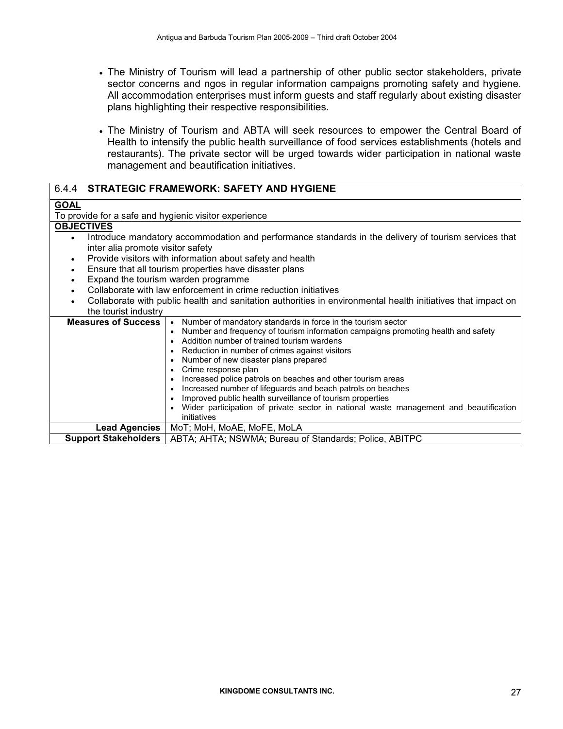- The Ministry of Tourism will lead a partnership of other public sector stakeholders, private sector concerns and ngos in regular information campaigns promoting safety and hygiene. All accommodation enterprises must inform guests and staff regularly about existing disaster plans highlighting their respective responsibilities.

- The Ministry of Tourism and ABTA will seek resources to empower the Central Board of Health to intensify the public health surveillance of food services establishments (hotels and restaurants). The private sector will be urged towards wider participation in national waste management and beautification initiatives.

| 6.4.4 **STRATEGIC FRAMEWORK: SAFETY AND HYGIENE** | |
|---|---|
| **GOAL** | |
| To provide for a safe and hygienic visitor experience | |
| **OBJECTIVES** | |
| • Introduce mandatory accommodation and performance standards in the delivery of tourism services that inter alia promote visitor safety<br>• Provide visitors with information about safety and health<br>• Ensure that all tourism properties have disaster plans<br>• Expand the tourism warden programme<br>• Collaborate with law enforcement in crime reduction initiatives<br>• Collaborate with public health and sanitation authorities in environmental health initiatives that impact on the tourist industry | |
| **Measures of Success** | • Number of mandatory standards in force in the tourism sector<br>• Number and frequency of tourism information campaigns promoting health and safety<br>• Addition number of trained tourism wardens<br>• Reduction in number of crimes against visitors<br>• Number of new disaster plans prepared<br>• Crime response plan<br>• Increased police patrols on beaches and other tourism areas<br>• Increased number of lifeguards and beach patrols on beaches<br>• Improved public health surveillance of tourism properties<br>• Wider participation of private sector in national waste management and beautification initiatives |
| **Lead Agencies** | MoT; MoH, MoAE, MoFE, MoLA |
| **Support Stakeholders** | ABTA; AHTA; NSWMA; Bureau of Standards; Police, ABITPC |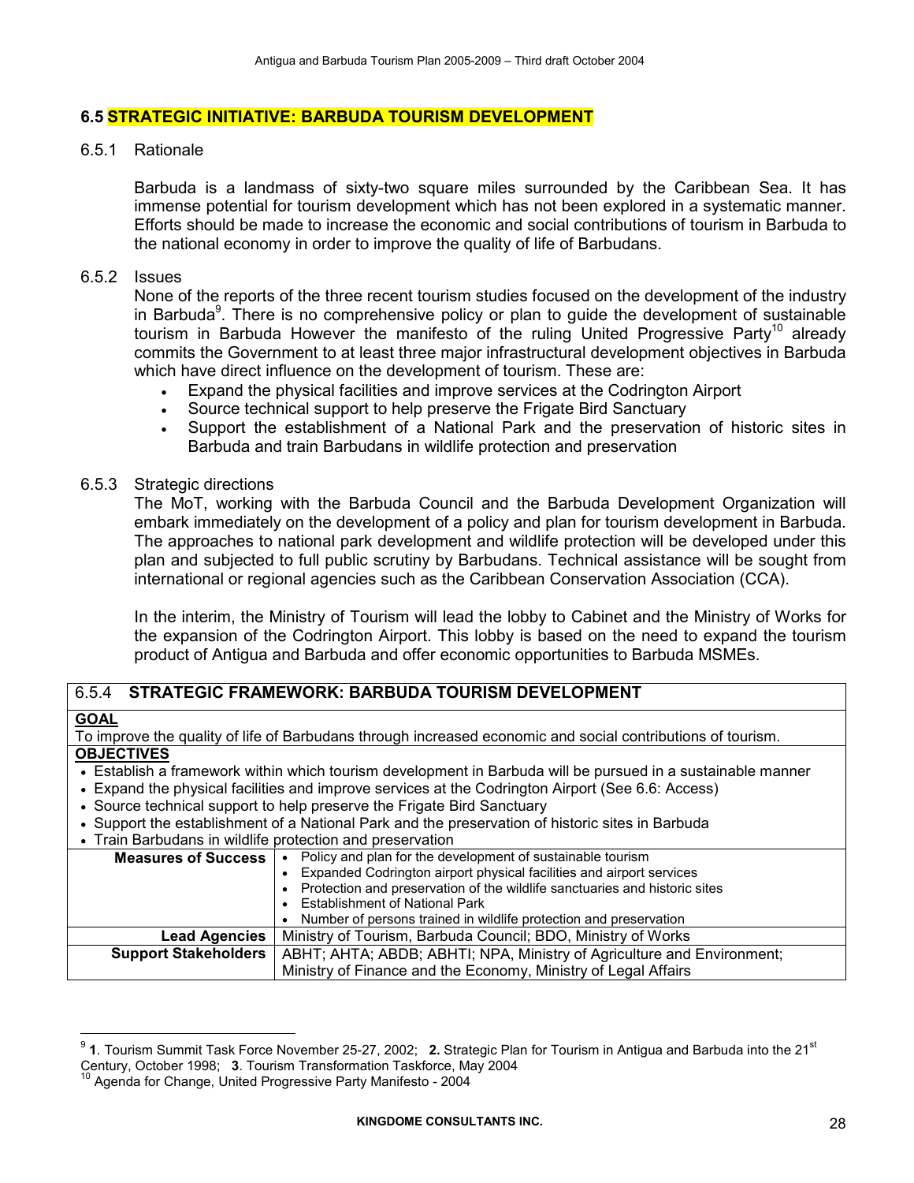## 6.5 STRATEGIC INITIATIVE: BARBUDA TOURISM DEVELOPMENT

### 6.5.1 Rationale

Barbuda is a landmass of sixty-two square miles surrounded by the Caribbean Sea. It has immense potential for tourism development which has not been explored in a systematic manner. Efforts should be made to increase the economic and social contributions of tourism in Barbuda to the national economy in order to improve the quality of life of Barbudans.

### 6.5.2 Issues

None of the reports of the three recent tourism studies focused on the development of the industry in Barbuda[9]. There is no comprehensive policy or plan to guide the development of sustainable tourism in Barbuda However the manifesto of the ruling United Progressive Party[10] already commits the Government to at least three major infrastructural development objectives in Barbuda which have direct influence on the development of tourism. These are:

- Expand the physical facilities and improve services at the Codrington Airport
- Source technical support to help preserve the Frigate Bird Sanctuary
- Support the establishment of a National Park and the preservation of historic sites in Barbuda and train Barbudans in wildlife protection and preservation

### 6.5.3 Strategic directions

The MoT, working with the Barbuda Council and the Barbuda Development Organization will embark immediately on the development of a policy and plan for tourism development in Barbuda. The approaches to national park development and wildlife protection will be developed under this plan and subjected to full public scrutiny by Barbudans. Technical assistance will be sought from international or regional agencies such as the Caribbean Conservation Association (CCA).

In the interim, the Ministry of Tourism will lead the lobby to Cabinet and the Ministry of Works for the expansion of the Codrington Airport. This lobby is based on the need to expand the tourism product of Antigua and Barbuda and offer economic opportunities to Barbuda MSMEs.

| 6.5.4 **STRATEGIC FRAMEWORK: BARBUDA TOURISM DEVELOPMENT** | |
|---|---|
| **GOAL**<br>To improve the quality of life of Barbudans through increased economic and social contributions of tourism. | |
| **OBJECTIVES**<br>• Establish a framework within which tourism development in Barbuda will be pursued in a sustainable manner<br>• Expand the physical facilities and improve services at the Codrington Airport (See 6.6: Access)<br>• Source technical support to help preserve the Frigate Bird Sanctuary<br>• Support the establishment of a National Park and the preservation of historic sites in Barbuda<br>• Train Barbudans in wildlife protection and preservation | |
| **Measures of Success** | • Policy and plan for the development of sustainable tourism<br>• Expanded Codrington airport physical facilities and airport services<br>• Protection and preservation of the wildlife sanctuaries and historic sites<br>• Establishment of National Park<br>• Number of persons trained in wildlife protection and preservation |
| **Lead Agencies** | Ministry of Tourism, Barbuda Council; BDO, Ministry of Works |
| **Support Stakeholders** | ABHT; AHTA; ABDB; ABHTI; NPA, Ministry of Agriculture and Environment; Ministry of Finance and the Economy, Ministry of Legal Affairs |

---

[9] **1**. Tourism Summit Task Force November 25-27, 2002; **2.** Strategic Plan for Tourism in Antigua and Barbuda into the 21st Century, October 1998; **3**. Tourism Transformation Taskforce, May 2004

[10] Agenda for Change, United Progressive Party Manifesto - 2004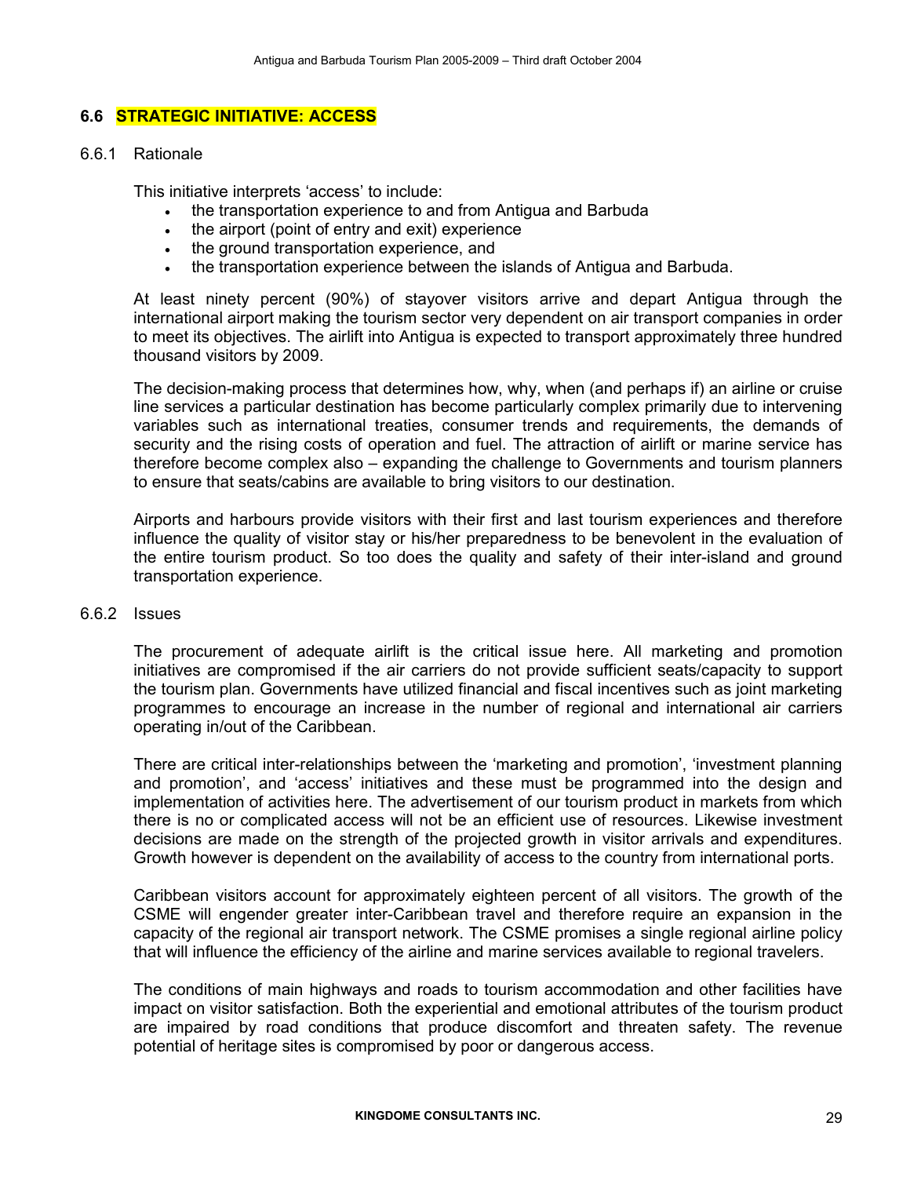## 6.6 STRATEGIC INITIATIVE: ACCESS

### 6.6.1 Rationale

This initiative interprets 'access' to include:

- the transportation experience to and from Antigua and Barbuda
- the airport (point of entry and exit) experience
- the ground transportation experience, and
- the transportation experience between the islands of Antigua and Barbuda.

At least ninety percent (90%) of stayover visitors arrive and depart Antigua through the international airport making the tourism sector very dependent on air transport companies in order to meet its objectives. The airlift into Antigua is expected to transport approximately three hundred thousand visitors by 2009.

The decision-making process that determines how, why, when (and perhaps if) an airline or cruise line services a particular destination has become particularly complex primarily due to intervening variables such as international treaties, consumer trends and requirements, the demands of security and the rising costs of operation and fuel. The attraction of airlift or marine service has therefore become complex also – expanding the challenge to Governments and tourism planners to ensure that seats/cabins are available to bring visitors to our destination.

Airports and harbours provide visitors with their first and last tourism experiences and therefore influence the quality of visitor stay or his/her preparedness to be benevolent in the evaluation of the entire tourism product. So too does the quality and safety of their inter-island and ground transportation experience.

### 6.6.2 Issues

The procurement of adequate airlift is the critical issue here. All marketing and promotion initiatives are compromised if the air carriers do not provide sufficient seats/capacity to support the tourism plan. Governments have utilized financial and fiscal incentives such as joint marketing programmes to encourage an increase in the number of regional and international air carriers operating in/out of the Caribbean.

There are critical inter-relationships between the 'marketing and promotion', 'investment planning and promotion', and 'access' initiatives and these must be programmed into the design and implementation of activities here. The advertisement of our tourism product in markets from which there is no or complicated access will not be an efficient use of resources. Likewise investment decisions are made on the strength of the projected growth in visitor arrivals and expenditures. Growth however is dependent on the availability of access to the country from international ports.

Caribbean visitors account for approximately eighteen percent of all visitors. The growth of the CSME will engender greater inter-Caribbean travel and therefore require an expansion in the capacity of the regional air transport network. The CSME promises a single regional airline policy that will influence the efficiency of the airline and marine services available to regional travelers.

The conditions of main highways and roads to tourism accommodation and other facilities have impact on visitor satisfaction. Both the experiential and emotional attributes of the tourism product are impaired by road conditions that produce discomfort and threaten safety. The revenue potential of heritage sites is compromised by poor or dangerous access.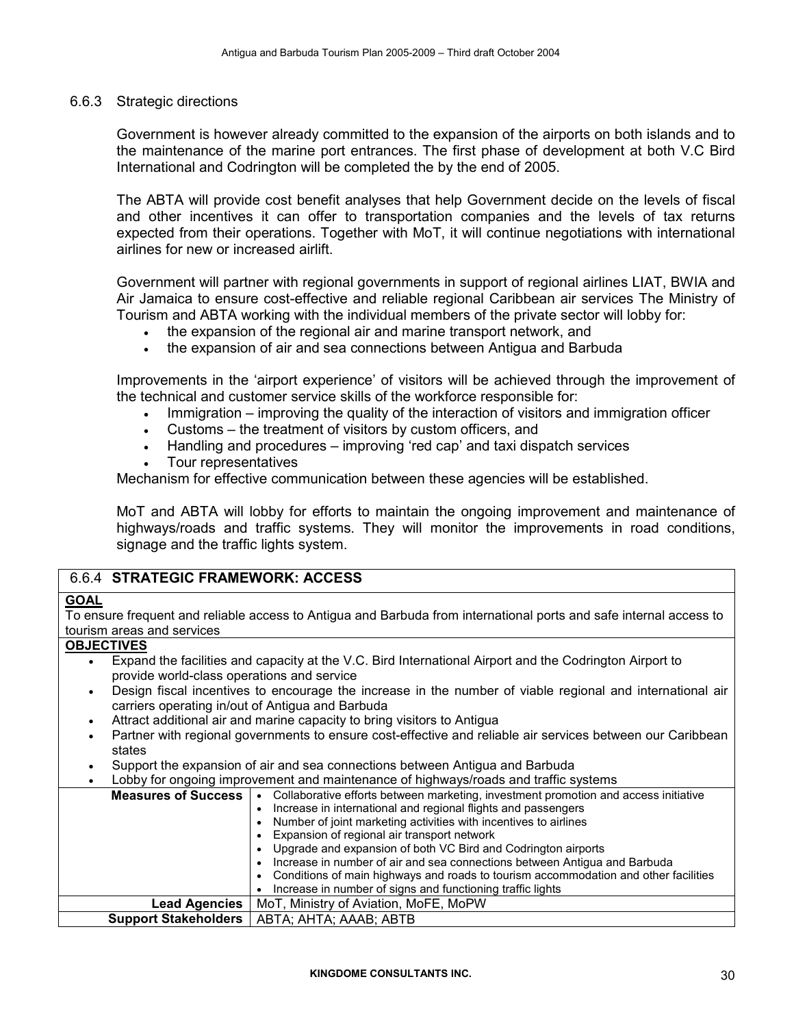### 6.6.3 Strategic directions

Government is however already committed to the expansion of the airports on both islands and to the maintenance of the marine port entrances. The first phase of development at both V.C Bird International and Codrington will be completed the by the end of 2005.

The ABTA will provide cost benefit analyses that help Government decide on the levels of fiscal and other incentives it can offer to transportation companies and the levels of tax returns expected from their operations. Together with MoT, it will continue negotiations with international airlines for new or increased airlift.

Government will partner with regional governments in support of regional airlines LIAT, BWIA and Air Jamaica to ensure cost-effective and reliable regional Caribbean air services The Ministry of Tourism and ABTA working with the individual members of the private sector will lobby for:

- the expansion of the regional air and marine transport network, and
- the expansion of air and sea connections between Antigua and Barbuda

Improvements in the 'airport experience' of visitors will be achieved through the improvement of the technical and customer service skills of the workforce responsible for:

- Immigration – improving the quality of the interaction of visitors and immigration officer
- Customs – the treatment of visitors by custom officers, and
- Handling and procedures – improving 'red cap' and taxi dispatch services
- Tour representatives

Mechanism for effective communication between these agencies will be established.

MoT and ABTA will lobby for efforts to maintain the ongoing improvement and maintenance of highways/roads and traffic systems. They will monitor the improvements in road conditions, signage and the traffic lights system.

| 6.6.4 **STRATEGIC FRAMEWORK: ACCESS** | |
|---|---|
| **GOAL**<br>To ensure frequent and reliable access to Antigua and Barbuda from international ports and safe internal access to tourism areas and services | |
| **OBJECTIVES**<br>• Expand the facilities and capacity at the V.C. Bird International Airport and the Codrington Airport to provide world-class operations and service<br>• Design fiscal incentives to encourage the increase in the number of viable regional and international air carriers operating in/out of Antigua and Barbuda<br>• Attract additional air and marine capacity to bring visitors to Antigua<br>• Partner with regional governments to ensure cost-effective and reliable air services between our Caribbean states<br>• Support the expansion of air and sea connections between Antigua and Barbuda<br>• Lobby for ongoing improvement and maintenance of highways/roads and traffic systems | |
| **Measures of Success** | • Collaborative efforts between marketing, investment promotion and access initiative<br>• Increase in international and regional flights and passengers<br>• Number of joint marketing activities with incentives to airlines<br>• Expansion of regional air transport network<br>• Upgrade and expansion of both VC Bird and Codrington airports<br>• Increase in number of air and sea connections between Antigua and Barbuda<br>• Conditions of main highways and roads to tourism accommodation and other facilities<br>• Increase in number of signs and functioning traffic lights |
| **Lead Agencies** | MoT, Ministry of Aviation, MoFE, MoPW |
| **Support Stakeholders** | ABTA; AHTA; AAAB; ABTB |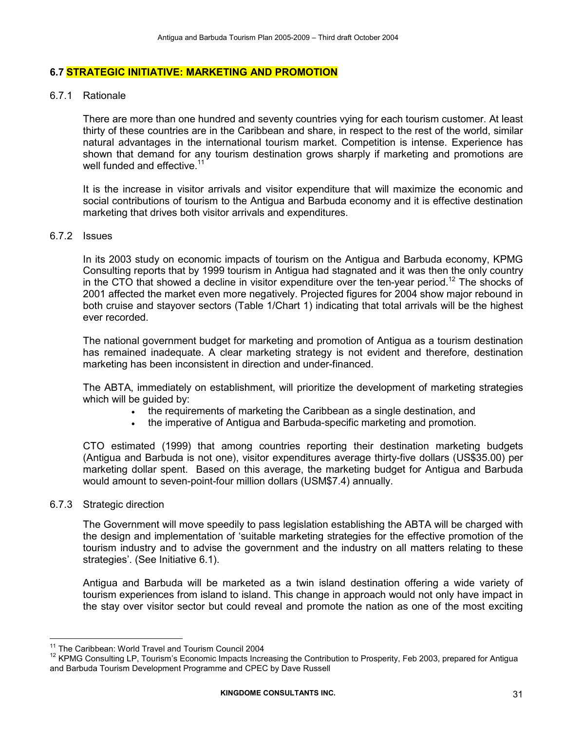## 6.7 STRATEGIC INITIATIVE: MARKETING AND PROMOTION

### 6.7.1 Rationale

There are more than one hundred and seventy countries vying for each tourism customer. At least thirty of these countries are in the Caribbean and share, in respect to the rest of the world, similar natural advantages in the international tourism market. Competition is intense. Experience has shown that demand for any tourism destination grows sharply if marketing and promotions are well funded and effective.[11]

It is the increase in visitor arrivals and visitor expenditure that will maximize the economic and social contributions of tourism to the Antigua and Barbuda economy and it is effective destination marketing that drives both visitor arrivals and expenditures.

### 6.7.2 Issues

In its 2003 study on economic impacts of tourism on the Antigua and Barbuda economy, KPMG Consulting reports that by 1999 tourism in Antigua had stagnated and it was then the only country in the CTO that showed a decline in visitor expenditure over the ten-year period.[12] The shocks of 2001 affected the market even more negatively. Projected figures for 2004 show major rebound in both cruise and stayover sectors (Table 1/Chart 1) indicating that total arrivals will be the highest ever recorded.

The national government budget for marketing and promotion of Antigua as a tourism destination has remained inadequate. A clear marketing strategy is not evident and therefore, destination marketing has been inconsistent in direction and under-financed.

The ABTA, immediately on establishment, will prioritize the development of marketing strategies which will be guided by:

- the requirements of marketing the Caribbean as a single destination, and
- the imperative of Antigua and Barbuda-specific marketing and promotion.

CTO estimated (1999) that among countries reporting their destination marketing budgets (Antigua and Barbuda is not one), visitor expenditures average thirty-five dollars (US$35.00) per marketing dollar spent. Based on this average, the marketing budget for Antigua and Barbuda would amount to seven-point-four million dollars (USM$7.4) annually.

### 6.7.3 Strategic direction

The Government will move speedily to pass legislation establishing the ABTA will be charged with the design and implementation of 'suitable marketing strategies for the effective promotion of the tourism industry and to advise the government and the industry on all matters relating to these strategies'. (See Initiative 6.1).

Antigua and Barbuda will be marketed as a twin island destination offering a wide variety of tourism experiences from island to island. This change in approach would not only have impact in the stay over visitor sector but could reveal and promote the nation as one of the most exciting

---

[11] The Caribbean: World Travel and Tourism Council 2004

[12] KPMG Consulting LP, Tourism's Economic Impacts Increasing the Contribution to Prosperity, Feb 2003, prepared for Antigua and Barbuda Tourism Development Programme and CPEC by Dave Russell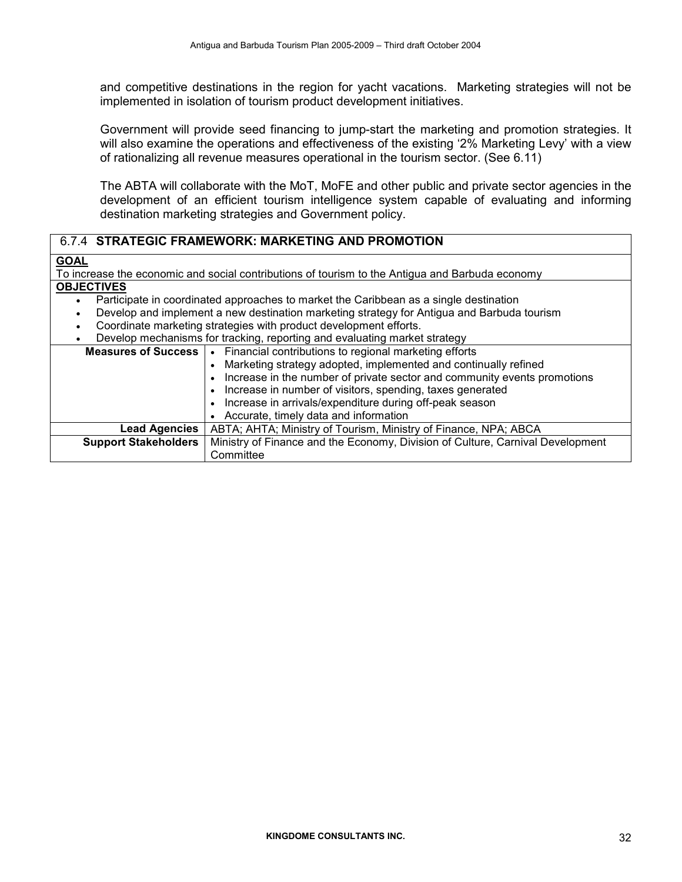and competitive destinations in the region for yacht vacations. Marketing strategies will not be implemented in isolation of tourism product development initiatives.

Government will provide seed financing to jump-start the marketing and promotion strategies. It will also examine the operations and effectiveness of the existing '2% Marketing Levy' with a view of rationalizing all revenue measures operational in the tourism sector. (See 6.11)

The ABTA will collaborate with the MoT, MoFE and other public and private sector agencies in the development of an efficient tourism intelligence system capable of evaluating and informing destination marketing strategies and Government policy.

| 6.7.4 **STRATEGIC FRAMEWORK: MARKETING AND PROMOTION** | |
|---|---|
| **GOAL**<br>To increase the economic and social contributions of tourism to the Antigua and Barbuda economy | |
| **OBJECTIVES**<br>• Participate in coordinated approaches to market the Caribbean as a single destination<br>• Develop and implement a new destination marketing strategy for Antigua and Barbuda tourism<br>• Coordinate marketing strategies with product development efforts.<br>• Develop mechanisms for tracking, reporting and evaluating market strategy | |
| **Measures of Success** | • Financial contributions to regional marketing efforts<br>• Marketing strategy adopted, implemented and continually refined<br>• Increase in the number of private sector and community events promotions<br>• Increase in number of visitors, spending, taxes generated<br>• Increase in arrivals/expenditure during off-peak season<br>• Accurate, timely data and information |
| **Lead Agencies** | ABTA; AHTA; Ministry of Tourism, Ministry of Finance, NPA; ABCA |
| **Support Stakeholders** | Ministry of Finance and the Economy, Division of Culture, Carnival Development Committee |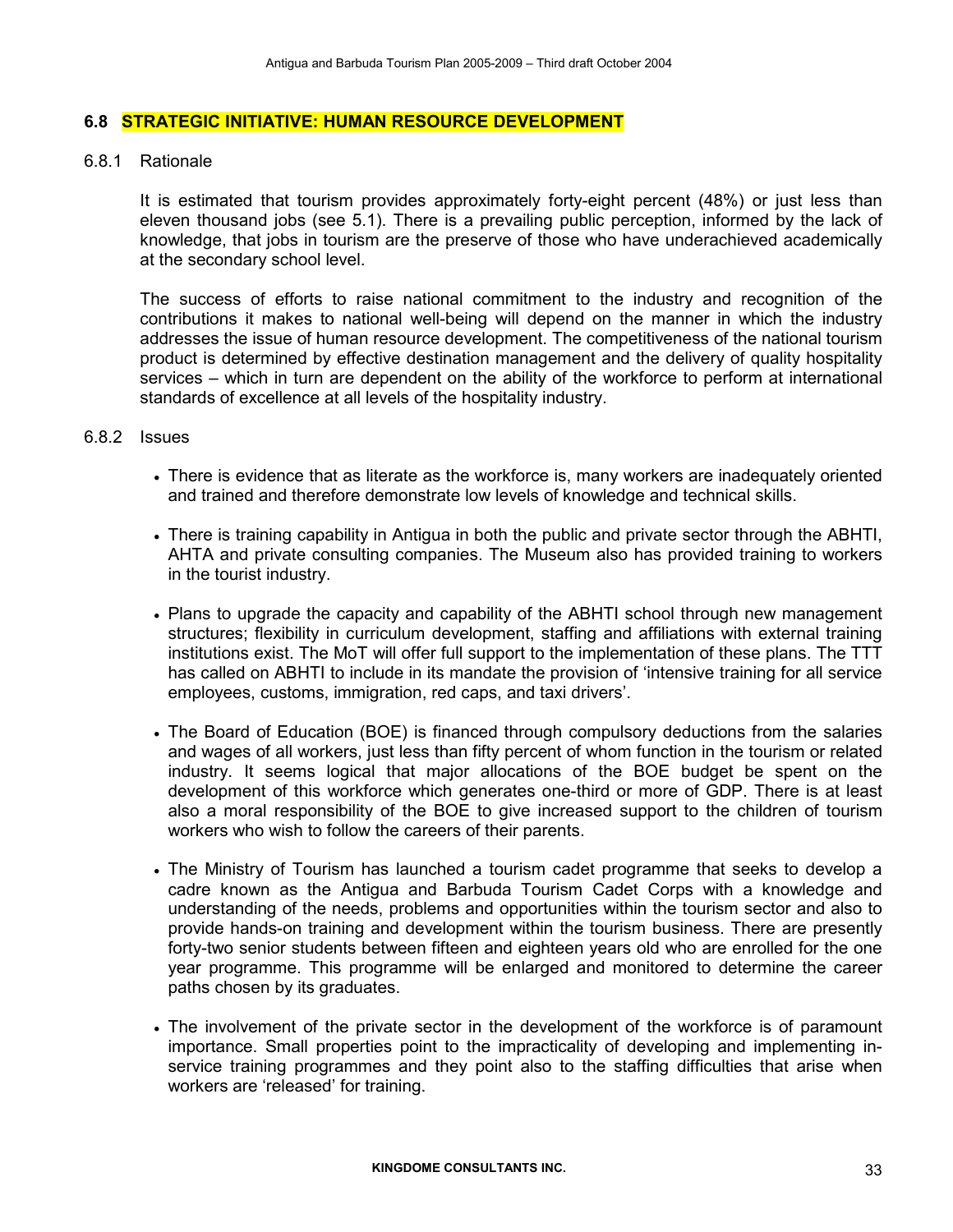## 6.8 STRATEGIC INITIATIVE: HUMAN RESOURCE DEVELOPMENT

### 6.8.1 Rationale

It is estimated that tourism provides approximately forty-eight percent (48%) or just less than eleven thousand jobs (see 5.1). There is a prevailing public perception, informed by the lack of knowledge, that jobs in tourism are the preserve of those who have underachieved academically at the secondary school level.

The success of efforts to raise national commitment to the industry and recognition of the contributions it makes to national well-being will depend on the manner in which the industry addresses the issue of human resource development. The competitiveness of the national tourism product is determined by effective destination management and the delivery of quality hospitality services – which in turn are dependent on the ability of the workforce to perform at international standards of excellence at all levels of the hospitality industry.

### 6.8.2 Issues

- There is evidence that as literate as the workforce is, many workers are inadequately oriented and trained and therefore demonstrate low levels of knowledge and technical skills.

- There is training capability in Antigua in both the public and private sector through the ABHTI, AHTA and private consulting companies. The Museum also has provided training to workers in the tourist industry.

- Plans to upgrade the capacity and capability of the ABHTI school through new management structures; flexibility in curriculum development, staffing and affiliations with external training institutions exist. The MoT will offer full support to the implementation of these plans. The TTT has called on ABHTI to include in its mandate the provision of 'intensive training for all service employees, customs, immigration, red caps, and taxi drivers'.

- The Board of Education (BOE) is financed through compulsory deductions from the salaries and wages of all workers, just less than fifty percent of whom function in the tourism or related industry. It seems logical that major allocations of the BOE budget be spent on the development of this workforce which generates one-third or more of GDP. There is at least also a moral responsibility of the BOE to give increased support to the children of tourism workers who wish to follow the careers of their parents.

- The Ministry of Tourism has launched a tourism cadet programme that seeks to develop a cadre known as the Antigua and Barbuda Tourism Cadet Corps with a knowledge and understanding of the needs, problems and opportunities within the tourism sector and also to provide hands-on training and development within the tourism business. There are presently forty-two senior students between fifteen and eighteen years old who are enrolled for the one year programme. This programme will be enlarged and monitored to determine the career paths chosen by its graduates.

- The involvement of the private sector in the development of the workforce is of paramount importance. Small properties point to the impracticality of developing and implementing in-service training programmes and they point also to the staffing difficulties that arise when workers are 'released' for training.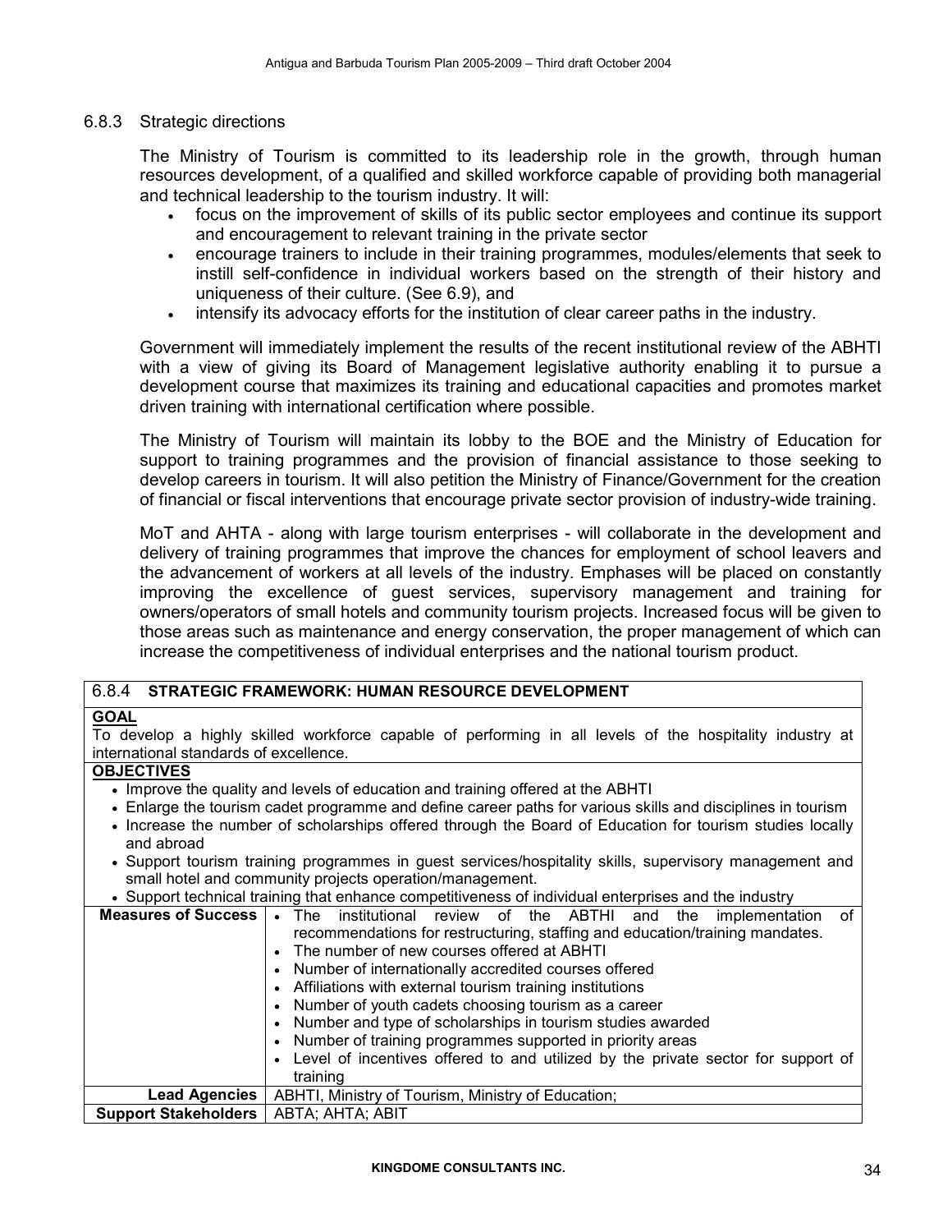### 6.8.3 Strategic directions

The Ministry of Tourism is committed to its leadership role in the growth, through human resources development, of a qualified and skilled workforce capable of providing both managerial and technical leadership to the tourism industry. It will:

- focus on the improvement of skills of its public sector employees and continue its support and encouragement to relevant training in the private sector
- encourage trainers to include in their training programmes, modules/elements that seek to instill self-confidence in individual workers based on the strength of their history and uniqueness of their culture. (See 6.9), and
- intensify its advocacy efforts for the institution of clear career paths in the industry.

Government will immediately implement the results of the recent institutional review of the ABHTI with a view of giving its Board of Management legislative authority enabling it to pursue a development course that maximizes its training and educational capacities and promotes market driven training with international certification where possible.

The Ministry of Tourism will maintain its lobby to the BOE and the Ministry of Education for support to training programmes and the provision of financial assistance to those seeking to develop careers in tourism. It will also petition the Ministry of Finance/Government for the creation of financial or fiscal interventions that encourage private sector provision of industry-wide training.

MoT and AHTA - along with large tourism enterprises - will collaborate in the development and delivery of training programmes that improve the chances for employment of school leavers and the advancement of workers at all levels of the industry. Emphases will be placed on constantly improving the excellence of guest services, supervisory management and training for owners/operators of small hotels and community tourism projects. Increased focus will be given to those areas such as maintenance and energy conservation, the proper management of which can increase the competitiveness of individual enterprises and the national tourism product.

| 6.8.4 **STRATEGIC FRAMEWORK: HUMAN RESOURCE DEVELOPMENT** | |
|---|---|
| **GOAL**<br>To develop a highly skilled workforce capable of performing in all levels of the hospitality industry at international standards of excellence. | |
| **OBJECTIVES**<br>• Improve the quality and levels of education and training offered at the ABHTI<br>• Enlarge the tourism cadet programme and define career paths for various skills and disciplines in tourism<br>• Increase the number of scholarships offered through the Board of Education for tourism studies locally and abroad<br>• Support tourism training programmes in guest services/hospitality skills, supervisory management and small hotel and community projects operation/management.<br>• Support technical training that enhance competitiveness of individual enterprises and the industry | |
| **Measures of Success** | • The institutional review of the ABTHI and the implementation of recommendations for restructuring, staffing and education/training mandates.<br>• The number of new courses offered at ABHTI<br>• Number of internationally accredited courses offered<br>• Affiliations with external tourism training institutions<br>• Number of youth cadets choosing tourism as a career<br>• Number and type of scholarships in tourism studies awarded<br>• Number of training programmes supported in priority areas<br>• Level of incentives offered to and utilized by the private sector for support of training |
| **Lead Agencies** | ABHTI, Ministry of Tourism, Ministry of Education; |
| **Support Stakeholders** | ABTA; AHTA; ABIT |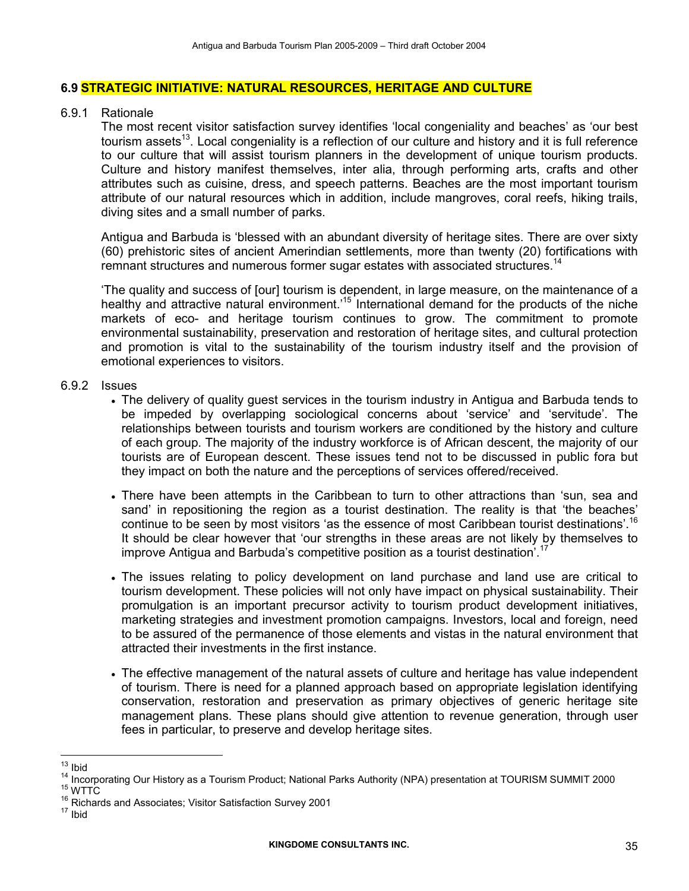## 6.9 STRATEGIC INITIATIVE: NATURAL RESOURCES, HERITAGE AND CULTURE

### 6.9.1 Rationale

The most recent visitor satisfaction survey identifies 'local congeniality and beaches' as 'our best tourism assets[13]. Local congeniality is a reflection of our culture and history and it is full reference to our culture that will assist tourism planners in the development of unique tourism products. Culture and history manifest themselves, inter alia, through performing arts, crafts and other attributes such as cuisine, dress, and speech patterns. Beaches are the most important tourism attribute of our natural resources which in addition, include mangroves, coral reefs, hiking trails, diving sites and a small number of parks.

Antigua and Barbuda is 'blessed with an abundant diversity of heritage sites. There are over sixty (60) prehistoric sites of ancient Amerindian settlements, more than twenty (20) fortifications with remnant structures and numerous former sugar estates with associated structures.[14]

'The quality and success of [our] tourism is dependent, in large measure, on the maintenance of a healthy and attractive natural environment.'[15] International demand for the products of the niche markets of eco- and heritage tourism continues to grow. The commitment to promote environmental sustainability, preservation and restoration of heritage sites, and cultural protection and promotion is vital to the sustainability of the tourism industry itself and the provision of emotional experiences to visitors.

### 6.9.2 Issues

- The delivery of quality guest services in the tourism industry in Antigua and Barbuda tends to be impeded by overlapping sociological concerns about 'service' and 'servitude'. The relationships between tourists and tourism workers are conditioned by the history and culture of each group. The majority of the industry workforce is of African descent, the majority of our tourists are of European descent. These issues tend not to be discussed in public fora but they impact on both the nature and the perceptions of services offered/received.

- There have been attempts in the Caribbean to turn to other attractions than 'sun, sea and sand' in repositioning the region as a tourist destination. The reality is that 'the beaches' continue to be seen by most visitors 'as the essence of most Caribbean tourist destinations'.[16] It should be clear however that 'our strengths in these areas are not likely by themselves to improve Antigua and Barbuda's competitive position as a tourist destination'.[17]

- The issues relating to policy development on land purchase and land use are critical to tourism development. These policies will not only have impact on physical sustainability. Their promulgation is an important precursor activity to tourism product development initiatives, marketing strategies and investment promotion campaigns. Investors, local and foreign, need to be assured of the permanence of those elements and vistas in the natural environment that attracted their investments in the first instance.

- The effective management of the natural assets of culture and heritage has value independent of tourism. There is need for a planned approach based on appropriate legislation identifying conservation, restoration and preservation as primary objectives of generic heritage site management plans. These plans should give attention to revenue generation, through user fees in particular, to preserve and develop heritage sites.

---

[13] Ibid

[14] Incorporating Our History as a Tourism Product; National Parks Authority (NPA) presentation at TOURISM SUMMIT 2000

[15] WTTC

[16] Richards and Associates; Visitor Satisfaction Survey 2001

[17] Ibid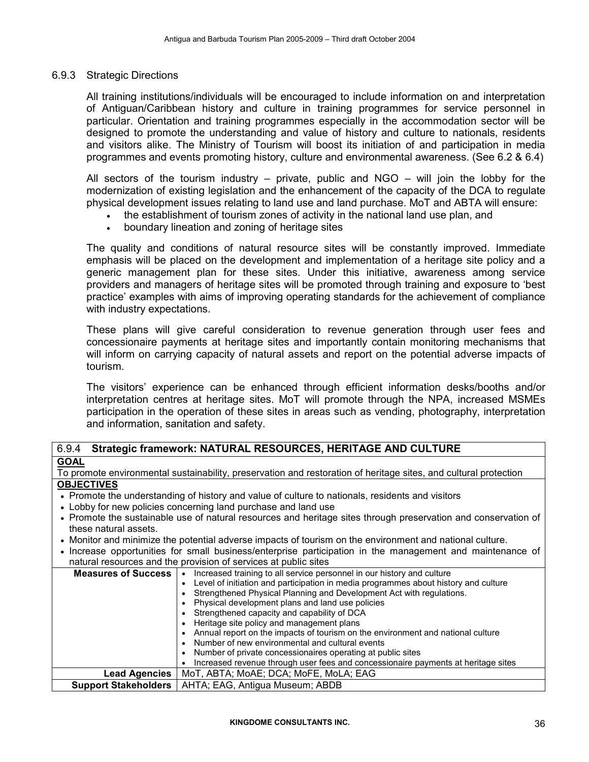### 6.9.3 Strategic Directions

All training institutions/individuals will be encouraged to include information on and interpretation of Antiguan/Caribbean history and culture in training programmes for service personnel in particular. Orientation and training programmes especially in the accommodation sector will be designed to promote the understanding and value of history and culture to nationals, residents and visitors alike. The Ministry of Tourism will boost its initiation of and participation in media programmes and events promoting history, culture and environmental awareness. (See 6.2 & 6.4)

All sectors of the tourism industry – private, public and NGO – will join the lobby for the modernization of existing legislation and the enhancement of the capacity of the DCA to regulate physical development issues relating to land use and land purchase. MoT and ABTA will ensure:

- the establishment of tourism zones of activity in the national land use plan, and
- boundary lineation and zoning of heritage sites

The quality and conditions of natural resource sites will be constantly improved. Immediate emphasis will be placed on the development and implementation of a heritage site policy and a generic management plan for these sites. Under this initiative, awareness among service providers and managers of heritage sites will be promoted through training and exposure to 'best practice' examples with aims of improving operating standards for the achievement of compliance with industry expectations.

These plans will give careful consideration to revenue generation through user fees and concessionaire payments at heritage sites and importantly contain monitoring mechanisms that will inform on carrying capacity of natural assets and report on the potential adverse impacts of tourism.

The visitors' experience can be enhanced through efficient information desks/booths and/or interpretation centres at heritage sites. MoT will promote through the NPA, increased MSMEs participation in the operation of these sites in areas such as vending, photography, interpretation and information, sanitation and safety.

| 6.9.4 **Strategic framework: NATURAL RESOURCES, HERITAGE AND CULTURE** | |
|---|---|
| **GOAL** | |
| To promote environmental sustainability, preservation and restoration of heritage sites, and cultural protection | |
| **OBJECTIVES** | |
| • Promote the understanding of history and value of culture to nationals, residents and visitors<br>• Lobby for new policies concerning land purchase and land use<br>• Promote the sustainable use of natural resources and heritage sites through preservation and conservation of these natural assets.<br>• Monitor and minimize the potential adverse impacts of tourism on the environment and national culture.<br>• Increase opportunities for small business/enterprise participation in the management and maintenance of natural resources and the provision of services at public sites | |
| **Measures of Success** | • Increased training to all service personnel in our history and culture<br>• Level of initiation and participation in media programmes about history and culture<br>• Strengthened Physical Planning and Development Act with regulations.<br>• Physical development plans and land use policies<br>• Strengthened capacity and capability of DCA<br>• Heritage site policy and management plans<br>• Annual report on the impacts of tourism on the environment and national culture<br>• Number of new environmental and cultural events<br>• Number of private concessionaires operating at public sites<br>• Increased revenue through user fees and concessionaire payments at heritage sites |
| **Lead Agencies** | MoT, ABTA; MoAE; DCA; MoFE, MoLA; EAG |
| **Support Stakeholders** | AHTA; EAG, Antigua Museum; ABDB |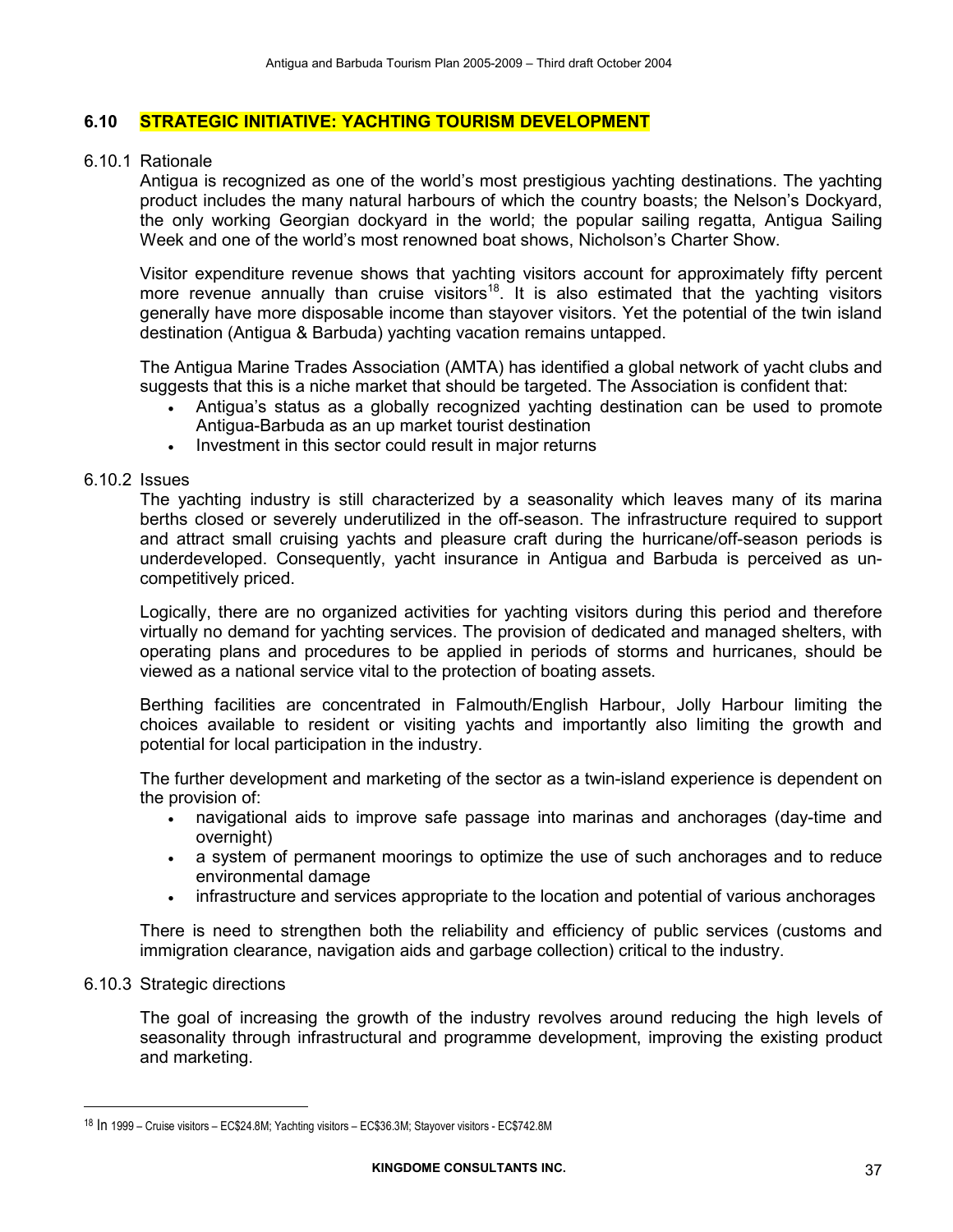## 6.10 STRATEGIC INITIATIVE: YACHTING TOURISM DEVELOPMENT

### 6.10.1 Rationale

Antigua is recognized as one of the world's most prestigious yachting destinations. The yachting product includes the many natural harbours of which the country boasts; the Nelson's Dockyard, the only working Georgian dockyard in the world; the popular sailing regatta, Antigua Sailing Week and one of the world's most renowned boat shows, Nicholson's Charter Show.

Visitor expenditure revenue shows that yachting visitors account for approximately fifty percent more revenue annually than cruise visitors[18]. It is also estimated that the yachting visitors generally have more disposable income than stayover visitors. Yet the potential of the twin island destination (Antigua & Barbuda) yachting vacation remains untapped.

The Antigua Marine Trades Association (AMTA) has identified a global network of yacht clubs and suggests that this is a niche market that should be targeted. The Association is confident that:

- Antigua's status as a globally recognized yachting destination can be used to promote Antigua-Barbuda as an up market tourist destination
- Investment in this sector could result in major returns

### 6.10.2 Issues

The yachting industry is still characterized by a seasonality which leaves many of its marina berths closed or severely underutilized in the off-season. The infrastructure required to support and attract small cruising yachts and pleasure craft during the hurricane/off-season periods is underdeveloped. Consequently, yacht insurance in Antigua and Barbuda is perceived as un-competitively priced.

Logically, there are no organized activities for yachting visitors during this period and therefore virtually no demand for yachting services. The provision of dedicated and managed shelters, with operating plans and procedures to be applied in periods of storms and hurricanes, should be viewed as a national service vital to the protection of boating assets.

Berthing facilities are concentrated in Falmouth/English Harbour, Jolly Harbour limiting the choices available to resident or visiting yachts and importantly also limiting the growth and potential for local participation in the industry.

The further development and marketing of the sector as a twin-island experience is dependent on the provision of:

- navigational aids to improve safe passage into marinas and anchorages (day-time and overnight)
- a system of permanent moorings to optimize the use of such anchorages and to reduce environmental damage
- infrastructure and services appropriate to the location and potential of various anchorages

There is need to strengthen both the reliability and efficiency of public services (customs and immigration clearance, navigation aids and garbage collection) critical to the industry.

### 6.10.3 Strategic directions

The goal of increasing the growth of the industry revolves around reducing the high levels of seasonality through infrastructural and programme development, improving the existing product and marketing.

---

[18] In 1999 – Cruise visitors – EC$24.8M; Yachting visitors – EC$36.3M; Stayover visitors - EC$742.8M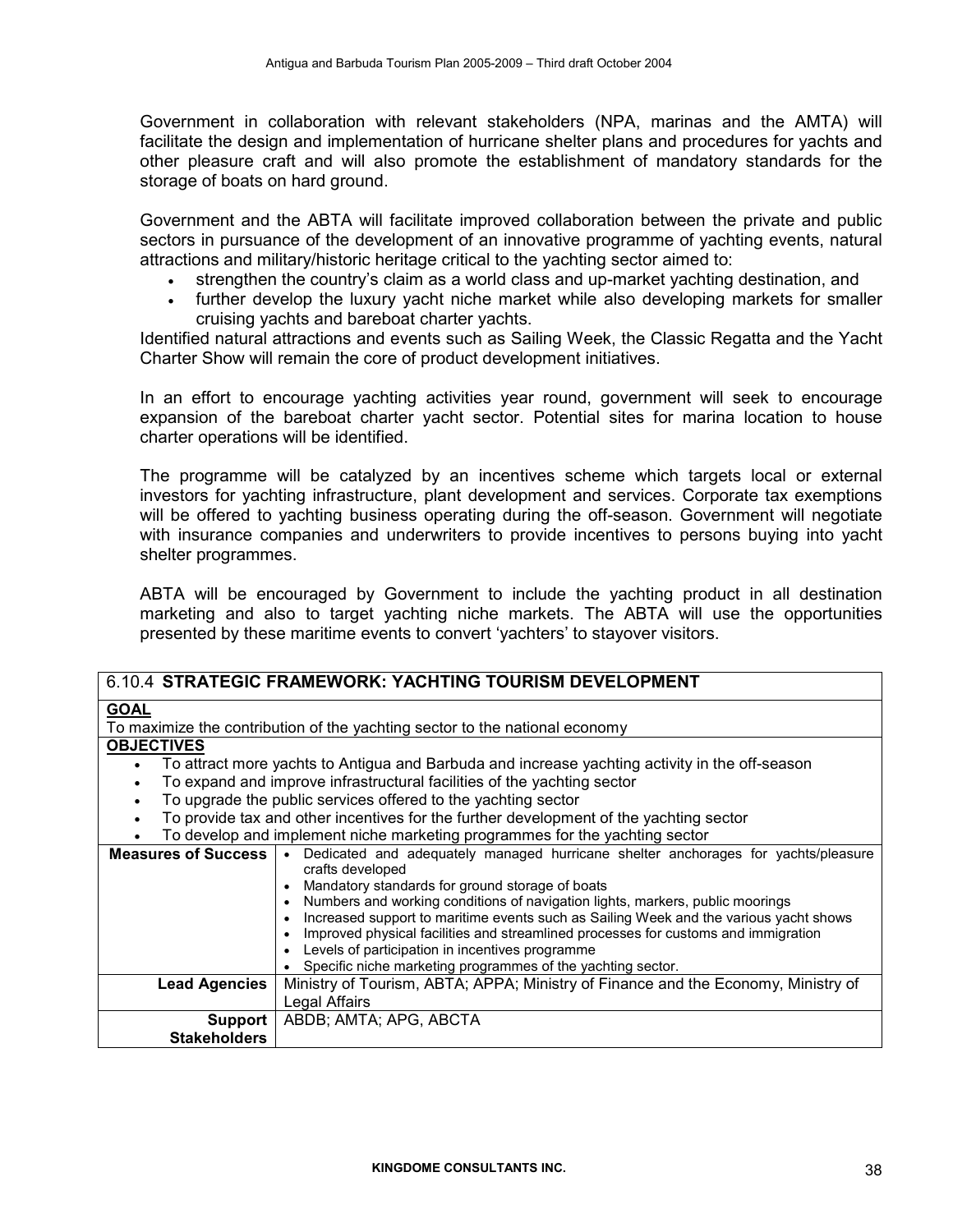Government in collaboration with relevant stakeholders (NPA, marinas and the AMTA) will facilitate the design and implementation of hurricane shelter plans and procedures for yachts and other pleasure craft and will also promote the establishment of mandatory standards for the storage of boats on hard ground.

Government and the ABTA will facilitate improved collaboration between the private and public sectors in pursuance of the development of an innovative programme of yachting events, natural attractions and military/historic heritage critical to the yachting sector aimed to:

- strengthen the country's claim as a world class and up-market yachting destination, and
- further develop the luxury yacht niche market while also developing markets for smaller cruising yachts and bareboat charter yachts.

Identified natural attractions and events such as Sailing Week, the Classic Regatta and the Yacht Charter Show will remain the core of product development initiatives.

In an effort to encourage yachting activities year round, government will seek to encourage expansion of the bareboat charter yacht sector. Potential sites for marina location to house charter operations will be identified.

The programme will be catalyzed by an incentives scheme which targets local or external investors for yachting infrastructure, plant development and services. Corporate tax exemptions will be offered to yachting business operating during the off-season. Government will negotiate with insurance companies and underwriters to provide incentives to persons buying into yacht shelter programmes.

ABTA will be encouraged by Government to include the yachting product in all destination marketing and also to target yachting niche markets. The ABTA will use the opportunities presented by these maritime events to convert 'yachters' to stayover visitors.

| 6.10.4 **STRATEGIC FRAMEWORK: YACHTING TOURISM DEVELOPMENT** | |
|---|---|
| **GOAL** | |
| To maximize the contribution of the yachting sector to the national economy | |
| **OBJECTIVES** | |
| • To attract more yachts to Antigua and Barbuda and increase yachting activity in the off-season<br>• To expand and improve infrastructural facilities of the yachting sector<br>• To upgrade the public services offered to the yachting sector<br>• To provide tax and other incentives for the further development of the yachting sector<br>• To develop and implement niche marketing programmes for the yachting sector | |
| **Measures of Success** | • Dedicated and adequately managed hurricane shelter anchorages for yachts/pleasure crafts developed<br>• Mandatory standards for ground storage of boats<br>• Numbers and working conditions of navigation lights, markers, public moorings<br>• Increased support to maritime events such as Sailing Week and the various yacht shows<br>• Improved physical facilities and streamlined processes for customs and immigration<br>• Levels of participation in incentives programme<br>• Specific niche marketing programmes of the yachting sector. |
| **Lead Agencies** | Ministry of Tourism, ABTA; APPA; Ministry of Finance and the Economy, Ministry of Legal Affairs |
| **Support Stakeholders** | ABDB; AMTA; APG, ABCTA |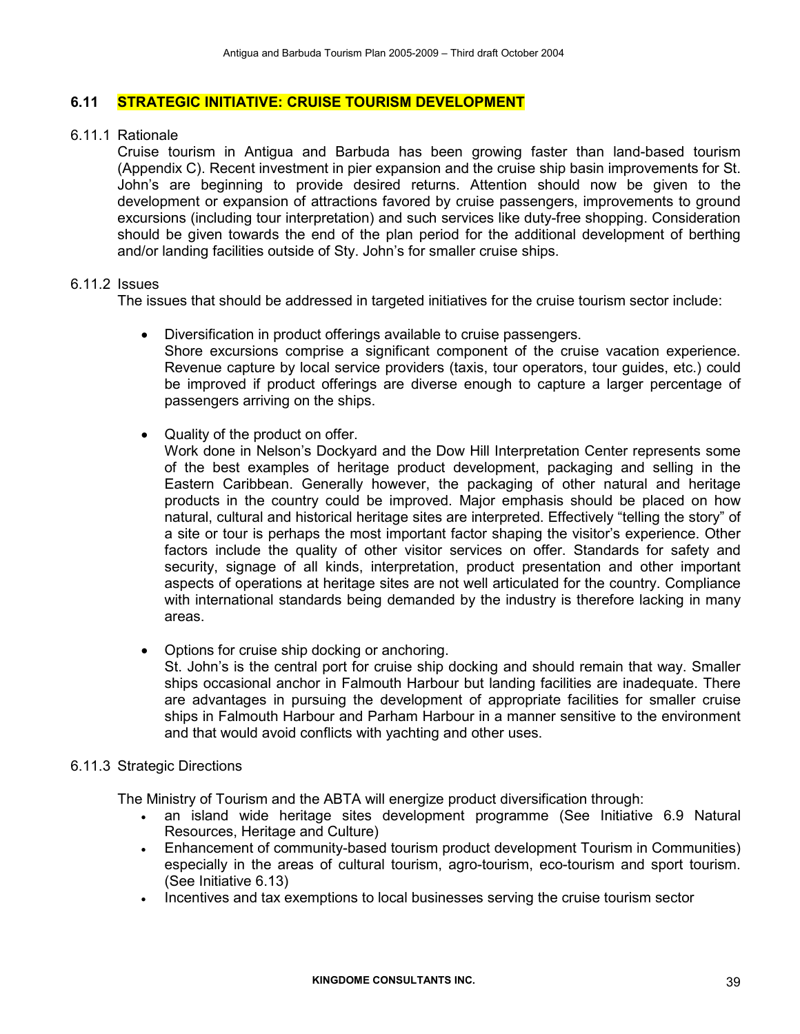## 6.11 STRATEGIC INITIATIVE: CRUISE TOURISM DEVELOPMENT

### 6.11.1 Rationale

Cruise tourism in Antigua and Barbuda has been growing faster than land-based tourism (Appendix C). Recent investment in pier expansion and the cruise ship basin improvements for St. John's are beginning to provide desired returns. Attention should now be given to the development or expansion of attractions favored by cruise passengers, improvements to ground excursions (including tour interpretation) and such services like duty-free shopping. Consideration should be given towards the end of the plan period for the additional development of berthing and/or landing facilities outside of Sty. John's for smaller cruise ships.

### 6.11.2 Issues

The issues that should be addressed in targeted initiatives for the cruise tourism sector include:

- Diversification in product offerings available to cruise passengers.
  Shore excursions comprise a significant component of the cruise vacation experience. Revenue capture by local service providers (taxis, tour operators, tour guides, etc.) could be improved if product offerings are diverse enough to capture a larger percentage of passengers arriving on the ships.

- Quality of the product on offer.
  Work done in Nelson's Dockyard and the Dow Hill Interpretation Center represents some of the best examples of heritage product development, packaging and selling in the Eastern Caribbean. Generally however, the packaging of other natural and heritage products in the country could be improved. Major emphasis should be placed on how natural, cultural and historical heritage sites are interpreted. Effectively "telling the story" of a site or tour is perhaps the most important factor shaping the visitor's experience. Other factors include the quality of other visitor services on offer. Standards for safety and security, signage of all kinds, interpretation, product presentation and other important aspects of operations at heritage sites are not well articulated for the country. Compliance with international standards being demanded by the industry is therefore lacking in many areas.

- Options for cruise ship docking or anchoring.
  St. John's is the central port for cruise ship docking and should remain that way. Smaller ships occasional anchor in Falmouth Harbour but landing facilities are inadequate. There are advantages in pursuing the development of appropriate facilities for smaller cruise ships in Falmouth Harbour and Parham Harbour in a manner sensitive to the environment and that would avoid conflicts with yachting and other uses.

### 6.11.3 Strategic Directions

The Ministry of Tourism and the ABTA will energize product diversification through:

- an island wide heritage sites development programme (See Initiative 6.9 Natural Resources, Heritage and Culture)
- Enhancement of community-based tourism product development Tourism in Communities) especially in the areas of cultural tourism, agro-tourism, eco-tourism and sport tourism. (See Initiative 6.13)
- Incentives and tax exemptions to local businesses serving the cruise tourism sector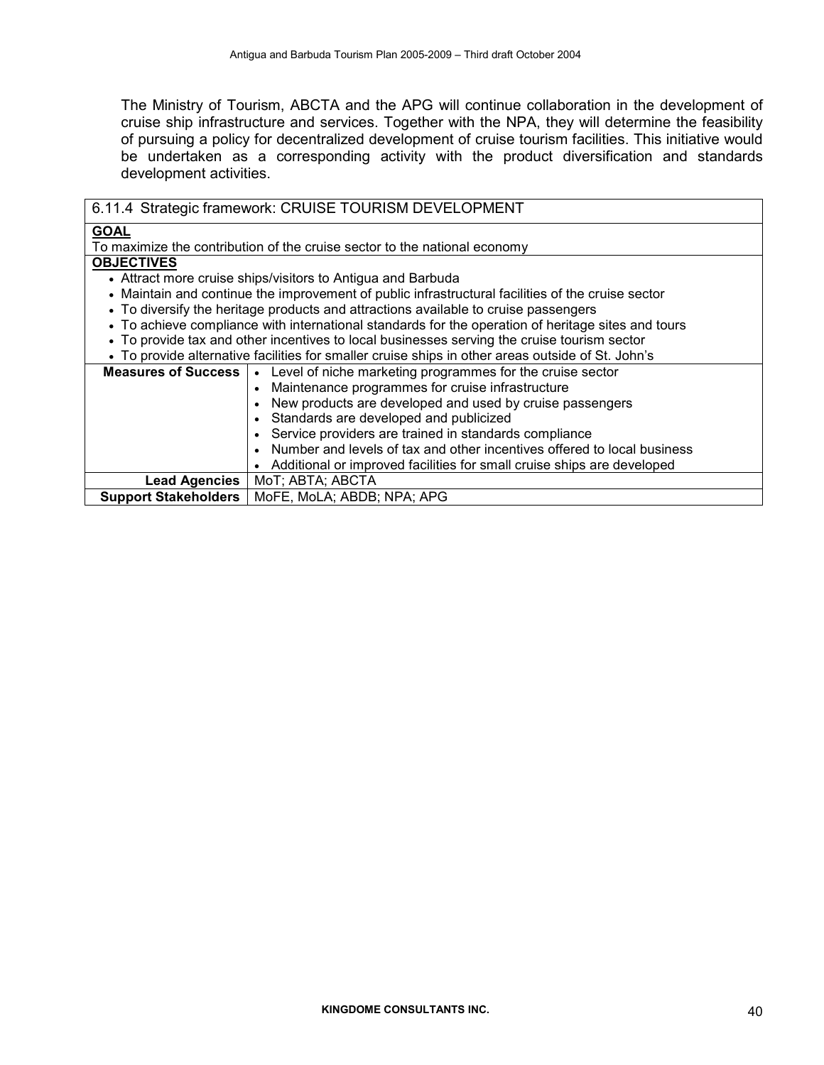The Ministry of Tourism, ABCTA and the APG will continue collaboration in the development of cruise ship infrastructure and services. Together with the NPA, they will determine the feasibility of pursuing a policy for decentralized development of cruise tourism facilities. This initiative would be undertaken as a corresponding activity with the product diversification and standards development activities.

| 6.11.4 Strategic framework: CRUISE TOURISM DEVELOPMENT | |
|---|---|
| **GOAL**<br>To maximize the contribution of the cruise sector to the national economy | |
| **OBJECTIVES**<br>• Attract more cruise ships/visitors to Antigua and Barbuda<br>• Maintain and continue the improvement of public infrastructural facilities of the cruise sector<br>• To diversify the heritage products and attractions available to cruise passengers<br>• To achieve compliance with international standards for the operation of heritage sites and tours<br>• To provide tax and other incentives to local businesses serving the cruise tourism sector<br>• To provide alternative facilities for smaller cruise ships in other areas outside of St. John's | |
| **Measures of Success** | • Level of niche marketing programmes for the cruise sector<br>• Maintenance programmes for cruise infrastructure<br>• New products are developed and used by cruise passengers<br>• Standards are developed and publicized<br>• Service providers are trained in standards compliance<br>• Number and levels of tax and other incentives offered to local business<br>• Additional or improved facilities for small cruise ships are developed |
| **Lead Agencies** | MoT; ABTA; ABCTA |
| **Support Stakeholders** | MoFE, MoLA; ABDB; NPA; APG |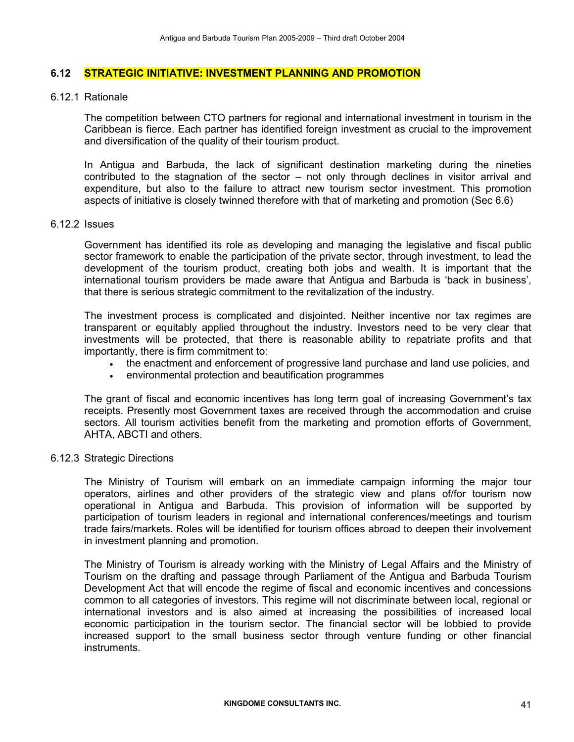## 6.12 STRATEGIC INITIATIVE: INVESTMENT PLANNING AND PROMOTION

### 6.12.1 Rationale

The competition between CTO partners for regional and international investment in tourism in the Caribbean is fierce. Each partner has identified foreign investment as crucial to the improvement and diversification of the quality of their tourism product.

In Antigua and Barbuda, the lack of significant destination marketing during the nineties contributed to the stagnation of the sector – not only through declines in visitor arrival and expenditure, but also to the failure to attract new tourism sector investment. This promotion aspects of initiative is closely twinned therefore with that of marketing and promotion (Sec 6.6)

### 6.12.2 Issues

Government has identified its role as developing and managing the legislative and fiscal public sector framework to enable the participation of the private sector, through investment, to lead the development of the tourism product, creating both jobs and wealth. It is important that the international tourism providers be made aware that Antigua and Barbuda is 'back in business', that there is serious strategic commitment to the revitalization of the industry.

The investment process is complicated and disjointed. Neither incentive nor tax regimes are transparent or equitably applied throughout the industry. Investors need to be very clear that investments will be protected, that there is reasonable ability to repatriate profits and that importantly, there is firm commitment to:

- the enactment and enforcement of progressive land purchase and land use policies, and
- environmental protection and beautification programmes

The grant of fiscal and economic incentives has long term goal of increasing Government's tax receipts. Presently most Government taxes are received through the accommodation and cruise sectors. All tourism activities benefit from the marketing and promotion efforts of Government, AHTA, ABCTI and others.

### 6.12.3 Strategic Directions

The Ministry of Tourism will embark on an immediate campaign informing the major tour operators, airlines and other providers of the strategic view and plans of/for tourism now operational in Antigua and Barbuda. This provision of information will be supported by participation of tourism leaders in regional and international conferences/meetings and tourism trade fairs/markets. Roles will be identified for tourism offices abroad to deepen their involvement in investment planning and promotion.

The Ministry of Tourism is already working with the Ministry of Legal Affairs and the Ministry of Tourism on the drafting and passage through Parliament of the Antigua and Barbuda Tourism Development Act that will encode the regime of fiscal and economic incentives and concessions common to all categories of investors. This regime will not discriminate between local, regional or international investors and is also aimed at increasing the possibilities of increased local economic participation in the tourism sector. The financial sector will be lobbied to provide increased support to the small business sector through venture funding or other financial instruments.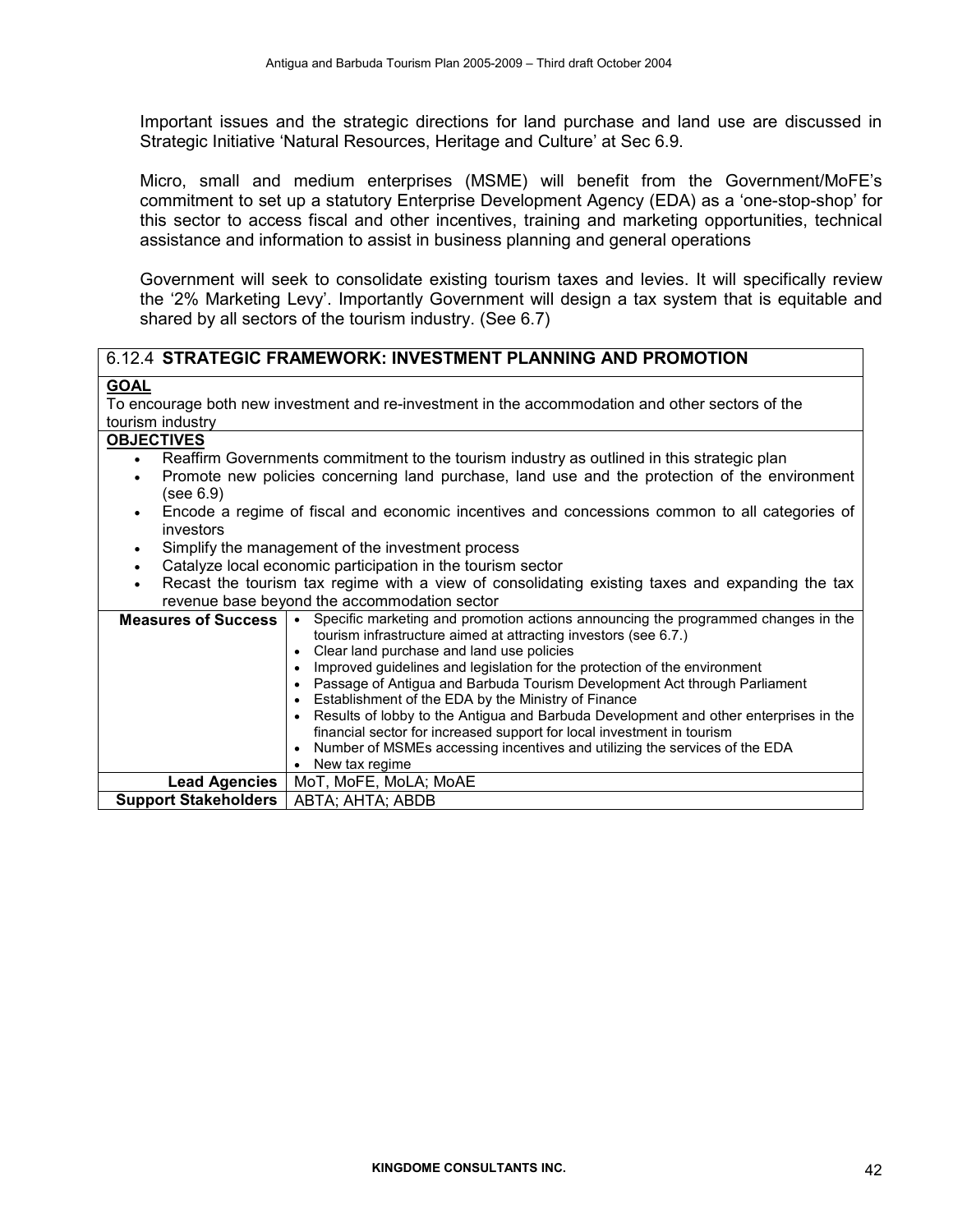Important issues and the strategic directions for land purchase and land use are discussed in Strategic Initiative 'Natural Resources, Heritage and Culture' at Sec 6.9.

Micro, small and medium enterprises (MSME) will benefit from the Government/MoFE's commitment to set up a statutory Enterprise Development Agency (EDA) as a 'one-stop-shop' for this sector to access fiscal and other incentives, training and marketing opportunities, technical assistance and information to assist in business planning and general operations

Government will seek to consolidate existing tourism taxes and levies. It will specifically review the '2% Marketing Levy'. Importantly Government will design a tax system that is equitable and shared by all sectors of the tourism industry. (See 6.7)

| 6.12.4 **STRATEGIC FRAMEWORK: INVESTMENT PLANNING AND PROMOTION** | |
|---|---|
| **GOAL**<br>To encourage both new investment and re-investment in the accommodation and other sectors of the tourism industry | |
| **OBJECTIVES**<br>• Reaffirm Governments commitment to the tourism industry as outlined in this strategic plan<br>• Promote new policies concerning land purchase, land use and the protection of the environment (see 6.9)<br>• Encode a regime of fiscal and economic incentives and concessions common to all categories of investors<br>• Simplify the management of the investment process<br>• Catalyze local economic participation in the tourism sector<br>• Recast the tourism tax regime with a view of consolidating existing taxes and expanding the tax revenue base beyond the accommodation sector | |
| **Measures of Success** | • Specific marketing and promotion actions announcing the programmed changes in the tourism infrastructure aimed at attracting investors (see 6.7.)<br>• Clear land purchase and land use policies<br>• Improved guidelines and legislation for the protection of the environment<br>• Passage of Antigua and Barbuda Tourism Development Act through Parliament<br>• Establishment of the EDA by the Ministry of Finance<br>• Results of lobby to the Antigua and Barbuda Development and other enterprises in the financial sector for increased support for local investment in tourism<br>• Number of MSMEs accessing incentives and utilizing the services of the EDA<br>• New tax regime |
| **Lead Agencies** | MoT, MoFE, MoLA; MoAE |
| **Support Stakeholders** | ABTA; AHTA; ABDB |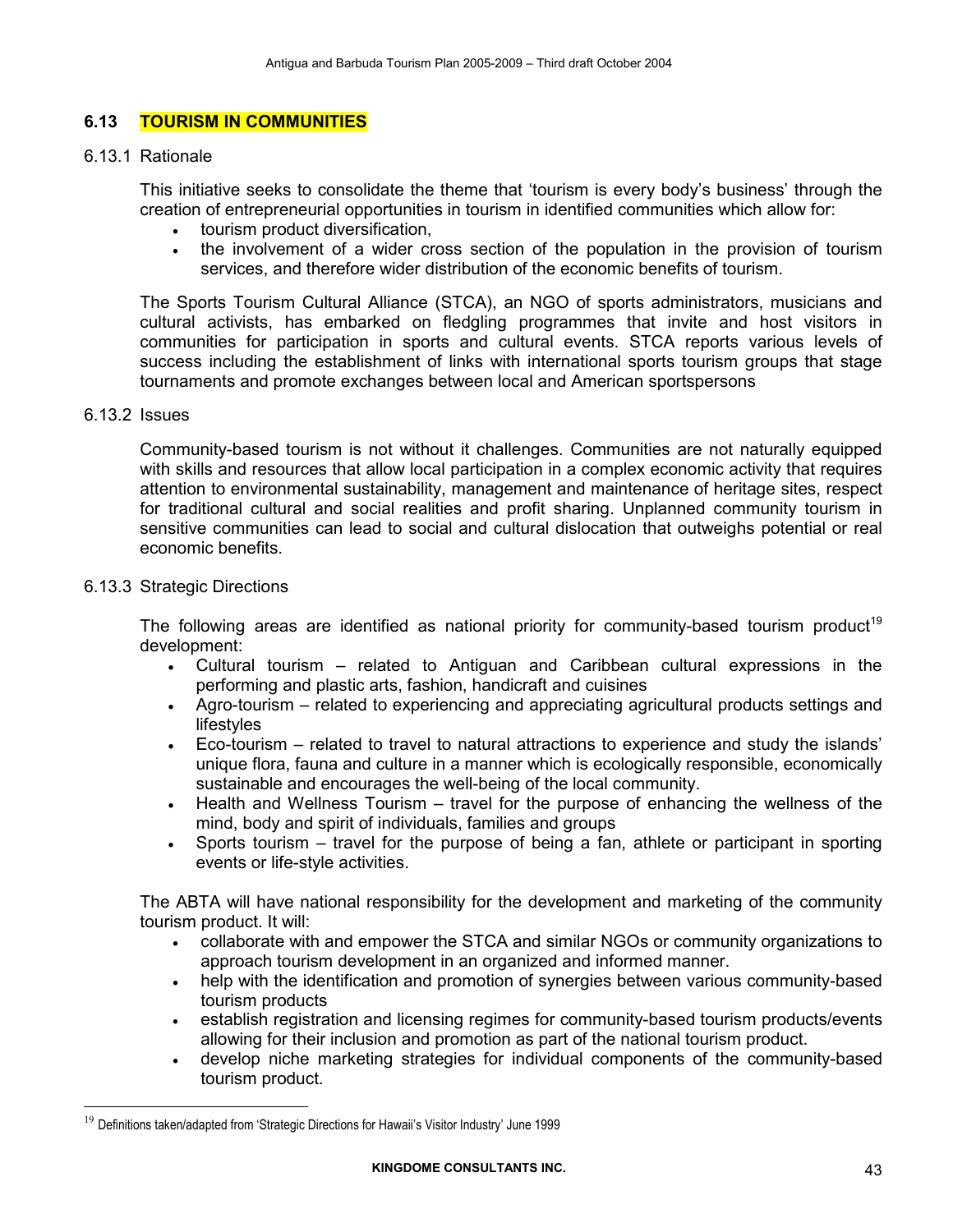## 6.13 TOURISM IN COMMUNITIES

### 6.13.1 Rationale

This initiative seeks to consolidate the theme that 'tourism is every body's business' through the creation of entrepreneurial opportunities in tourism in identified communities which allow for:

- tourism product diversification,
- the involvement of a wider cross section of the population in the provision of tourism services, and therefore wider distribution of the economic benefits of tourism.

The Sports Tourism Cultural Alliance (STCA), an NGO of sports administrators, musicians and cultural activists, has embarked on fledgling programmes that invite and host visitors in communities for participation in sports and cultural events. STCA reports various levels of success including the establishment of links with international sports tourism groups that stage tournaments and promote exchanges between local and American sportspersons

### 6.13.2 Issues

Community-based tourism is not without it challenges. Communities are not naturally equipped with skills and resources that allow local participation in a complex economic activity that requires attention to environmental sustainability, management and maintenance of heritage sites, respect for traditional cultural and social realities and profit sharing. Unplanned community tourism in sensitive communities can lead to social and cultural dislocation that outweighs potential or real economic benefits.

### 6.13.3 Strategic Directions

The following areas are identified as national priority for community-based tourism product[19] development:

- Cultural tourism – related to Antiguan and Caribbean cultural expressions in the performing and plastic arts, fashion, handicraft and cuisines
- Agro-tourism – related to experiencing and appreciating agricultural products settings and lifestyles
- Eco-tourism – related to travel to natural attractions to experience and study the islands' unique flora, fauna and culture in a manner which is ecologically responsible, economically sustainable and encourages the well-being of the local community.
- Health and Wellness Tourism – travel for the purpose of enhancing the wellness of the mind, body and spirit of individuals, families and groups
- Sports tourism – travel for the purpose of being a fan, athlete or participant in sporting events or life-style activities.

The ABTA will have national responsibility for the development and marketing of the community tourism product. It will:

- collaborate with and empower the STCA and similar NGOs or community organizations to approach tourism development in an organized and informed manner.
- help with the identification and promotion of synergies between various community-based tourism products
- establish registration and licensing regimes for community-based tourism products/events allowing for their inclusion and promotion as part of the national tourism product.
- develop niche marketing strategies for individual components of the community-based tourism product.

[19] Definitions taken/adapted from 'Strategic Directions for Hawaii's Visitor Industry' June 1999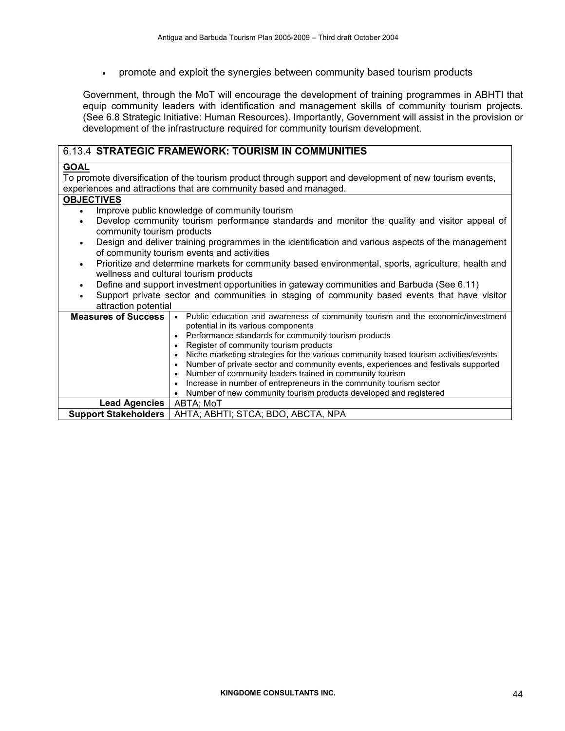- promote and exploit the synergies between community based tourism products

Government, through the MoT will encourage the development of training programmes in ABHTI that equip community leaders with identification and management skills of community tourism projects. (See 6.8 Strategic Initiative: Human Resources). Importantly, Government will assist in the provision or development of the infrastructure required for community tourism development.

### 6.13.4 STRATEGIC FRAMEWORK: TOURISM IN COMMUNITIES

**GOAL**

To promote diversification of the tourism product through support and development of new tourism events, experiences and attractions that are community based and managed.

**OBJECTIVES**

- Improve public knowledge of community tourism
- Develop community tourism performance standards and monitor the quality and visitor appeal of community tourism products
- Design and deliver training programmes in the identification and various aspects of the management of community tourism events and activities
- Prioritize and determine markets for community based environmental, sports, agriculture, health and wellness and cultural tourism products
- Define and support investment opportunities in gateway communities and Barbuda (See 6.11)
- Support private sector and communities in staging of community based events that have visitor attraction potential

| | |
|---|---|
| **Measures of Success** | • Public education and awareness of community tourism and the economic/investment potential in its various components<br>• Performance standards for community tourism products<br>• Register of community tourism products<br>• Niche marketing strategies for the various community based tourism activities/events<br>• Number of private sector and community events, experiences and festivals supported<br>• Number of community leaders trained in community tourism<br>• Increase in number of entrepreneurs in the community tourism sector<br>• Number of new community tourism products developed and registered |
| **Lead Agencies** | ABTA; MoT |
| **Support Stakeholders** | AHTA; ABHTI; STCA; BDO, ABCTA, NPA |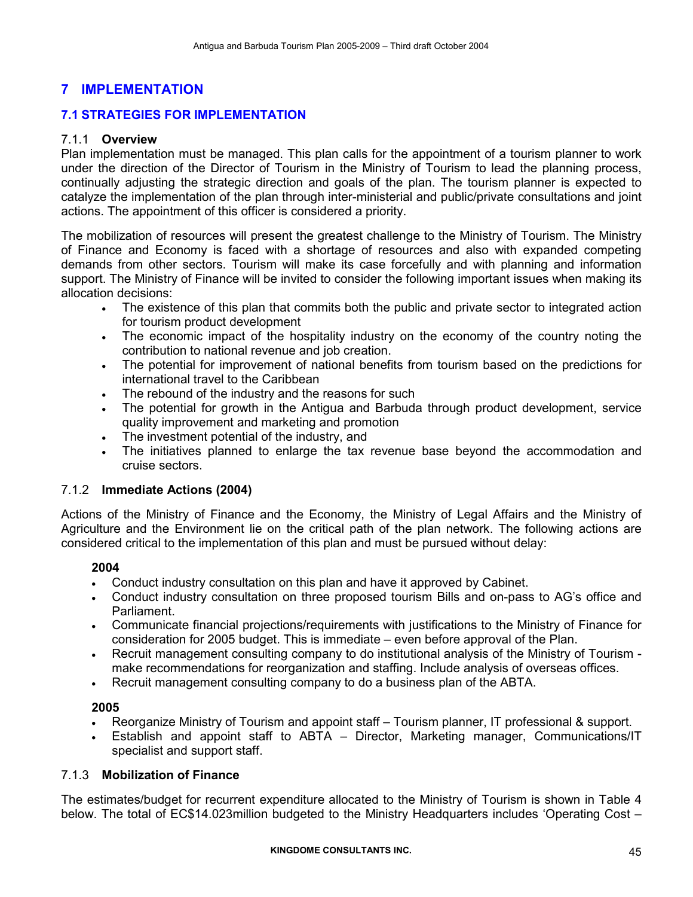# 7 IMPLEMENTATION

## 7.1 STRATEGIES FOR IMPLEMENTATION

### 7.1.1 Overview

Plan implementation must be managed. This plan calls for the appointment of a tourism planner to work under the direction of the Director of Tourism in the Ministry of Tourism to lead the planning process, continually adjusting the strategic direction and goals of the plan. The tourism planner is expected to catalyze the implementation of the plan through inter-ministerial and public/private consultations and joint actions. The appointment of this officer is considered a priority.

The mobilization of resources will present the greatest challenge to the Ministry of Tourism. The Ministry of Finance and Economy is faced with a shortage of resources and also with expanded competing demands from other sectors. Tourism will make its case forcefully and with planning and information support. The Ministry of Finance will be invited to consider the following important issues when making its allocation decisions:

- The existence of this plan that commits both the public and private sector to integrated action for tourism product development
- The economic impact of the hospitality industry on the economy of the country noting the contribution to national revenue and job creation.
- The potential for improvement of national benefits from tourism based on the predictions for international travel to the Caribbean
- The rebound of the industry and the reasons for such
- The potential for growth in the Antigua and Barbuda through product development, service quality improvement and marketing and promotion
- The investment potential of the industry, and
- The initiatives planned to enlarge the tax revenue base beyond the accommodation and cruise sectors.

### 7.1.2 Immediate Actions (2004)

Actions of the Ministry of Finance and the Economy, the Ministry of Legal Affairs and the Ministry of Agriculture and the Environment lie on the critical path of the plan network. The following actions are considered critical to the implementation of this plan and must be pursued without delay:

**2004**

- Conduct industry consultation on this plan and have it approved by Cabinet.
- Conduct industry consultation on three proposed tourism Bills and on-pass to AG's office and Parliament.
- Communicate financial projections/requirements with justifications to the Ministry of Finance for consideration for 2005 budget. This is immediate – even before approval of the Plan.
- Recruit management consulting company to do institutional analysis of the Ministry of Tourism - make recommendations for reorganization and staffing. Include analysis of overseas offices.
- Recruit management consulting company to do a business plan of the ABTA.

**2005**

- Reorganize Ministry of Tourism and appoint staff – Tourism planner, IT professional & support.
- Establish and appoint staff to ABTA – Director, Marketing manager, Communications/IT specialist and support staff.

### 7.1.3 Mobilization of Finance

The estimates/budget for recurrent expenditure allocated to the Ministry of Tourism is shown in Table 4 below. The total of EC$14.023million budgeted to the Ministry Headquarters includes 'Operating Cost –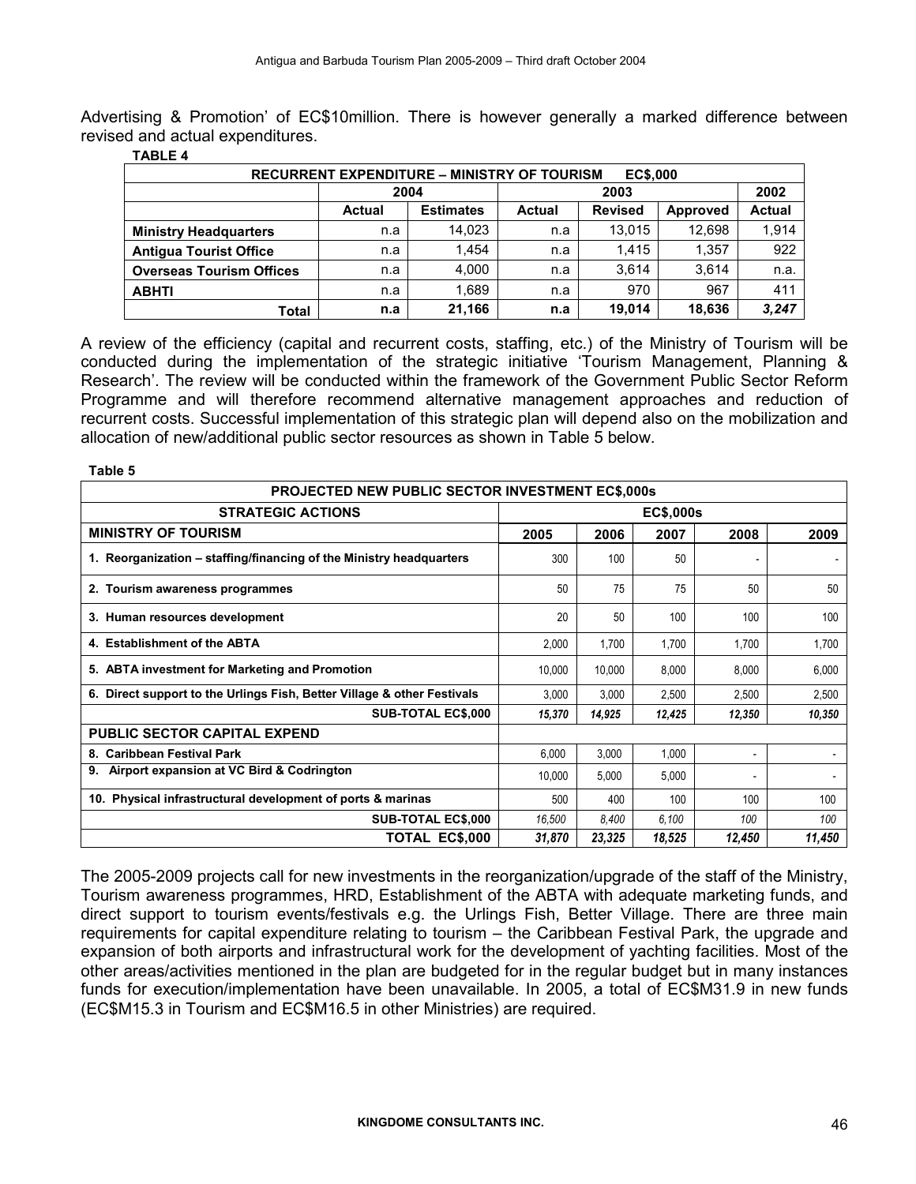Advertising & Promotion' of EC$10million. There is however generally a marked difference between revised and actual expenditures.

**TABLE 4**

| RECURRENT EXPENDITURE – MINISTRY OF TOURISM EC$,000 | | | | | | |
|---|---|---|---|---|---|---|
| | 2004 | | 2003 | | | 2002 |
| | Actual | Estimates | Actual | Revised | Approved | Actual |
| **Ministry Headquarters** | n.a | 14,023 | n.a | 13,015 | 12,698 | 1,914 |
| **Antigua Tourist Office** | n.a | 1,454 | n.a | 1,415 | 1,357 | 922 |
| **Overseas Tourism Offices** | n.a | 4,000 | n.a | 3,614 | 3,614 | n.a. |
| **ABHTI** | n.a | 1,689 | n.a | 970 | 967 | 411 |
| **Total** | **n.a** | **21,166** | **n.a** | **19,014** | **18,636** | ***3,247*** |

A review of the efficiency (capital and recurrent costs, staffing, etc.) of the Ministry of Tourism will be conducted during the implementation of the strategic initiative 'Tourism Management, Planning & Research'. The review will be conducted within the framework of the Government Public Sector Reform Programme and will therefore recommend alternative management approaches and reduction of recurrent costs. Successful implementation of this strategic plan will depend also on the mobilization and allocation of new/additional public sector resources as shown in Table 5 below.

**Table 5**

| PROJECTED NEW PUBLIC SECTOR INVESTMENT EC$,000s | | | | | |
|---|---|---|---|---|---|
| **STRATEGIC ACTIONS** | **EC$,000s** | | | | |
| **MINISTRY OF TOURISM** | **2005** | **2006** | **2007** | **2008** | **2009** |
| **1. Reorganization – staffing/financing of the Ministry headquarters** | 300 | 100 | 50 | - | - |
| **2. Tourism awareness programmes** | 50 | 75 | 75 | 50 | 50 |
| **3. Human resources development** | 20 | 50 | 100 | 100 | 100 |
| **4. Establishment of the ABTA** | 2,000 | 1,700 | 1,700 | 1,700 | 1,700 |
| **5. ABTA investment for Marketing and Promotion** | 10,000 | 10,000 | 8,000 | 8,000 | 6,000 |
| **6. Direct support to the Urlings Fish, Better Village & other Festivals** | 3,000 | 3,000 | 2,500 | 2,500 | 2,500 |
| **SUB-TOTAL EC$,000** | *15,370* | *14,925* | *12,425* | *12,350* | *10,350* |
| **PUBLIC SECTOR CAPITAL EXPEND** | | | | | |
| **8. Caribbean Festival Park** | 6,000 | 3,000 | 1,000 | - | - |
| **9. Airport expansion at VC Bird & Codrington** | 10,000 | 5,000 | 5,000 | - | - |
| **10. Physical infrastructural development of ports & marinas** | 500 | 400 | 100 | 100 | 100 |
| **SUB-TOTAL EC$,000** | *16,500* | *8,400* | *6,100* | *100* | *100* |
| **TOTAL EC$,000** | ***31,870*** | ***23,325*** | ***18,525*** | ***12,450*** | ***11,450*** |

The 2005-2009 projects call for new investments in the reorganization/upgrade of the staff of the Ministry, Tourism awareness programmes, HRD, Establishment of the ABTA with adequate marketing funds, and direct support to tourism events/festivals e.g. the Urlings Fish, Better Village. There are three main requirements for capital expenditure relating to tourism – the Caribbean Festival Park, the upgrade and expansion of both airports and infrastructural work for the development of yachting facilities. Most of the other areas/activities mentioned in the plan are budgeted for in the regular budget but in many instances funds for execution/implementation have been unavailable. In 2005, a total of EC$M31.9 in new funds (EC$M15.3 in Tourism and EC$M16.5 in other Ministries) are required.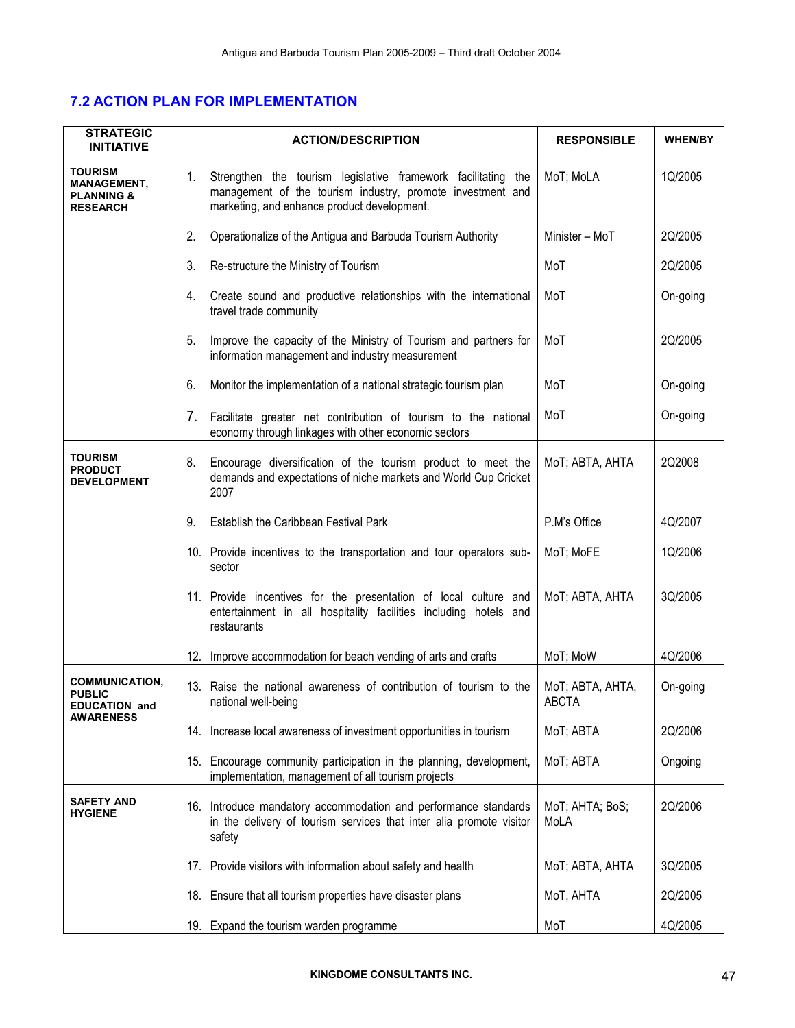## 7.2 ACTION PLAN FOR IMPLEMENTATION

| STRATEGIC INITIATIVE | ACTION/DESCRIPTION | RESPONSIBLE | WHEN/BY |
|---|---|---|---|
| **TOURISM MANAGEMENT, PLANNING & RESEARCH** | 1. Strengthen the tourism legislative framework facilitating the management of the tourism industry, promote investment and marketing, and enhance product development. | MoT; MoLA | 1Q/2005 |
| | 2. Operationalize of the Antigua and Barbuda Tourism Authority | Minister – MoT | 2Q/2005 |
| | 3. Re-structure the Ministry of Tourism | MoT | 2Q/2005 |
| | 4. Create sound and productive relationships with the international travel trade community | MoT | On-going |
| | 5. Improve the capacity of the Ministry of Tourism and partners for information management and industry measurement | MoT | 2Q/2005 |
| | 6. Monitor the implementation of a national strategic tourism plan | MoT | On-going |
| | 7. Facilitate greater net contribution of tourism to the national economy through linkages with other economic sectors | MoT | On-going |
| **TOURISM PRODUCT DEVELOPMENT** | 8. Encourage diversification of the tourism product to meet the demands and expectations of niche markets and World Cup Cricket 2007 | MoT; ABTA, AHTA | 2Q2008 |
| | 9. Establish the Caribbean Festival Park | P.M's Office | 4Q/2007 |
| | 10. Provide incentives to the transportation and tour operators sub-sector | MoT; MoFE | 1Q/2006 |
| | 11. Provide incentives for the presentation of local culture and entertainment in all hospitality facilities including hotels and restaurants | MoT; ABTA, AHTA | 3Q/2005 |
| | 12. Improve accommodation for beach vending of arts and crafts | MoT; MoW | 4Q/2006 |
| **COMMUNICATION, PUBLIC EDUCATION and AWARENESS** | 13. Raise the national awareness of contribution of tourism to the national well-being | MoT; ABTA, AHTA, ABCTA | On-going |
| | 14. Increase local awareness of investment opportunities in tourism | MoT; ABTA | 2Q/2006 |
| | 15. Encourage community participation in the planning, development, implementation, management of all tourism projects | MoT; ABTA | Ongoing |
| **SAFETY AND HYGIENE** | 16. Introduce mandatory accommodation and performance standards in the delivery of tourism services that inter alia promote visitor safety | MoT; AHTA; BoS; MoLA | 2Q/2006 |
| | 17. Provide visitors with information about safety and health | MoT; ABTA, AHTA | 3Q/2005 |
| | 18. Ensure that all tourism properties have disaster plans | MoT, AHTA | 2Q/2005 |
| | 19. Expand the tourism warden programme | MoT | 4Q/2005 |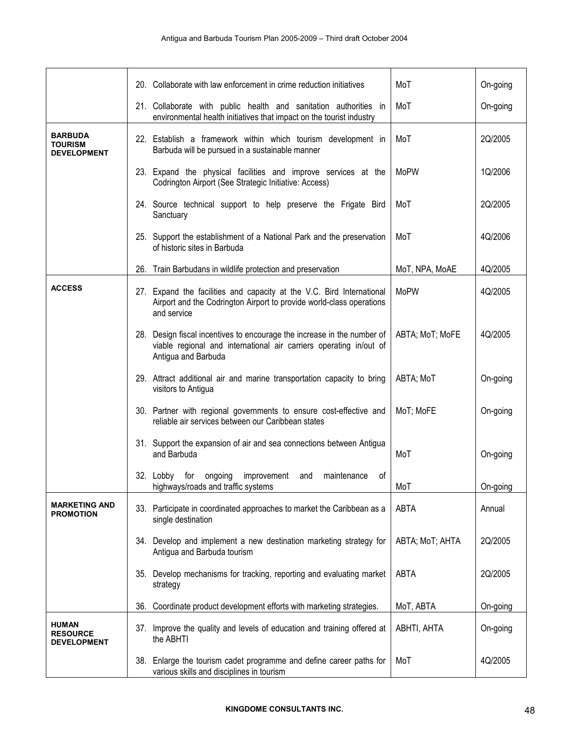| | | | |
|---|---|---|---|
| | 20. Collaborate with law enforcement in crime reduction initiatives | MoT | On-going |
| | 21. Collaborate with public health and sanitation authorities in environmental health initiatives that impact on the tourist industry | MoT | On-going |
| **BARBUDA TOURISM DEVELOPMENT** | 22. Establish a framework within which tourism development in Barbuda will be pursued in a sustainable manner | MoT | 2Q/2005 |
| | 23. Expand the physical facilities and improve services at the Codrington Airport (See Strategic Initiative: Access) | MoPW | 1Q/2006 |
| | 24. Source technical support to help preserve the Frigate Bird Sanctuary | MoT | 2Q/2005 |
| | 25. Support the establishment of a National Park and the preservation of historic sites in Barbuda | MoT | 4Q/2006 |
| | 26. Train Barbudans in wildlife protection and preservation | MoT, NPA, MoAE | 4Q/2005 |
| **ACCESS** | 27. Expand the facilities and capacity at the V.C. Bird International Airport and the Codrington Airport to provide world-class operations and service | MoPW | 4Q/2005 |
| | 28. Design fiscal incentives to encourage the increase in the number of viable regional and international air carriers operating in/out of Antigua and Barbuda | ABTA; MoT; MoFE | 4Q/2005 |
| | 29. Attract additional air and marine transportation capacity to bring visitors to Antigua | ABTA; MoT | On-going |
| | 30. Partner with regional governments to ensure cost-effective and reliable air services between our Caribbean states | MoT; MoFE | On-going |
| | 31. Support the expansion of air and sea connections between Antigua and Barbuda | MoT | On-going |
| | 32. Lobby for ongoing improvement and maintenance of highways/roads and traffic systems | MoT | On-going |
| **MARKETING AND PROMOTION** | 33. Participate in coordinated approaches to market the Caribbean as a single destination | ABTA | Annual |
| | 34. Develop and implement a new destination marketing strategy for Antigua and Barbuda tourism | ABTA; MoT; AHTA | 2Q/2005 |
| | 35. Develop mechanisms for tracking, reporting and evaluating market strategy | ABTA | 2Q/2005 |
| | 36. Coordinate product development efforts with marketing strategies. | MoT, ABTA | On-going |
| **HUMAN RESOURCE DEVELOPMENT** | 37. Improve the quality and levels of education and training offered at the ABHTI | ABHTI, AHTA | On-going |
| | 38. Enlarge the tourism cadet programme and define career paths for various skills and disciplines in tourism | MoT | 4Q/2005 |

**KINGDOME CONSULTANTS INC.**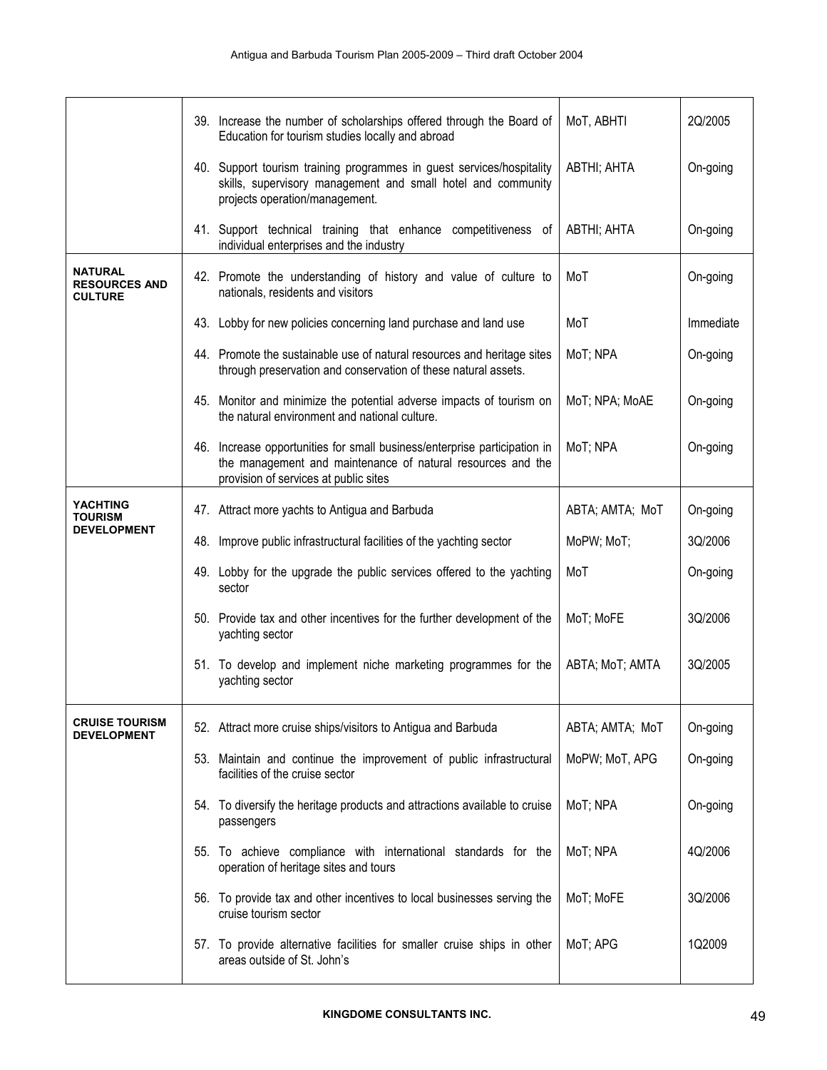| | | | |
|---|---|---|---|
| | 39. Increase the number of scholarships offered through the Board of Education for tourism studies locally and abroad | MoT, ABHTI | 2Q/2005 |
| | 40. Support tourism training programmes in guest services/hospitality skills, supervisory management and small hotel and community projects operation/management. | ABTHI; AHTA | On-going |
| | 41. Support technical training that enhance competitiveness of individual enterprises and the industry | ABTHI; AHTA | On-going |
| **NATURAL RESOURCES AND CULTURE** | 42. Promote the understanding of history and value of culture to nationals, residents and visitors | MoT | On-going |
| | 43. Lobby for new policies concerning land purchase and land use | MoT | Immediate |
| | 44. Promote the sustainable use of natural resources and heritage sites through preservation and conservation of these natural assets. | MoT; NPA | On-going |
| | 45. Monitor and minimize the potential adverse impacts of tourism on the natural environment and national culture. | MoT; NPA; MoAE | On-going |
| | 46. Increase opportunities for small business/enterprise participation in the management and maintenance of natural resources and the provision of services at public sites | MoT; NPA | On-going |
| **YACHTING TOURISM DEVELOPMENT** | 47. Attract more yachts to Antigua and Barbuda | ABTA; AMTA; MoT | On-going |
| | 48. Improve public infrastructural facilities of the yachting sector | MoPW; MoT; | 3Q/2006 |
| | 49. Lobby for the upgrade the public services offered to the yachting sector | MoT | On-going |
| | 50. Provide tax and other incentives for the further development of the yachting sector | MoT; MoFE | 3Q/2006 |
| | 51. To develop and implement niche marketing programmes for the yachting sector | ABTA; MoT; AMTA | 3Q/2005 |
| **CRUISE TOURISM DEVELOPMENT** | 52. Attract more cruise ships/visitors to Antigua and Barbuda | ABTA; AMTA; MoT | On-going |
| | 53. Maintain and continue the improvement of public infrastructural facilities of the cruise sector | MoPW; MoT, APG | On-going |
| | 54. To diversify the heritage products and attractions available to cruise passengers | MoT; NPA | On-going |
| | 55. To achieve compliance with international standards for the operation of heritage sites and tours | MoT; NPA | 4Q/2006 |
| | 56. To provide tax and other incentives to local businesses serving the cruise tourism sector | MoT; MoFE | 3Q/2006 |
| | 57. To provide alternative facilities for smaller cruise ships in other areas outside of St. John's | MoT; APG | 1Q2009 |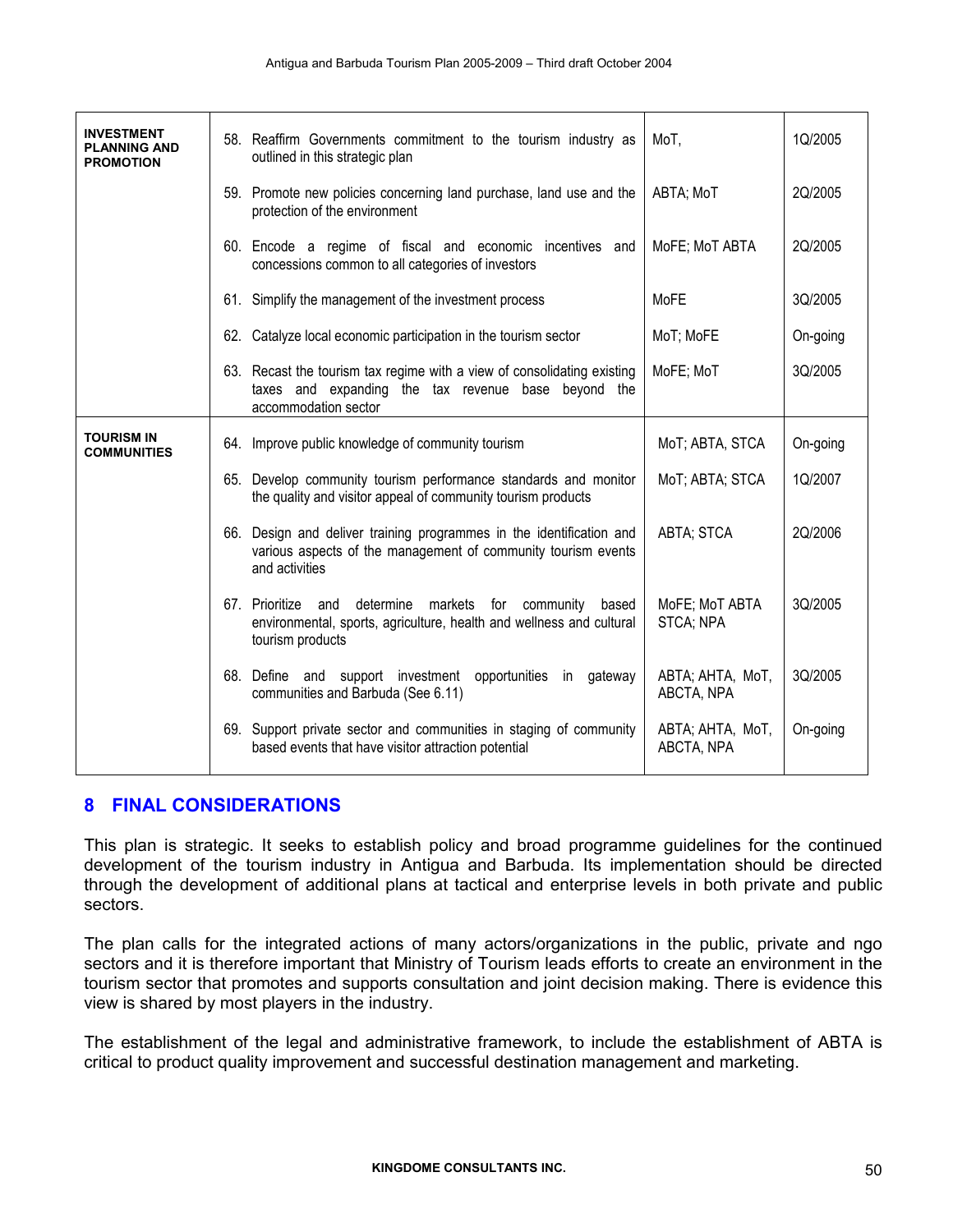| | | | |
|---|---|---|---|
| **INVESTMENT PLANNING AND PROMOTION** | 58. Reaffirm Governments commitment to the tourism industry as outlined in this strategic plan | MoT, | 1Q/2005 |
| | 59. Promote new policies concerning land purchase, land use and the protection of the environment | ABTA; MoT | 2Q/2005 |
| | 60. Encode a regime of fiscal and economic incentives and concessions common to all categories of investors | MoFE; MoT ABTA | 2Q/2005 |
| | 61. Simplify the management of the investment process | MoFE | 3Q/2005 |
| | 62. Catalyze local economic participation in the tourism sector | MoT; MoFE | On-going |
| | 63. Recast the tourism tax regime with a view of consolidating existing taxes and expanding the tax revenue base beyond the accommodation sector | MoFE; MoT | 3Q/2005 |
| **TOURISM IN COMMUNITIES** | 64. Improve public knowledge of community tourism | MoT; ABTA, STCA | On-going |
| | 65. Develop community tourism performance standards and monitor the quality and visitor appeal of community tourism products | MoT; ABTA; STCA | 1Q/2007 |
| | 66. Design and deliver training programmes in the identification and various aspects of the management of community tourism events and activities | ABTA; STCA | 2Q/2006 |
| | 67. Prioritize and determine markets for community based environmental, sports, agriculture, health and wellness and cultural tourism products | MoFE; MoT ABTA STCA; NPA | 3Q/2005 |
| | 68. Define and support investment opportunities in gateway communities and Barbuda (See 6.11) | ABTA; AHTA, MoT, ABCTA, NPA | 3Q/2005 |
| | 69. Support private sector and communities in staging of community based events that have visitor attraction potential | ABTA; AHTA, MoT, ABCTA, NPA | On-going |

# 8 FINAL CONSIDERATIONS

This plan is strategic. It seeks to establish policy and broad programme guidelines for the continued development of the tourism industry in Antigua and Barbuda. Its implementation should be directed through the development of additional plans at tactical and enterprise levels in both private and public sectors.

The plan calls for the integrated actions of many actors/organizations in the public, private and ngo sectors and it is therefore important that Ministry of Tourism leads efforts to create an environment in the tourism sector that promotes and supports consultation and joint decision making. There is evidence this view is shared by most players in the industry.

The establishment of the legal and administrative framework, to include the establishment of ABTA is critical to product quality improvement and successful destination management and marketing.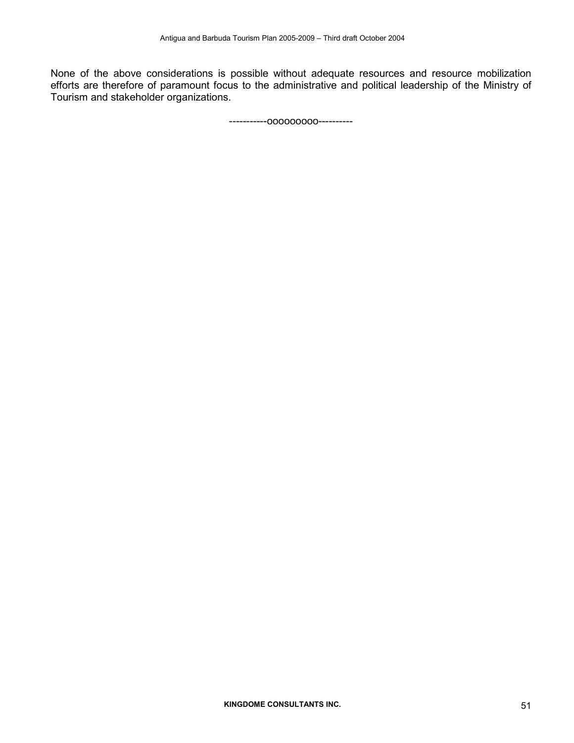None of the above considerations is possible without adequate resources and resource mobilization efforts are therefore of paramount focus to the administrative and political leadership of the Ministry of Tourism and stakeholder organizations.

-----------ooooooooo----------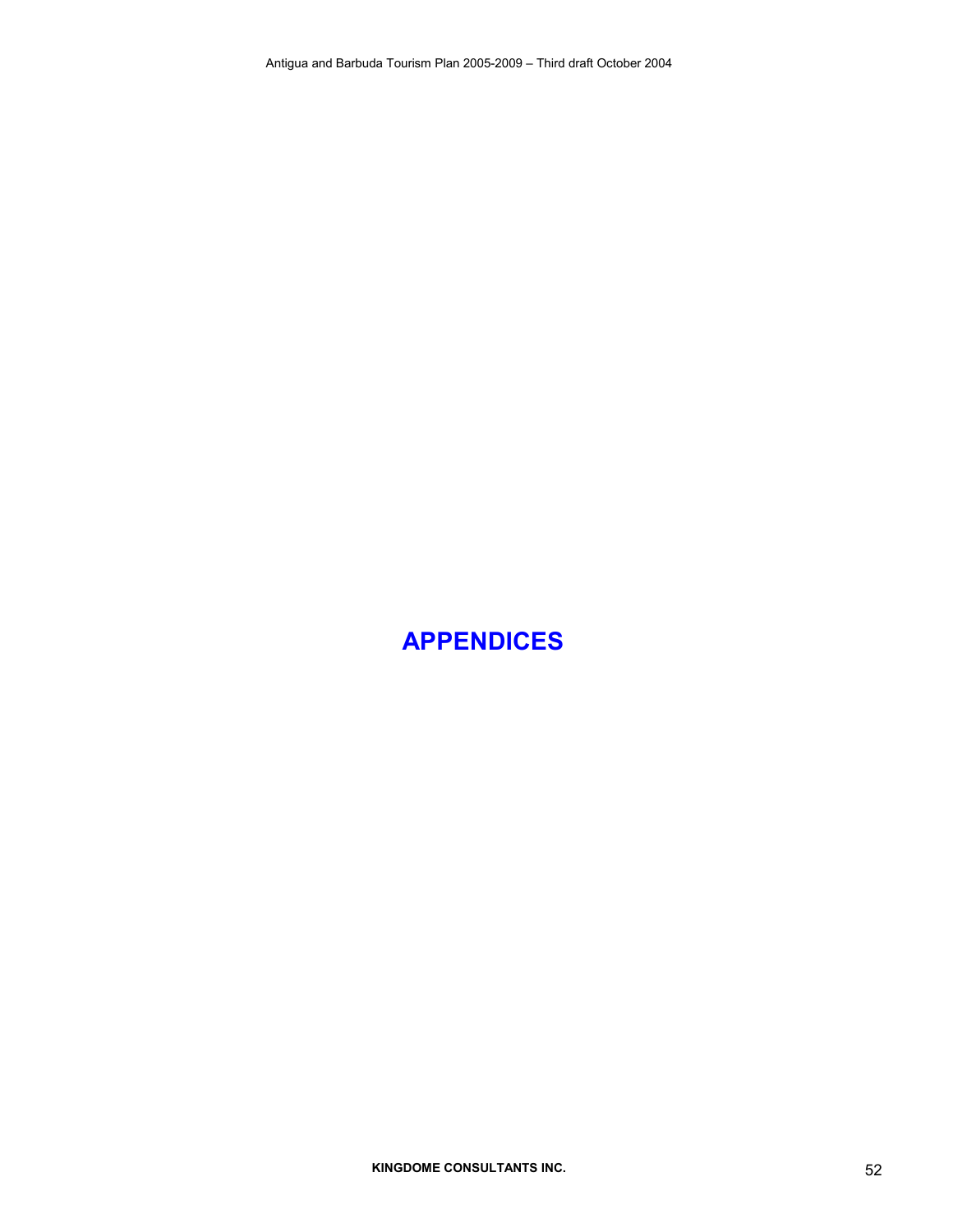# APPENDICES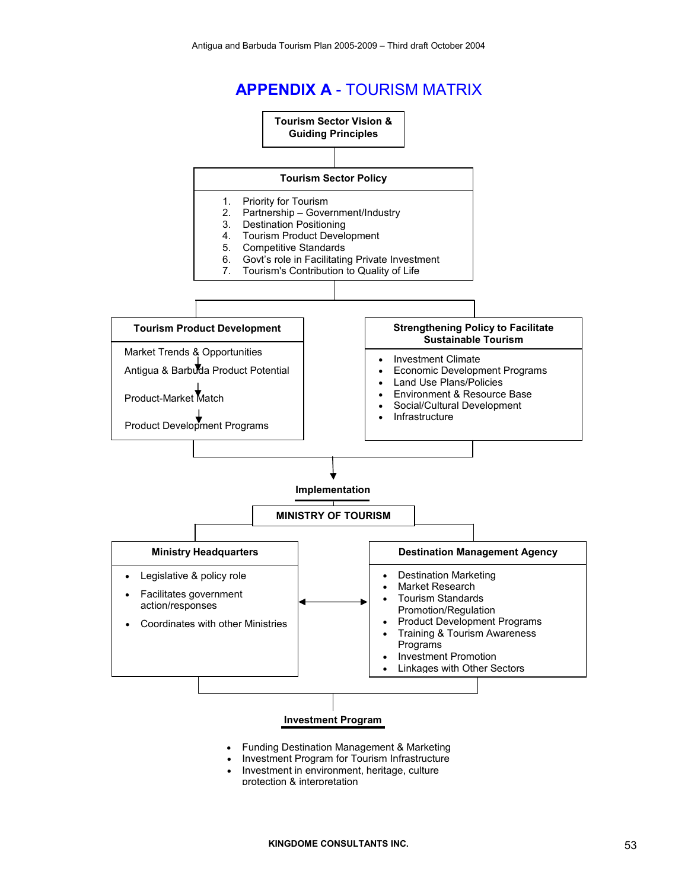# APPENDIX A - TOURISM MATRIX

**Tourism Sector Vision & Guiding Principles**

**Tourism Sector Policy**

1. Priority for Tourism
2. Partnership – Government/Industry
3. Destination Positioning
4. Tourism Product Development
5. Competitive Standards
6. Govt's role in Facilitating Private Investment
7. Tourism's Contribution to Quality of Life

**Tourism Product Development**

Market Trends & Opportunities
↓
Antigua & Barbuda Product Potential
↓
Product-Market Match
↓
Product Development Programs

**Strengthening Policy to Facilitate Sustainable Tourism**

- Investment Climate
- Economic Development Programs
- Land Use Plans/Policies
- Environment & Resource Base
- Social/Cultural Development
- Infrastructure

**Implementation**

**MINISTRY OF TOURISM**

**Ministry Headquarters**

- Legislative & policy role
- Facilitates government action/responses
- Coordinates with other Ministries

↔

**Destination Management Agency**

- Destination Marketing
- Market Research
- Tourism Standards Promotion/Regulation
- Product Development Programs
- Training & Tourism Awareness Programs
- Investment Promotion
- Linkages with Other Sectors

**Investment Program**

- Funding Destination Management & Marketing
- Investment Program for Tourism Infrastructure
- Investment in environment, heritage, culture protection & interpretation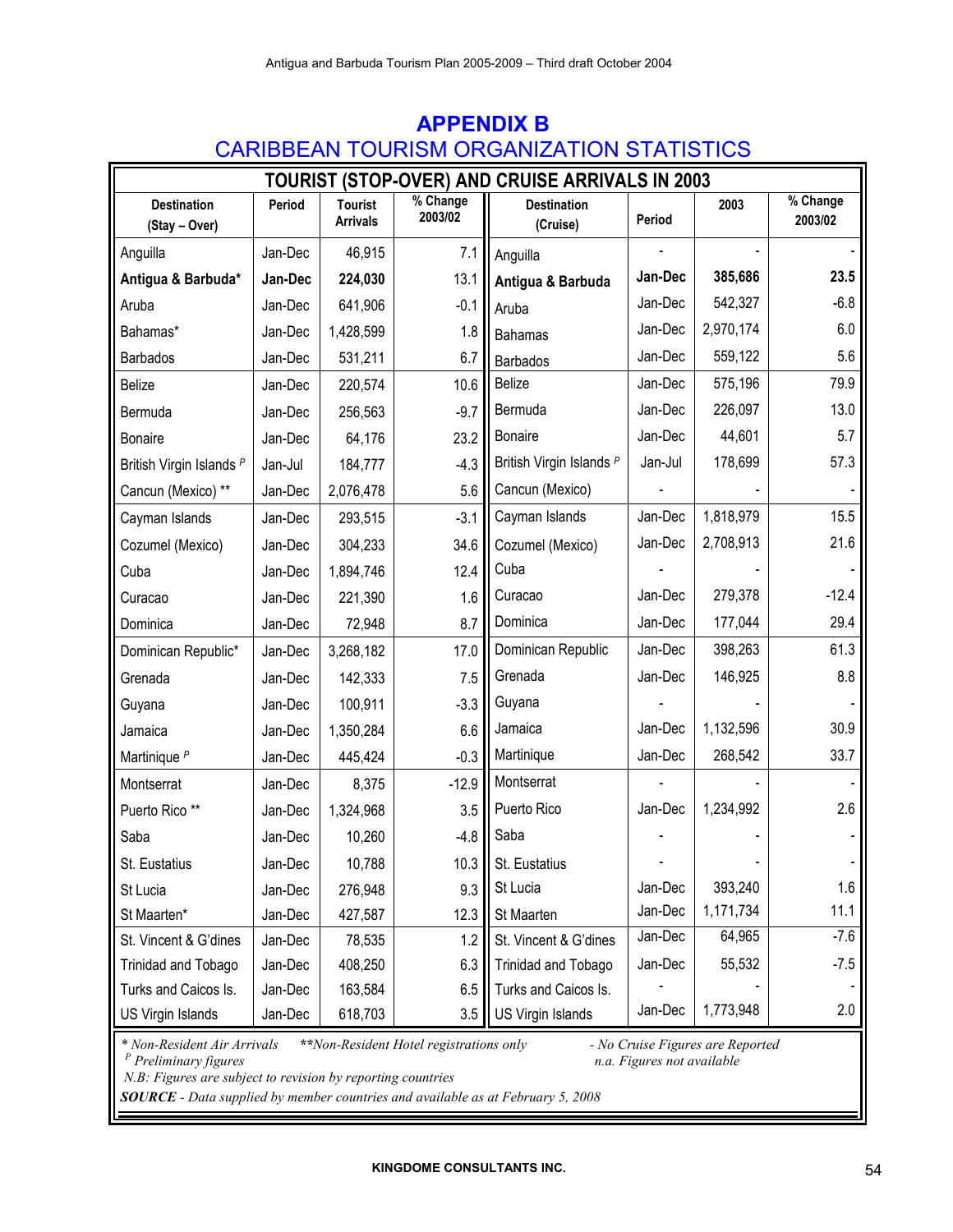# APPENDIX B

## CARIBBEAN TOURISM ORGANIZATION STATISTICS

| TOURIST (STOP-OVER) AND CRUISE ARRIVALS IN 2003 | | | | | | | |
|---|---|---|---|---|---|---|---|
| **Destination (Stay – Over)** | **Period** | **Tourist Arrivals** | **% Change 2003/02** | **Destination (Cruise)** | **Period** | **2003** | **% Change 2003/02** |
| Anguilla | Jan-Dec | 46,915 | 7.1 | Anguilla | - | - | - |
| **Antigua & Barbuda*** | **Jan-Dec** | **224,030** | 13.1 | **Antigua & Barbuda** | **Jan-Dec** | **385,686** | **23.5** |
| Aruba | Jan-Dec | 641,906 | -0.1 | Aruba | Jan-Dec | 542,327 | -6.8 |
| Bahamas* | Jan-Dec | 1,428,599 | 1.8 | Bahamas | Jan-Dec | 2,970,174 | 6.0 |
| Barbados | Jan-Dec | 531,211 | 6.7 | Barbados | Jan-Dec | 559,122 | 5.6 |
| Belize | Jan-Dec | 220,574 | 10.6 | Belize | Jan-Dec | 575,196 | 79.9 |
| Bermuda | Jan-Dec | 256,563 | -9.7 | Bermuda | Jan-Dec | 226,097 | 13.0 |
| Bonaire | Jan-Dec | 64,176 | 23.2 | Bonaire | Jan-Dec | 44,601 | 5.7 |
| British Virgin Islands [P] | Jan-Jul | 184,777 | -4.3 | British Virgin Islands [P] | Jan-Jul | 178,699 | 57.3 |
| Cancun (Mexico) ** | Jan-Dec | 2,076,478 | 5.6 | Cancun (Mexico) | - | - | - |
| Cayman Islands | Jan-Dec | 293,515 | -3.1 | Cayman Islands | Jan-Dec | 1,818,979 | 15.5 |
| Cozumel (Mexico) | Jan-Dec | 304,233 | 34.6 | Cozumel (Mexico) | Jan-Dec | 2,708,913 | 21.6 |
| Cuba | Jan-Dec | 1,894,746 | 12.4 | Cuba | - | - | - |
| Curacao | Jan-Dec | 221,390 | 1.6 | Curacao | Jan-Dec | 279,378 | -12.4 |
| Dominica | Jan-Dec | 72,948 | 8.7 | Dominica | Jan-Dec | 177,044 | 29.4 |
| Dominican Republic* | Jan-Dec | 3,268,182 | 17.0 | Dominican Republic | Jan-Dec | 398,263 | 61.3 |
| Grenada | Jan-Dec | 142,333 | 7.5 | Grenada | Jan-Dec | 146,925 | 8.8 |
| Guyana | Jan-Dec | 100,911 | -3.3 | Guyana | - | - | - |
| Jamaica | Jan-Dec | 1,350,284 | 6.6 | Jamaica | Jan-Dec | 1,132,596 | 30.9 |
| Martinique [P] | Jan-Dec | 445,424 | -0.3 | Martinique | Jan-Dec | 268,542 | 33.7 |
| Montserrat | Jan-Dec | 8,375 | -12.9 | Montserrat | - | - | - |
| Puerto Rico ** | Jan-Dec | 1,324,968 | 3.5 | Puerto Rico | Jan-Dec | 1,234,992 | 2.6 |
| Saba | Jan-Dec | 10,260 | -4.8 | Saba | - | - | - |
| St. Eustatius | Jan-Dec | 10,788 | 10.3 | St. Eustatius | - | - | - |
| St Lucia | Jan-Dec | 276,948 | 9.3 | St Lucia | Jan-Dec | 393,240 | 1.6 |
| St Maarten* | Jan-Dec | 427,587 | 12.3 | St Maarten | Jan-Dec | 1,171,734 | 11.1 |
| St. Vincent & G'dines | Jan-Dec | 78,535 | 1.2 | St. Vincent & G'dines | Jan-Dec | 64,965 | -7.6 |
| Trinidad and Tobago | Jan-Dec | 408,250 | 6.3 | Trinidad and Tobago | Jan-Dec | 55,532 | -7.5 |
| Turks and Caicos Is. | Jan-Dec | 163,584 | 6.5 | Turks and Caicos Is. | - | - | - |
| US Virgin Islands | Jan-Dec | 618,703 | 3.5 | US Virgin Islands | Jan-Dec | 1,773,948 | 2.0 |

*\* Non-Resident Air Arrivals* *\*\*Non-Resident Hotel registrations only* *- No Cruise Figures are Reported*
*[P] Preliminary figures* *n.a. Figures not available*
*N.B: Figures are subject to revision by reporting countries*
***SOURCE** - Data supplied by member countries and available as at February 5, 2008*

**KINGDOME CONSULTANTS INC.**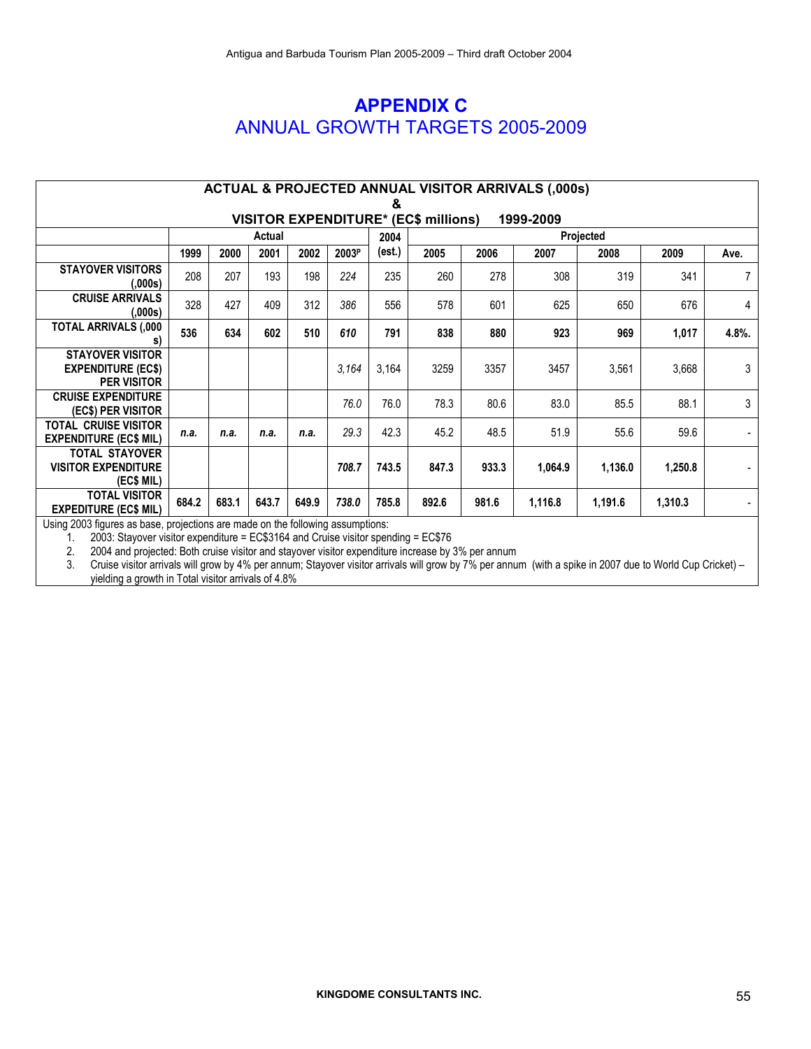# APPENDIX C
## ANNUAL GROWTH TARGETS 2005-2009

| ACTUAL & PROJECTED ANNUAL VISITOR ARRIVALS (,000s) & VISITOR EXPENDITURE* (EC$ millions) 1999-2009 | | | | | | | | | | | | |
|---|---|---|---|---|---|---|---|---|---|---|---|---|
| | Actual | | | | | 2004 (est.) | Projected | | | | | |
| | 1999 | 2000 | 2001 | 2002 | 2003P | | 2005 | 2006 | 2007 | 2008 | 2009 | Ave. |
| **STAYOVER VISITORS (,000s)** | 208 | 207 | 193 | 198 | *224* | 235 | 260 | 278 | 308 | 319 | 341 | 7 |
| **CRUISE ARRIVALS (,000s)** | 328 | 427 | 409 | 312 | *386* | 556 | 578 | 601 | 625 | 650 | 676 | 4 |
| **TOTAL ARRIVALS (,000 s)** | **536** | **634** | **602** | **510** | ***610*** | **791** | **838** | **880** | **923** | **969** | **1,017** | **4.8%.** |
| **STAYOVER VISITOR EXPENDITURE (EC$) PER VISITOR** | | | | | *3,164* | 3,164 | 3259 | 3357 | 3457 | 3,561 | 3,668 | 3 |
| **CRUISE EXPENDITURE (EC$) PER VISITOR** | | | | | *76.0* | 76.0 | 78.3 | 80.6 | 83.0 | 85.5 | 88.1 | 3 |
| **TOTAL CRUISE VISITOR EXPENDITURE (EC$ MIL)** | ***n.a.*** | ***n.a.*** | ***n.a.*** | ***n.a.*** | *29.3* | 42.3 | 45.2 | 48.5 | 51.9 | 55.6 | 59.6 | - |
| **TOTAL STAYOVER VISITOR EXPENDITURE (EC$ MIL)** | | | | | ***708.7*** | **743.5** | **847.3** | **933.3** | **1,064.9** | **1,136.0** | **1,250.8** | - |
| **TOTAL VISITOR EXPEDITURE (EC$ MIL)** | **684.2** | **683.1** | **643.7** | **649.9** | ***738.0*** | **785.8** | **892.6** | **981.6** | **1,116.8** | **1,191.6** | **1,310.3** | - |

Using 2003 figures as base, projections are made on the following assumptions:

1. 2003: Stayover visitor expenditure = EC$3164 and Cruise visitor spending = EC$76
2. 2004 and projected: Both cruise visitor and stayover visitor expenditure increase by 3% per annum
3. Cruise visitor arrivals will grow by 4% per annum; Stayover visitor arrivals will grow by 7% per annum (with a spike in 2007 due to World Cup Cricket) – yielding a growth in Total visitor arrivals of 4.8%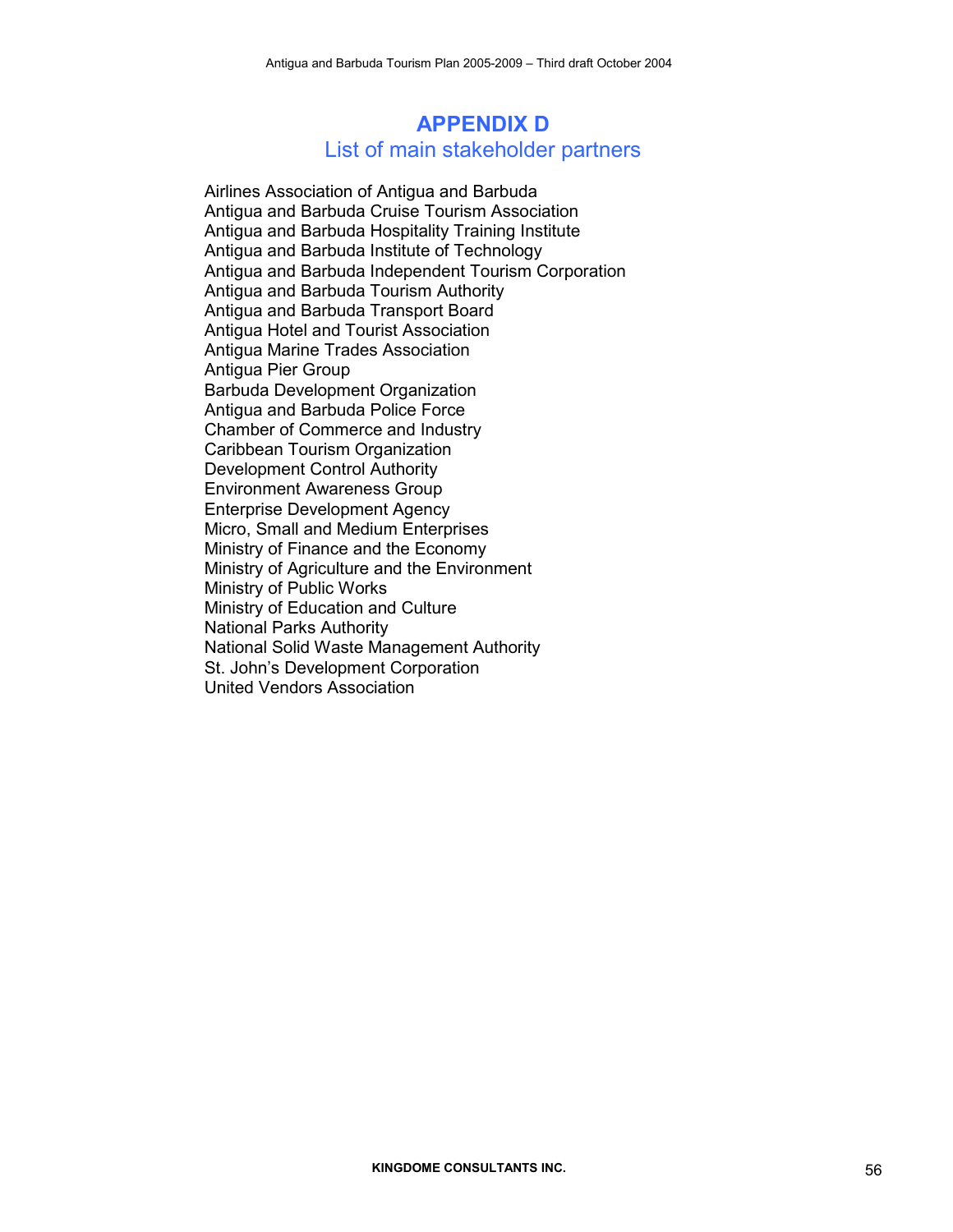# APPENDIX D

## List of main stakeholder partners

Airlines Association of Antigua and Barbuda
Antigua and Barbuda Cruise Tourism Association
Antigua and Barbuda Hospitality Training Institute
Antigua and Barbuda Institute of Technology
Antigua and Barbuda Independent Tourism Corporation
Antigua and Barbuda Tourism Authority
Antigua and Barbuda Transport Board
Antigua Hotel and Tourist Association
Antigua Marine Trades Association
Antigua Pier Group
Barbuda Development Organization
Antigua and Barbuda Police Force
Chamber of Commerce and Industry
Caribbean Tourism Organization
Development Control Authority
Environment Awareness Group
Enterprise Development Agency
Micro, Small and Medium Enterprises
Ministry of Finance and the Economy
Ministry of Agriculture and the Environment
Ministry of Public Works
Ministry of Education and Culture
National Parks Authority
National Solid Waste Management Authority
St. John's Development Corporation
United Vendors Association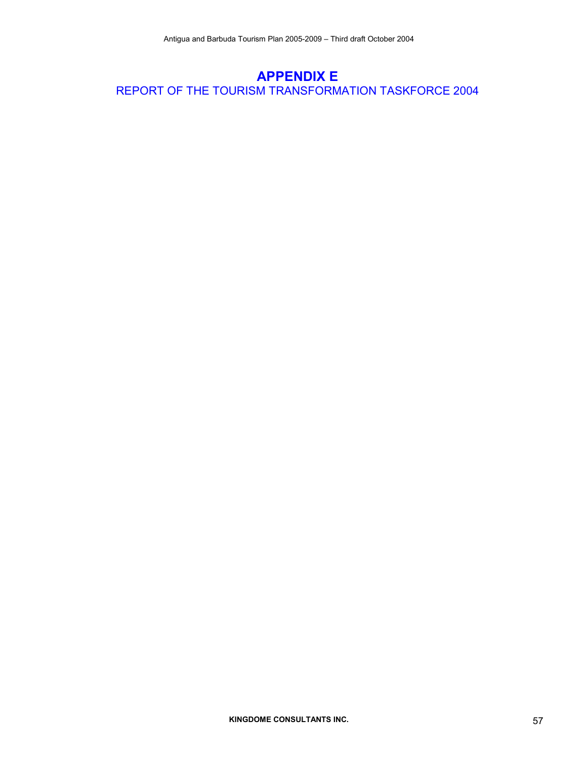# APPENDIX E

REPORT OF THE TOURISM TRANSFORMATION TASKFORCE 2004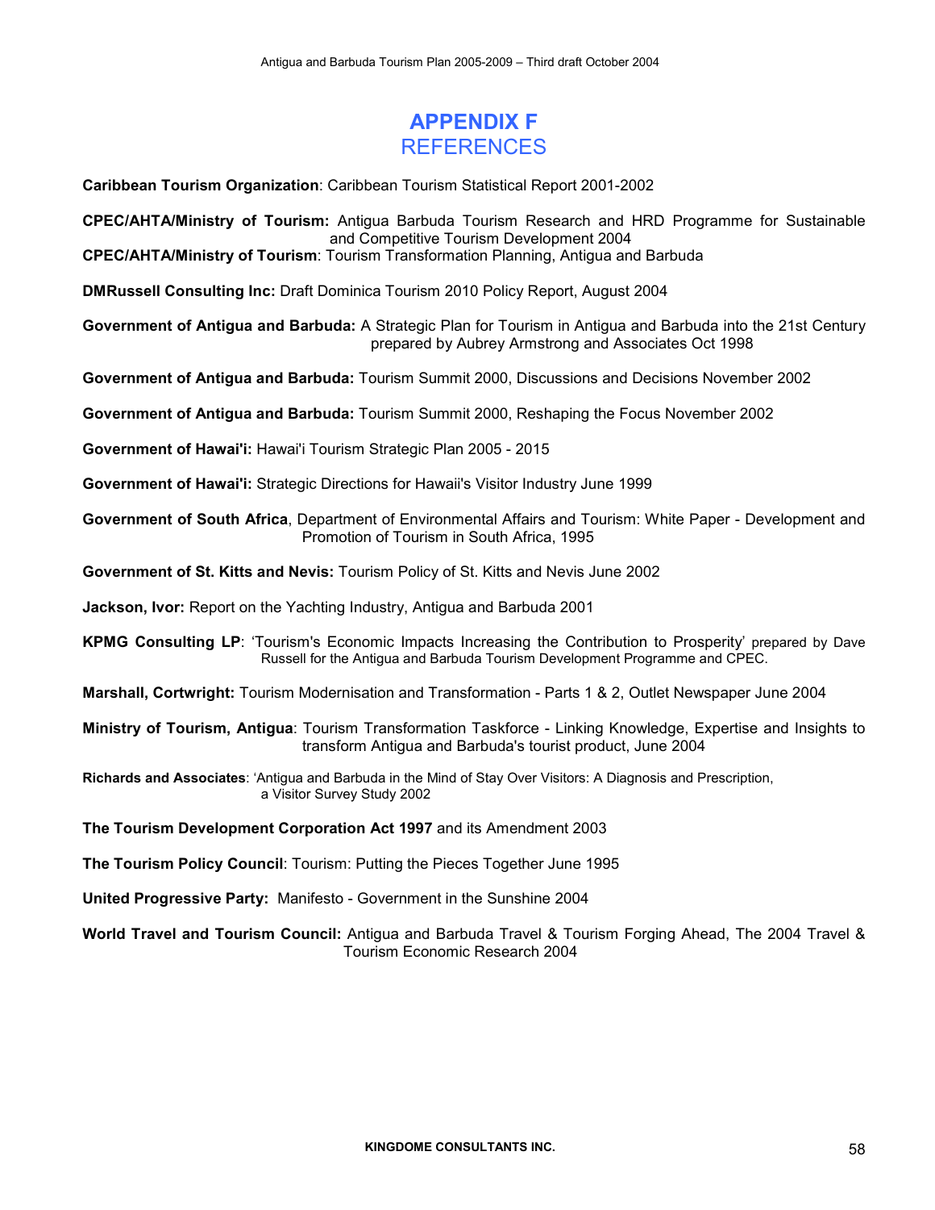# APPENDIX F
## REFERENCES

**Caribbean Tourism Organization**: Caribbean Tourism Statistical Report 2001-2002

**CPEC/AHTA/Ministry of Tourism:** Antigua Barbuda Tourism Research and HRD Programme for Sustainable and Competitive Tourism Development 2004

**CPEC/AHTA/Ministry of Tourism**: Tourism Transformation Planning, Antigua and Barbuda

**DMRussell Consulting Inc:** Draft Dominica Tourism 2010 Policy Report, August 2004

**Government of Antigua and Barbuda:** A Strategic Plan for Tourism in Antigua and Barbuda into the 21st Century prepared by Aubrey Armstrong and Associates Oct 1998

**Government of Antigua and Barbuda:** Tourism Summit 2000, Discussions and Decisions November 2002

**Government of Antigua and Barbuda:** Tourism Summit 2000, Reshaping the Focus November 2002

**Government of Hawai'i:** Hawai'i Tourism Strategic Plan 2005 - 2015

**Government of Hawai'i:** Strategic Directions for Hawaii's Visitor Industry June 1999

**Government of South Africa**, Department of Environmental Affairs and Tourism: White Paper - Development and Promotion of Tourism in South Africa, 1995

**Government of St. Kitts and Nevis:** Tourism Policy of St. Kitts and Nevis June 2002

**Jackson, Ivor:** Report on the Yachting Industry, Antigua and Barbuda 2001

**KPMG Consulting LP**: 'Tourism's Economic Impacts Increasing the Contribution to Prosperity' prepared by Dave Russell for the Antigua and Barbuda Tourism Development Programme and CPEC.

**Marshall, Cortwright:** Tourism Modernisation and Transformation - Parts 1 & 2, Outlet Newspaper June 2004

**Ministry of Tourism, Antigua**: Tourism Transformation Taskforce - Linking Knowledge, Expertise and Insights to transform Antigua and Barbuda's tourist product, June 2004

**Richards and Associates**: 'Antigua and Barbuda in the Mind of Stay Over Visitors: A Diagnosis and Prescription, a Visitor Survey Study 2002

**The Tourism Development Corporation Act 1997** and its Amendment 2003

**The Tourism Policy Council**: Tourism: Putting the Pieces Together June 1995

**United Progressive Party:** Manifesto - Government in the Sunshine 2004

**World Travel and Tourism Council:** Antigua and Barbuda Travel & Tourism Forging Ahead, The 2004 Travel & Tourism Economic Research 2004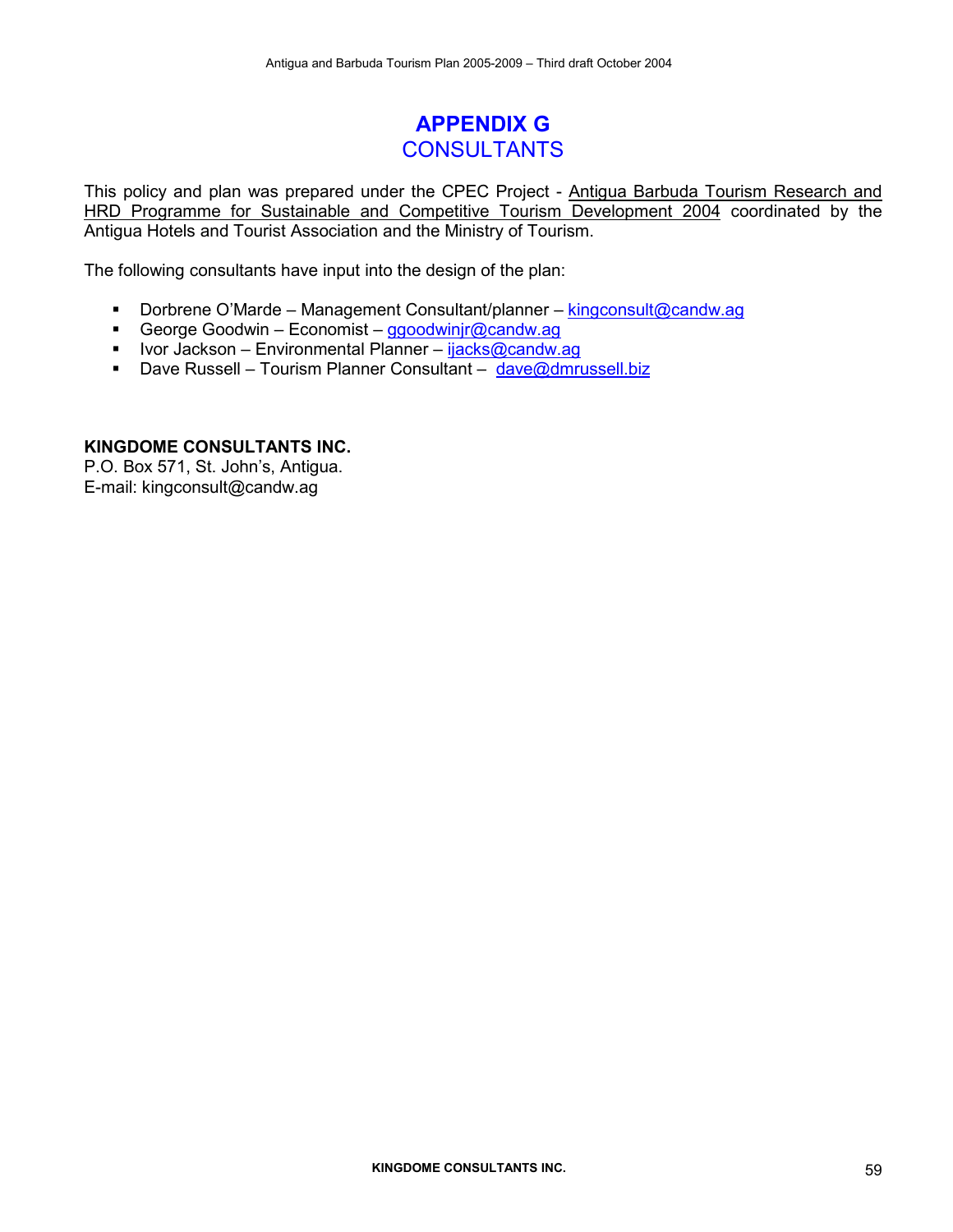# APPENDIX G
## CONSULTANTS

This policy and plan was prepared under the CPEC Project - Antigua Barbuda Tourism Research and HRD Programme for Sustainable and Competitive Tourism Development 2004 coordinated by the Antigua Hotels and Tourist Association and the Ministry of Tourism.

The following consultants have input into the design of the plan:

- Dorbrene O'Marde – Management Consultant/planner – kingconsult@candw.ag
- George Goodwin – Economist – ggoodwinjr@candw.ag
- Ivor Jackson – Environmental Planner – ijacks@candw.ag
- Dave Russell – Tourism Planner Consultant – dave@dmrussell.biz

**KINGDOME CONSULTANTS INC.**
P.O. Box 571, St. John's, Antigua.
E-mail: kingconsult@candw.ag